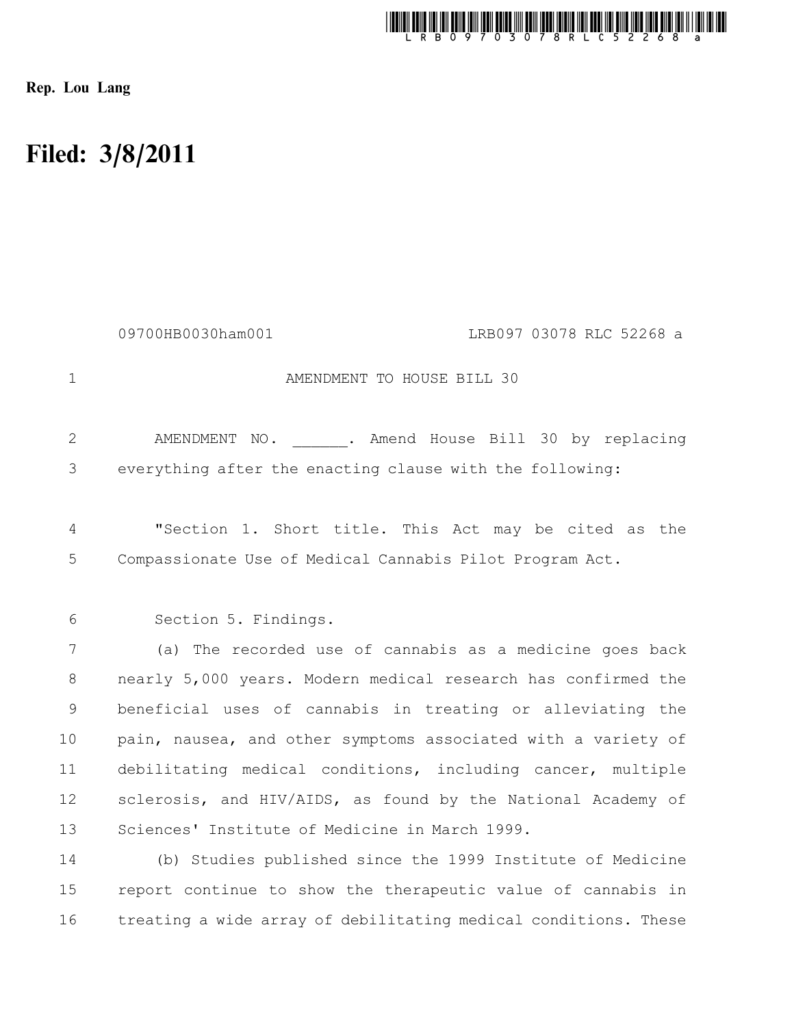Rep. Lou Lang

# Filed: 3/8/2011

09700HB0030ham001 LRB097 03078 RLC 52268 a

AMENDMENT TO HOUSE BILL 30

AMENDMENT NO. ______. Amend House Bill 30 by replacing everything after the enacting clause with the following:

"Section 1. Short title. This Act may be cited as the Compassionate Use of Medical Cannabis Pilot Program Act.

Section 5. Findings.

(a) The recorded use of cannabis as a medicine goes back nearly 5,000 years. Modern medical research has confirmed the beneficial uses of cannabis in treating or alleviating the pain, nausea, and other symptoms associated with a variety of debilitating medical conditions, including cancer, multiple sclerosis, and HIV/AIDS, as found by the National Academy of Sciences' Institute of Medicine in March 1999.

(b) Studies published since the 1999 Institute of Medicine report continue to show the therapeutic value of cannabis in treating a wide array of debilitating medical conditions. These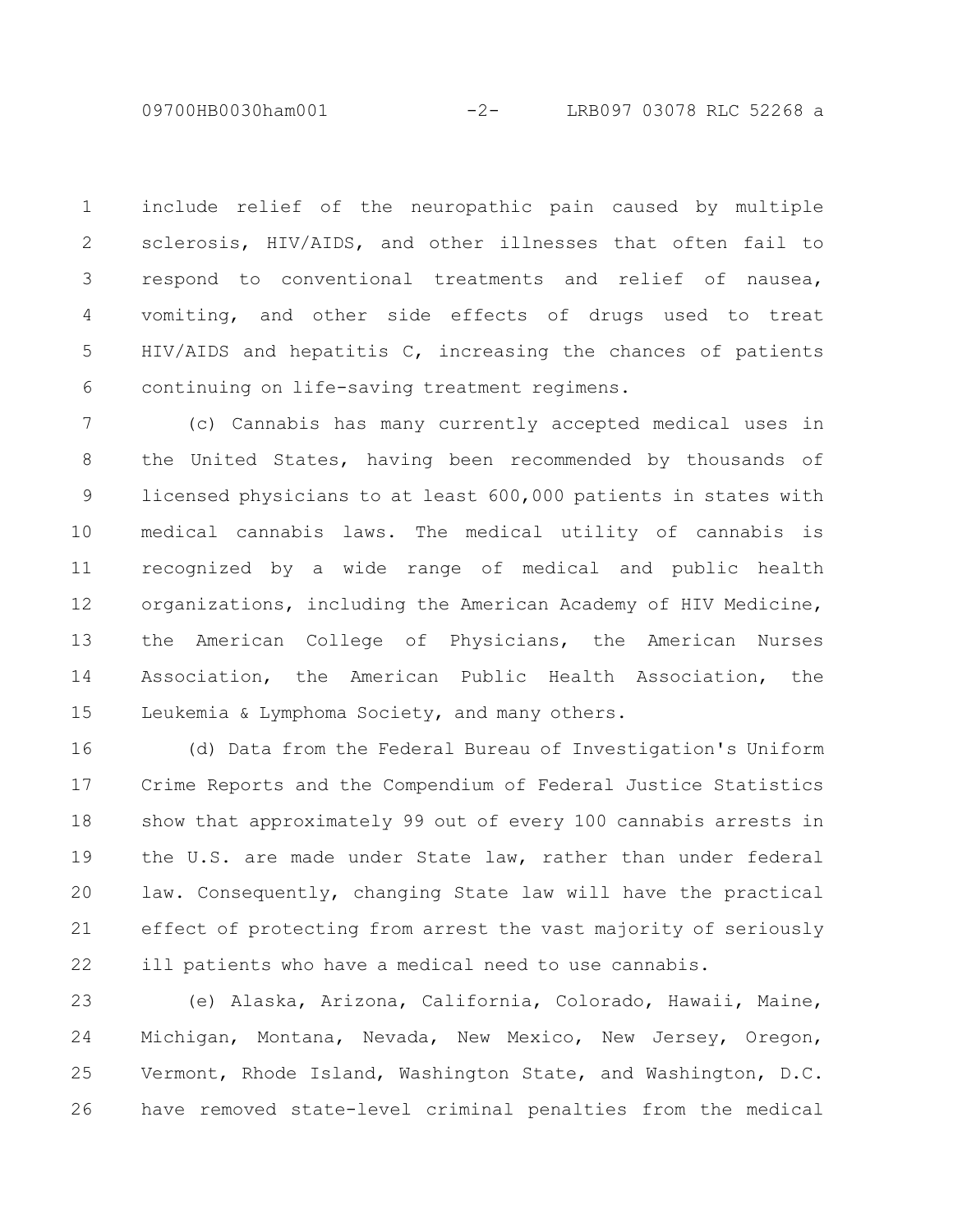include relief of the neuropathic pain caused by multiple sclerosis, HIV/AIDS, and other illnesses that often fail to respond to conventional treatments and relief of nausea, vomiting, and other side effects of drugs used to treat HIV/AIDS and hepatitis C, increasing the chances of patients continuing on life-saving treatment regimens.

(c) Cannabis has many currently accepted medical uses in the United States, having been recommended by thousands of licensed physicians to at least 600,000 patients in states with medical cannabis laws. The medical utility of cannabis is recognized by a wide range of medical and public health organizations, including the American Academy of HIV Medicine, the American College of Physicians, the American Nurses Association, the American Public Health Association, the Leukemia & Lymphoma Society, and many others.

(d) Data from the Federal Bureau of Investigation's Uniform Crime Reports and the Compendium of Federal Justice Statistics show that approximately 99 out of every 100 cannabis arrests in the U.S. are made under State law, rather than under federal law. Consequently, changing State law will have the practical effect of protecting from arrest the vast majority of seriously ill patients who have a medical need to use cannabis.

(e) Alaska, Arizona, California, Colorado, Hawaii, Maine, Michigan, Montana, Nevada, New Mexico, New Jersey, Oregon, Vermont, Rhode Island, Washington State, and Washington, D.C. have removed state-level criminal penalties from the medical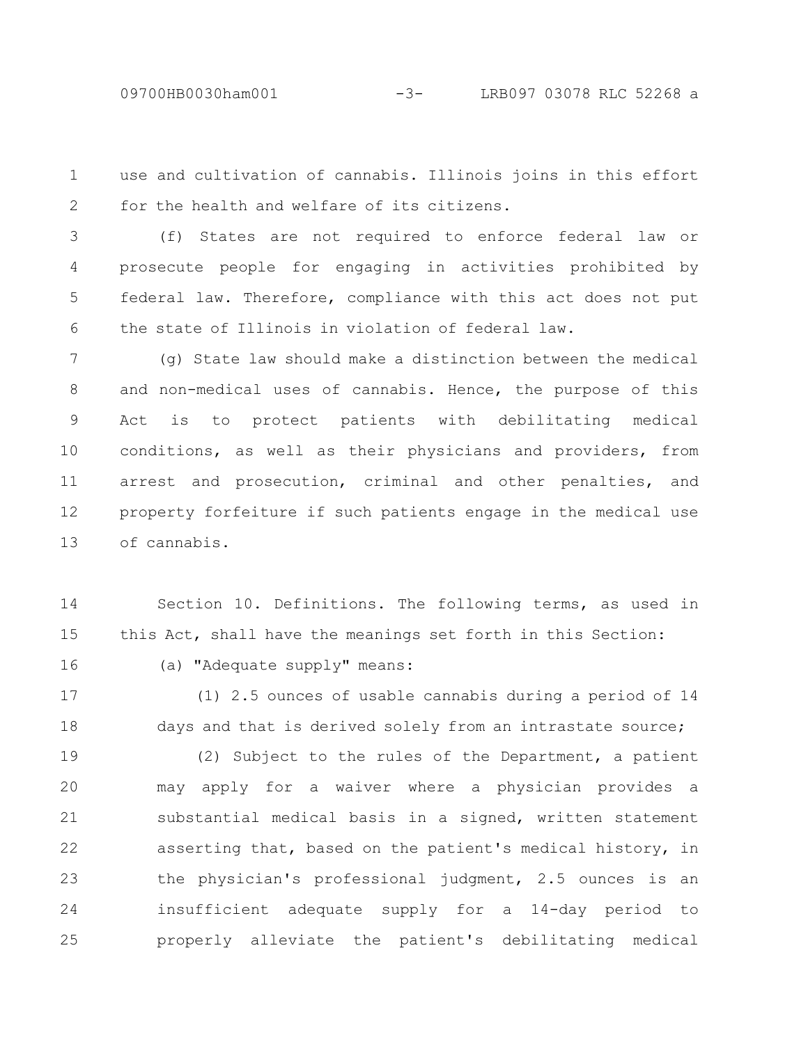use and cultivation of cannabis. Illinois joins in this effort for the health and welfare of its citizens.

(f) States are not required to enforce federal law or prosecute people for engaging in activities prohibited by federal law. Therefore, compliance with this act does not put the state of Illinois in violation of federal law.

(g) State law should make a distinction between the medical and non-medical uses of cannabis. Hence, the purpose of this Act is to protect patients with debilitating medical conditions, as well as their physicians and providers, from arrest and prosecution, criminal and other penalties, and property forfeiture if such patients engage in the medical use of cannabis.

Section 10. Definitions. The following terms, as used in this Act, shall have the meanings set forth in this Section:

(a) "Adequate supply" means:

(1) 2.5 ounces of usable cannabis during a period of 14 days and that is derived solely from an intrastate source;

(2) Subject to the rules of the Department, a patient may apply for a waiver where a physician provides a substantial medical basis in a signed, written statement asserting that, based on the patient's medical history, in the physician's professional judgment, 2.5 ounces is an insufficient adequate supply for a 14-day period to properly alleviate the patient's debilitating medical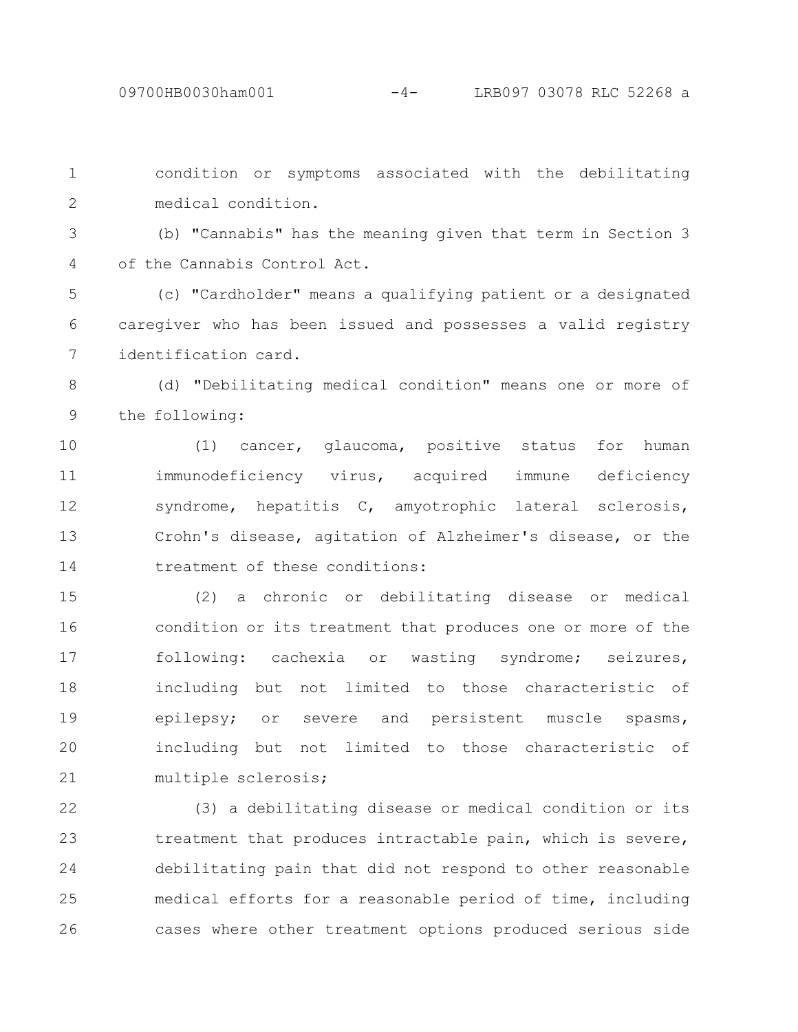condition or symptoms associated with the debilitating medical condition.

(b) "Cannabis" has the meaning given that term in Section 3 of the Cannabis Control Act.

(c) "Cardholder" means a qualifying patient or a designated caregiver who has been issued and possesses a valid registry identification card.

(d) "Debilitating medical condition" means one or more of the following:

(1) cancer, glaucoma, positive status for human immunodeficiency virus, acquired immune deficiency syndrome, hepatitis C, amyotrophic lateral sclerosis, Crohn's disease, agitation of Alzheimer's disease, or the treatment of these conditions:

(2) a chronic or debilitating disease or medical condition or its treatment that produces one or more of the following: cachexia or wasting syndrome; seizures, including but not limited to those characteristic of epilepsy; or severe and persistent muscle spasms, including but not limited to those characteristic of multiple sclerosis;

(3) a debilitating disease or medical condition or its treatment that produces intractable pain, which is severe, debilitating pain that did not respond to other reasonable medical efforts for a reasonable period of time, including cases where other treatment options produced serious side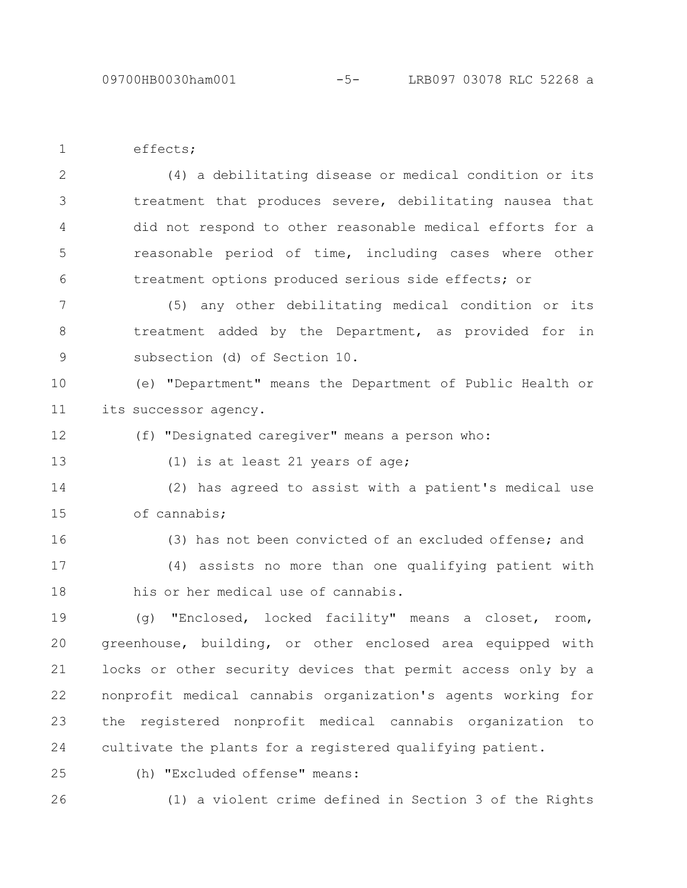effects;

(4) a debilitating disease or medical condition or its treatment that produces severe, debilitating nausea that did not respond to other reasonable medical efforts for a reasonable period of time, including cases where other treatment options produced serious side effects; or

(5) any other debilitating medical condition or its treatment added by the Department, as provided for in subsection (d) of Section 10.

(e) "Department" means the Department of Public Health or its successor agency.

(f) "Designated caregiver" means a person who:

(1) is at least 21 years of age;

(2) has agreed to assist with a patient's medical use of cannabis;

(3) has not been convicted of an excluded offense; and

(4) assists no more than one qualifying patient with his or her medical use of cannabis.

(g) "Enclosed, locked facility" means a closet, room, greenhouse, building, or other enclosed area equipped with locks or other security devices that permit access only by a nonprofit medical cannabis organization's agents working for the registered nonprofit medical cannabis organization to cultivate the plants for a registered qualifying patient.

(h) "Excluded offense" means:

(1) a violent crime defined in Section 3 of the Rights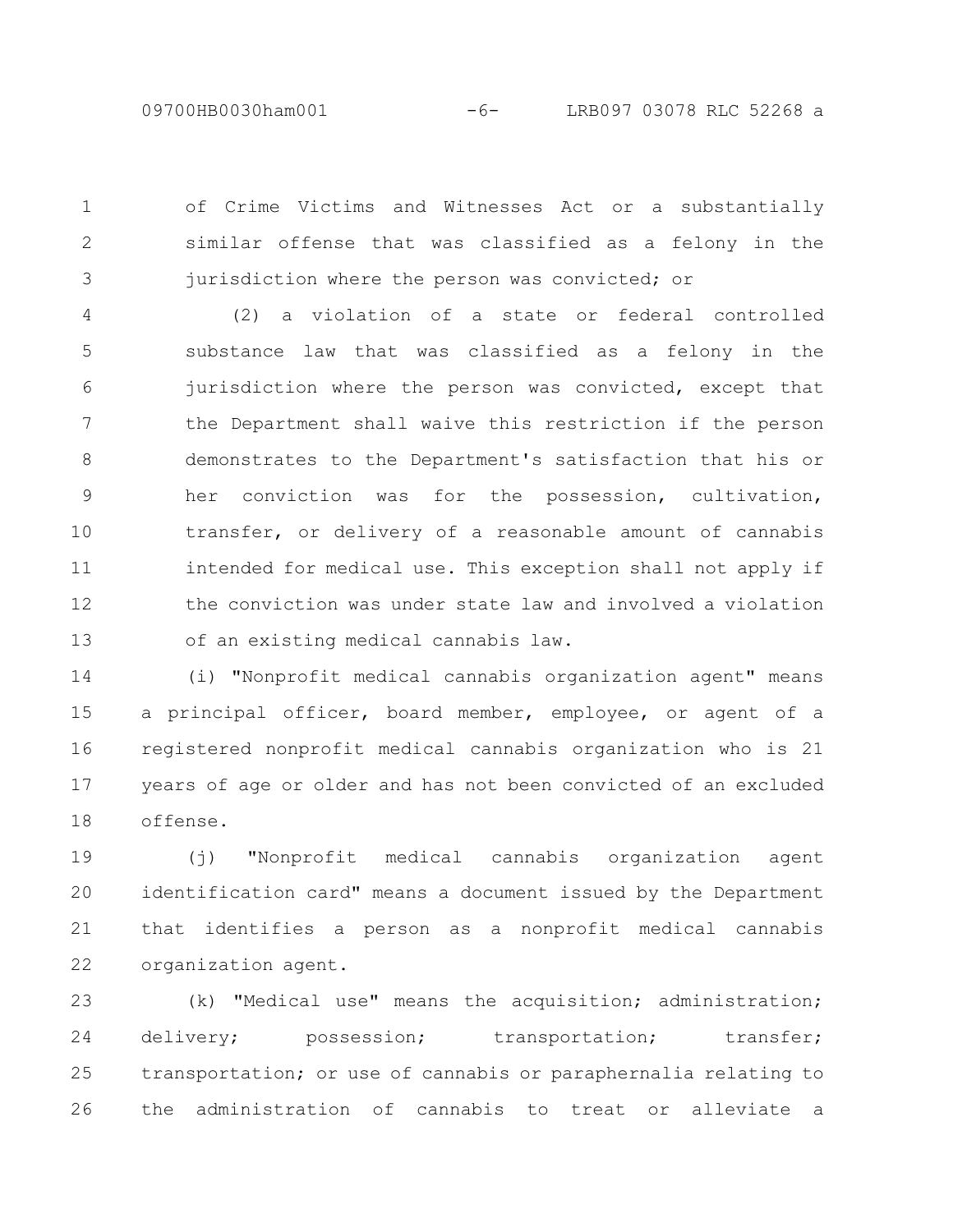of Crime Victims and Witnesses Act or a substantially similar offense that was classified as a felony in the jurisdiction where the person was convicted; or

(2) a violation of a state or federal controlled substance law that was classified as a felony in the jurisdiction where the person was convicted, except that the Department shall waive this restriction if the person demonstrates to the Department's satisfaction that his or her conviction was for the possession, cultivation, transfer, or delivery of a reasonable amount of cannabis intended for medical use. This exception shall not apply if the conviction was under state law and involved a violation of an existing medical cannabis law.

(i) "Nonprofit medical cannabis organization agent" means a principal officer, board member, employee, or agent of a registered nonprofit medical cannabis organization who is 21 years of age or older and has not been convicted of an excluded offense.

(j) "Nonprofit medical cannabis organization agent identification card" means a document issued by the Department that identifies a person as a nonprofit medical cannabis organization agent.

(k) "Medical use" means the acquisition; administration; delivery; possession; transportation; transfer; transportation; or use of cannabis or paraphernalia relating to the administration of cannabis to treat or alleviate a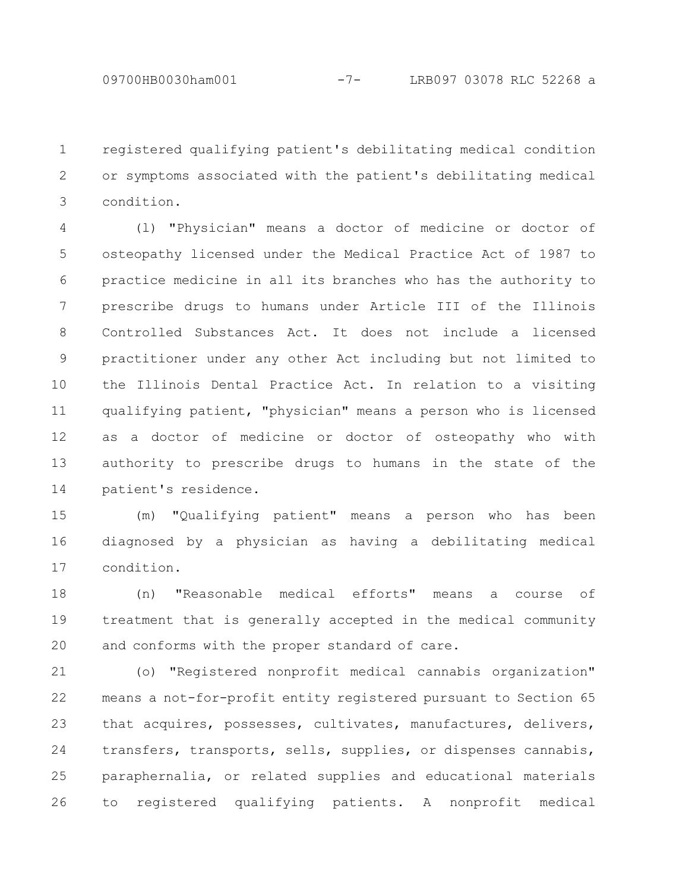registered qualifying patient's debilitating medical condition or symptoms associated with the patient's debilitating medical condition.

(l) "Physician" means a doctor of medicine or doctor of osteopathy licensed under the Medical Practice Act of 1987 to practice medicine in all its branches who has the authority to prescribe drugs to humans under Article III of the Illinois Controlled Substances Act. It does not include a licensed practitioner under any other Act including but not limited to the Illinois Dental Practice Act. In relation to a visiting qualifying patient, "physician" means a person who is licensed as a doctor of medicine or doctor of osteopathy who with authority to prescribe drugs to humans in the state of the patient's residence.

(m) "Qualifying patient" means a person who has been diagnosed by a physician as having a debilitating medical condition.

(n) "Reasonable medical efforts" means a course of treatment that is generally accepted in the medical community and conforms with the proper standard of care.

(o) "Registered nonprofit medical cannabis organization" means a not-for-profit entity registered pursuant to Section 65 that acquires, possesses, cultivates, manufactures, delivers, transfers, transports, sells, supplies, or dispenses cannabis, paraphernalia, or related supplies and educational materials to registered qualifying patients. A nonprofit medical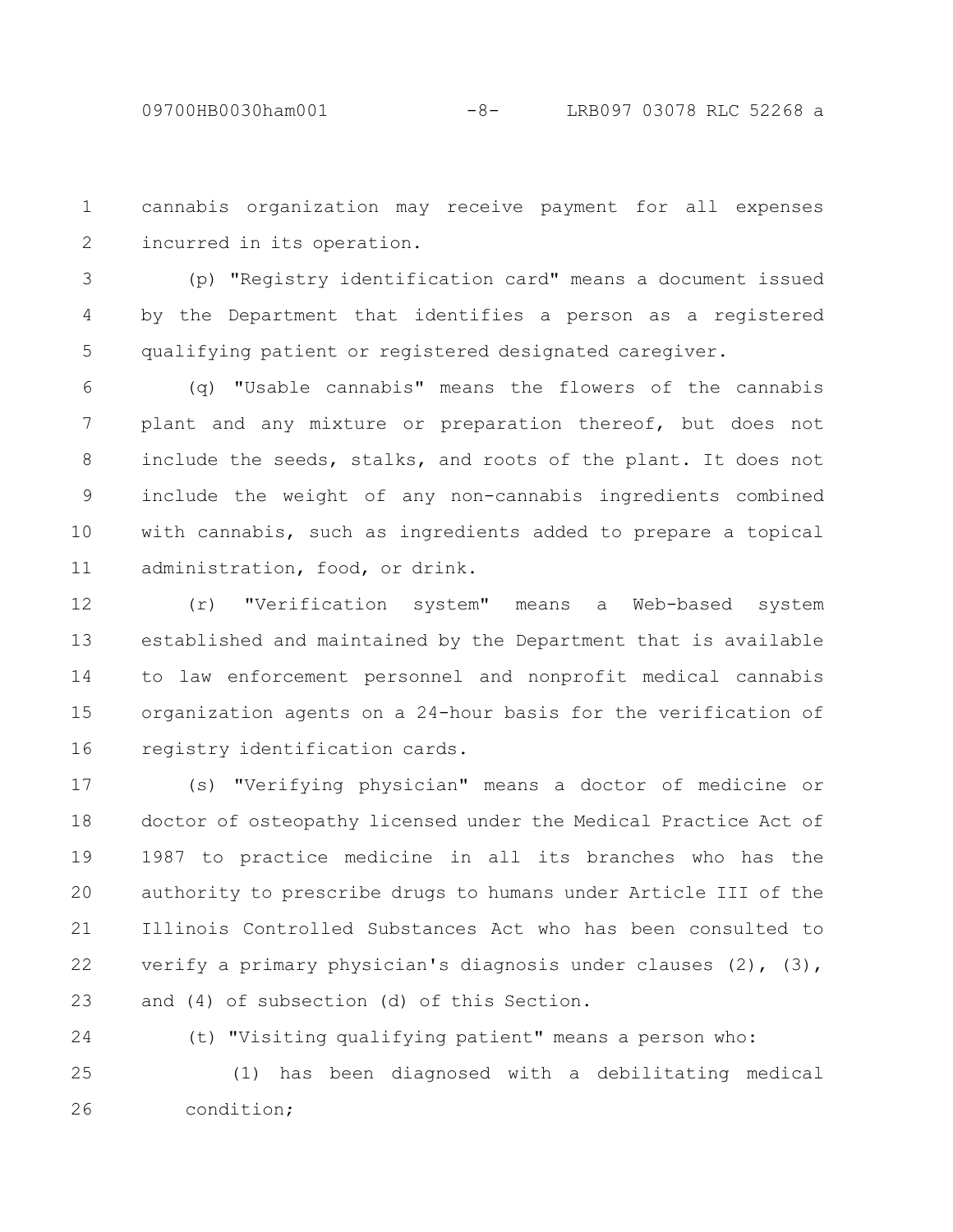cannabis organization may receive payment for all expenses incurred in its operation.

(p) "Registry identification card" means a document issued by the Department that identifies a person as a registered qualifying patient or registered designated caregiver.

(q) "Usable cannabis" means the flowers of the cannabis plant and any mixture or preparation thereof, but does not include the seeds, stalks, and roots of the plant. It does not include the weight of any non-cannabis ingredients combined with cannabis, such as ingredients added to prepare a topical administration, food, or drink.

(r) "Verification system" means a Web-based system established and maintained by the Department that is available to law enforcement personnel and nonprofit medical cannabis organization agents on a 24-hour basis for the verification of registry identification cards.

(s) "Verifying physician" means a doctor of medicine or doctor of osteopathy licensed under the Medical Practice Act of 1987 to practice medicine in all its branches who has the authority to prescribe drugs to humans under Article III of the Illinois Controlled Substances Act who has been consulted to verify a primary physician's diagnosis under clauses (2), (3), and (4) of subsection (d) of this Section.

(t) "Visiting qualifying patient" means a person who:

(1) has been diagnosed with a debilitating medical condition;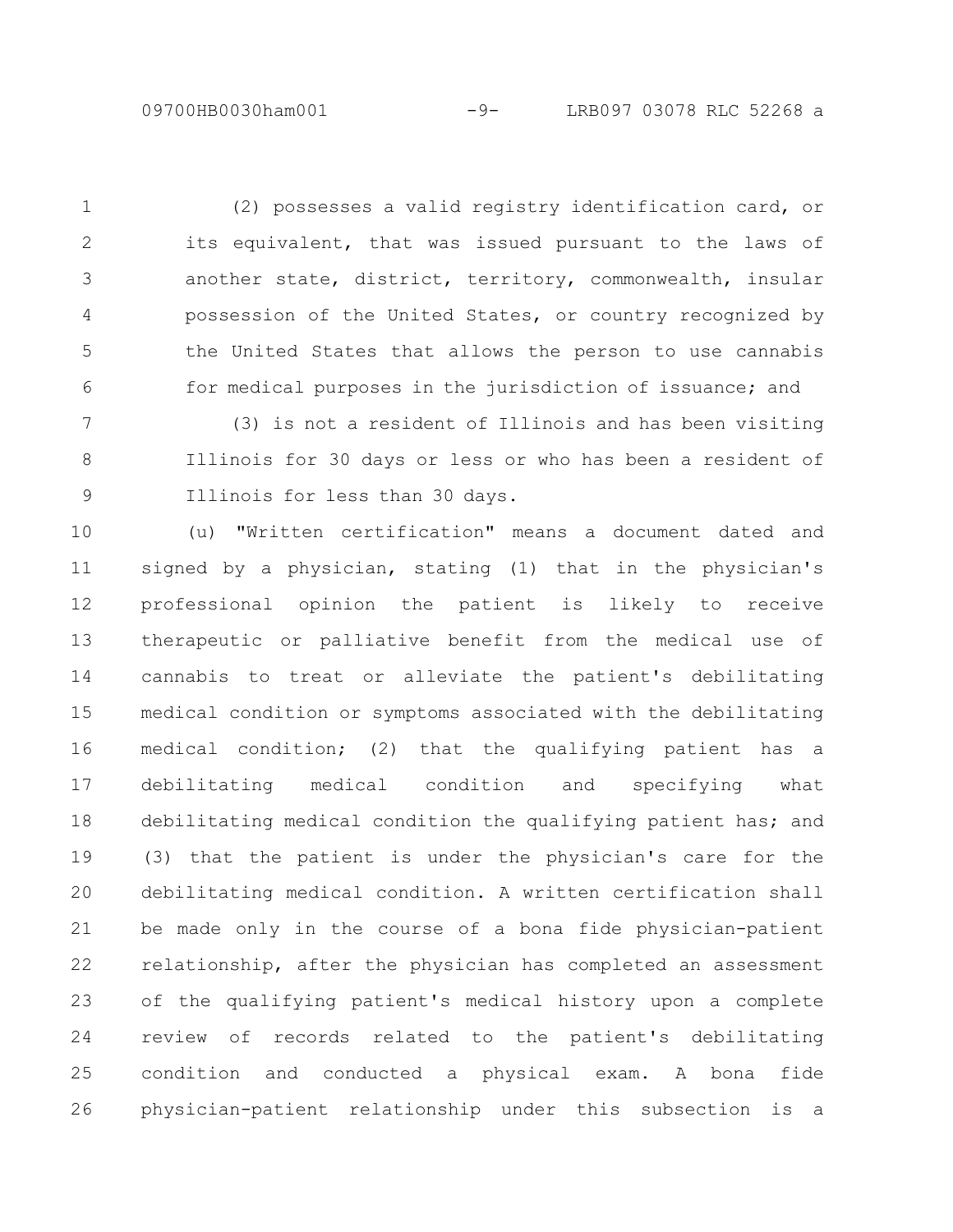(2) possesses a valid registry identification card, or its equivalent, that was issued pursuant to the laws of another state, district, territory, commonwealth, insular possession of the United States, or country recognized by the United States that allows the person to use cannabis for medical purposes in the jurisdiction of issuance; and

(3) is not a resident of Illinois and has been visiting Illinois for 30 days or less or who has been a resident of Illinois for less than 30 days.

(u) "Written certification" means a document dated and signed by a physician, stating (1) that in the physician's professional opinion the patient is likely to receive therapeutic or palliative benefit from the medical use of cannabis to treat or alleviate the patient's debilitating medical condition or symptoms associated with the debilitating medical condition; (2) that the qualifying patient has a debilitating medical condition and specifying what debilitating medical condition the qualifying patient has; and (3) that the patient is under the physician's care for the debilitating medical condition. A written certification shall be made only in the course of a bona fide physician-patient relationship, after the physician has completed an assessment of the qualifying patient's medical history upon a complete review of records related to the patient's debilitating condition and conducted a physical exam. A bona fide physician-patient relationship under this subsection is a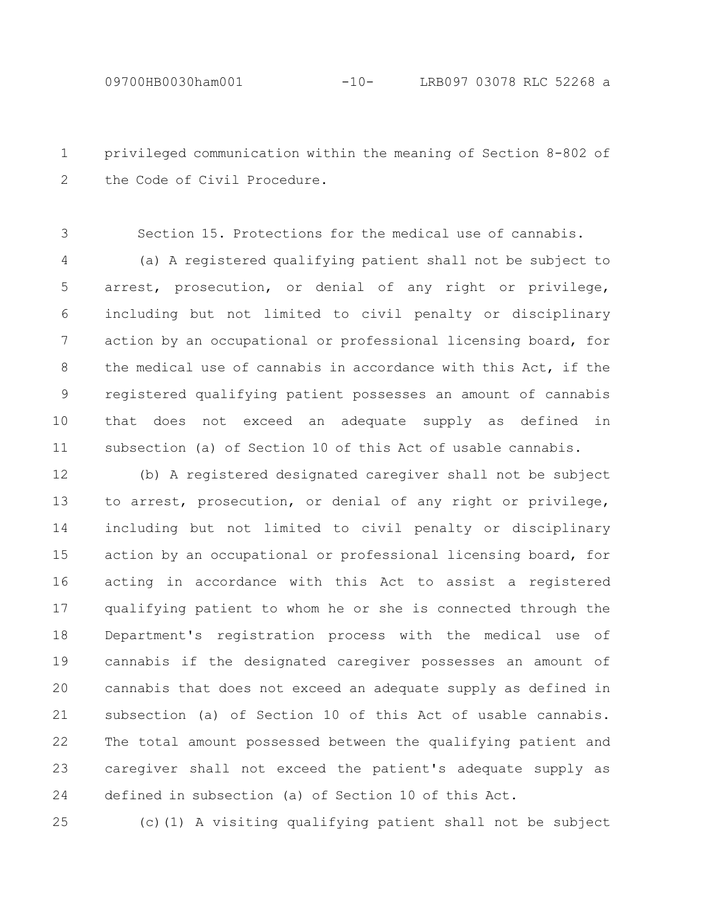privileged communication within the meaning of Section 8-802 of the Code of Civil Procedure.

Section 15. Protections for the medical use of cannabis.

(a) A registered qualifying patient shall not be subject to arrest, prosecution, or denial of any right or privilege, including but not limited to civil penalty or disciplinary action by an occupational or professional licensing board, for the medical use of cannabis in accordance with this Act, if the registered qualifying patient possesses an amount of cannabis that does not exceed an adequate supply as defined in subsection (a) of Section 10 of this Act of usable cannabis.

(b) A registered designated caregiver shall not be subject to arrest, prosecution, or denial of any right or privilege, including but not limited to civil penalty or disciplinary action by an occupational or professional licensing board, for acting in accordance with this Act to assist a registered qualifying patient to whom he or she is connected through the Department's registration process with the medical use of cannabis if the designated caregiver possesses an amount of cannabis that does not exceed an adequate supply as defined in subsection (a) of Section 10 of this Act of usable cannabis. The total amount possessed between the qualifying patient and caregiver shall not exceed the patient's adequate supply as defined in subsection (a) of Section 10 of this Act.

(c)(1) A visiting qualifying patient shall not be subject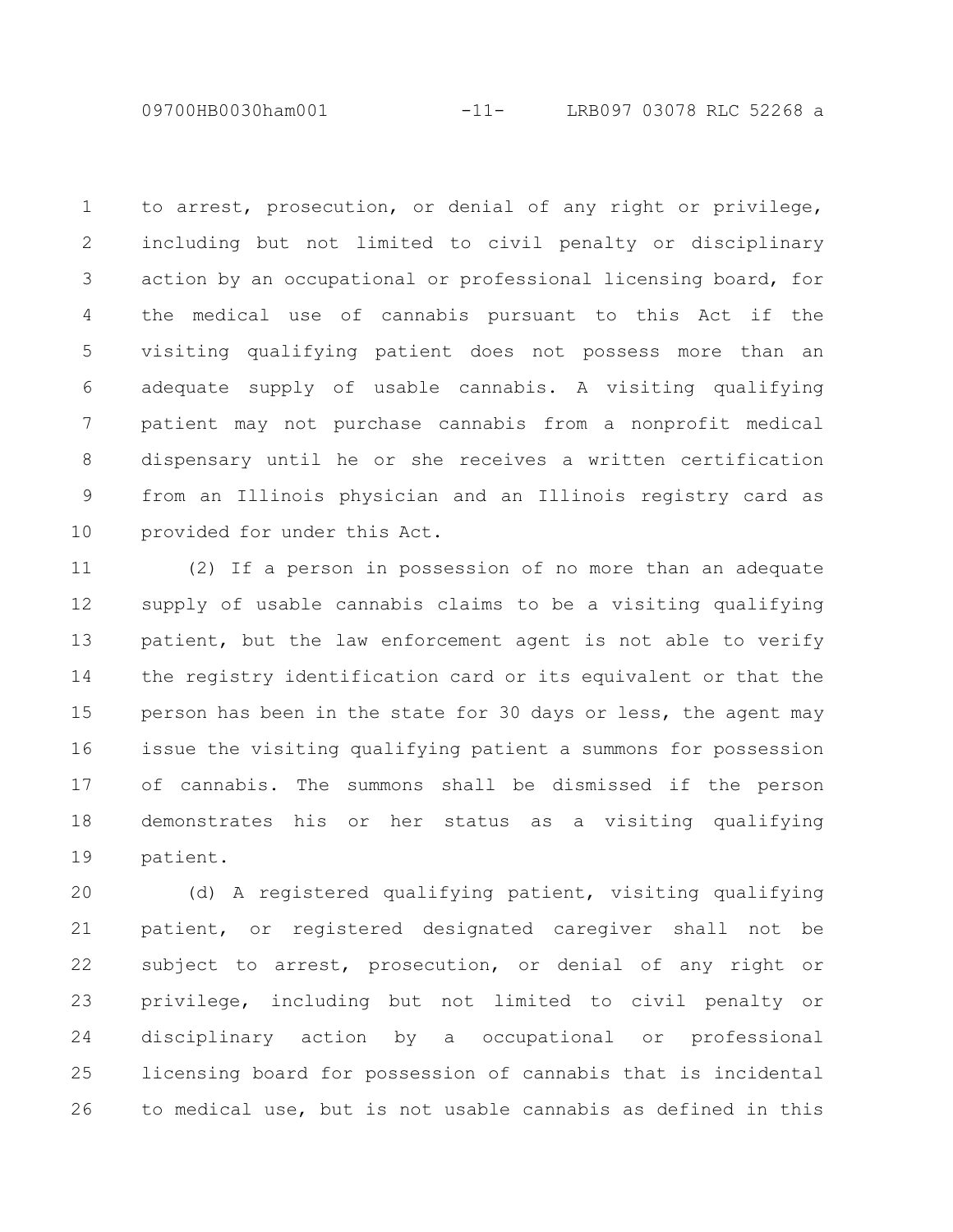to arrest, prosecution, or denial of any right or privilege, including but not limited to civil penalty or disciplinary action by an occupational or professional licensing board, for the medical use of cannabis pursuant to this Act if the visiting qualifying patient does not possess more than an adequate supply of usable cannabis. A visiting qualifying patient may not purchase cannabis from a nonprofit medical dispensary until he or she receives a written certification from an Illinois physician and an Illinois registry card as provided for under this Act.

(2) If a person in possession of no more than an adequate supply of usable cannabis claims to be a visiting qualifying patient, but the law enforcement agent is not able to verify the registry identification card or its equivalent or that the person has been in the state for 30 days or less, the agent may issue the visiting qualifying patient a summons for possession of cannabis. The summons shall be dismissed if the person demonstrates his or her status as a visiting qualifying patient.

(d) A registered qualifying patient, visiting qualifying patient, or registered designated caregiver shall not be subject to arrest, prosecution, or denial of any right or privilege, including but not limited to civil penalty or disciplinary action by a occupational or professional licensing board for possession of cannabis that is incidental to medical use, but is not usable cannabis as defined in this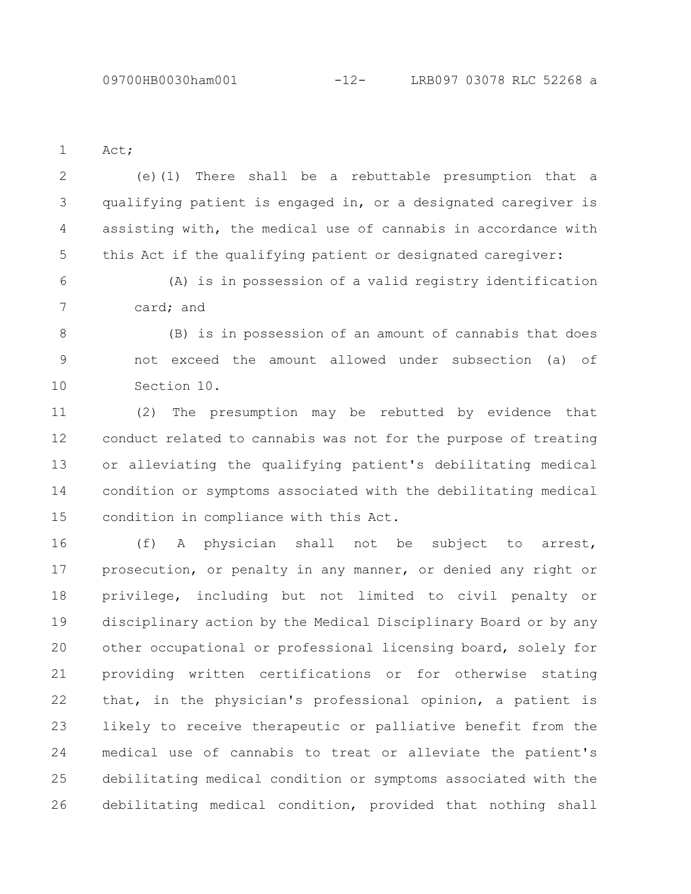Act;

(e)(1) There shall be a rebuttable presumption that a qualifying patient is engaged in, or a designated caregiver is assisting with, the medical use of cannabis in accordance with this Act if the qualifying patient or designated caregiver:

(A) is in possession of a valid registry identification card; and

(B) is in possession of an amount of cannabis that does not exceed the amount allowed under subsection (a) of Section 10.

(2) The presumption may be rebutted by evidence that conduct related to cannabis was not for the purpose of treating or alleviating the qualifying patient's debilitating medical condition or symptoms associated with the debilitating medical condition in compliance with this Act.

(f) A physician shall not be subject to arrest, prosecution, or penalty in any manner, or denied any right or privilege, including but not limited to civil penalty or disciplinary action by the Medical Disciplinary Board or by any other occupational or professional licensing board, solely for providing written certifications or for otherwise stating that, in the physician's professional opinion, a patient is likely to receive therapeutic or palliative benefit from the medical use of cannabis to treat or alleviate the patient's debilitating medical condition or symptoms associated with the debilitating medical condition, provided that nothing shall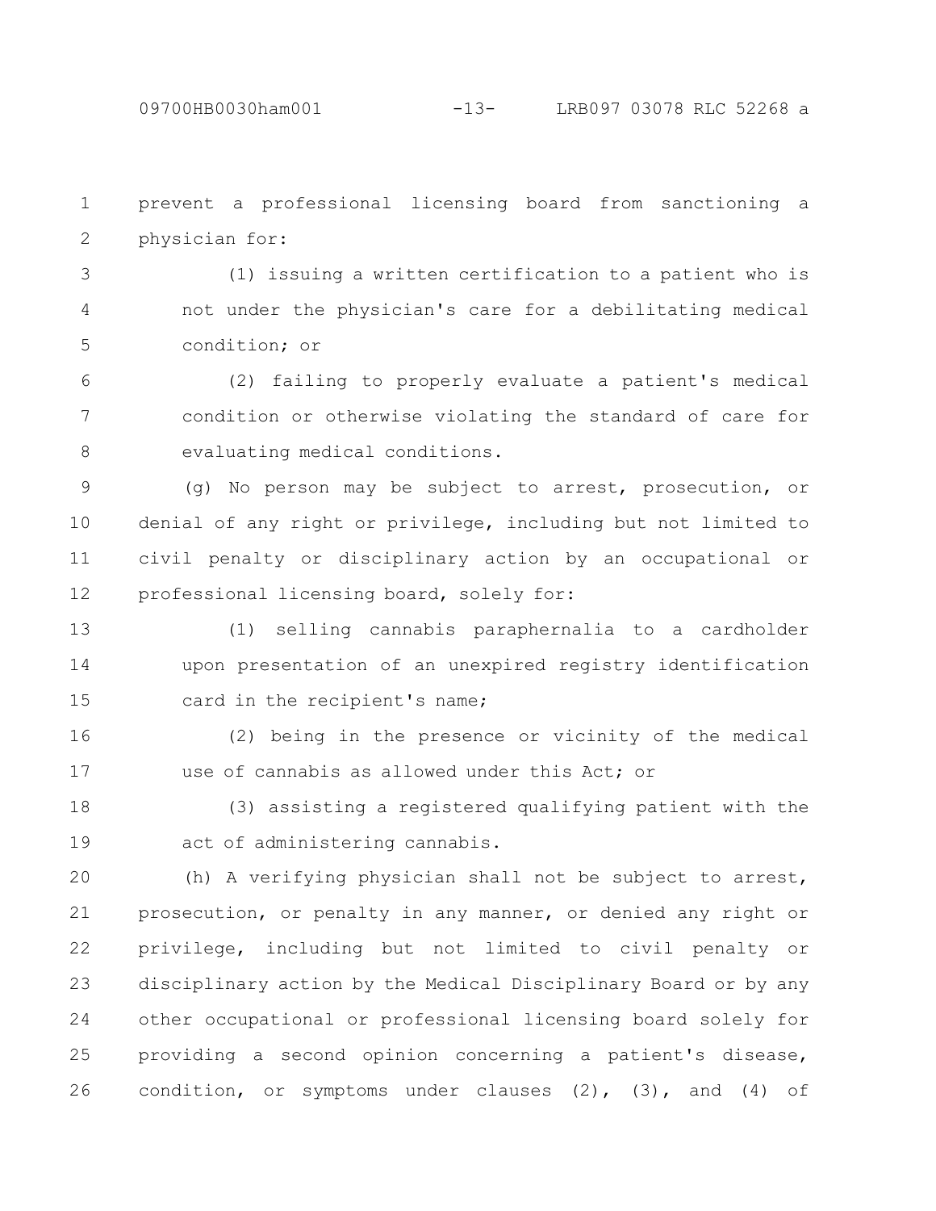prevent a professional licensing board from sanctioning a physician for:

(1) issuing a written certification to a patient who is not under the physician's care for a debilitating medical condition; or

(2) failing to properly evaluate a patient's medical condition or otherwise violating the standard of care for evaluating medical conditions.

(g) No person may be subject to arrest, prosecution, or denial of any right or privilege, including but not limited to civil penalty or disciplinary action by an occupational or professional licensing board, solely for:

(1) selling cannabis paraphernalia to a cardholder upon presentation of an unexpired registry identification card in the recipient's name;

(2) being in the presence or vicinity of the medical use of cannabis as allowed under this Act; or

(3) assisting a registered qualifying patient with the act of administering cannabis.

(h) A verifying physician shall not be subject to arrest, prosecution, or penalty in any manner, or denied any right or privilege, including but not limited to civil penalty or disciplinary action by the Medical Disciplinary Board or by any other occupational or professional licensing board solely for providing a second opinion concerning a patient's disease, condition, or symptoms under clauses (2), (3), and (4) of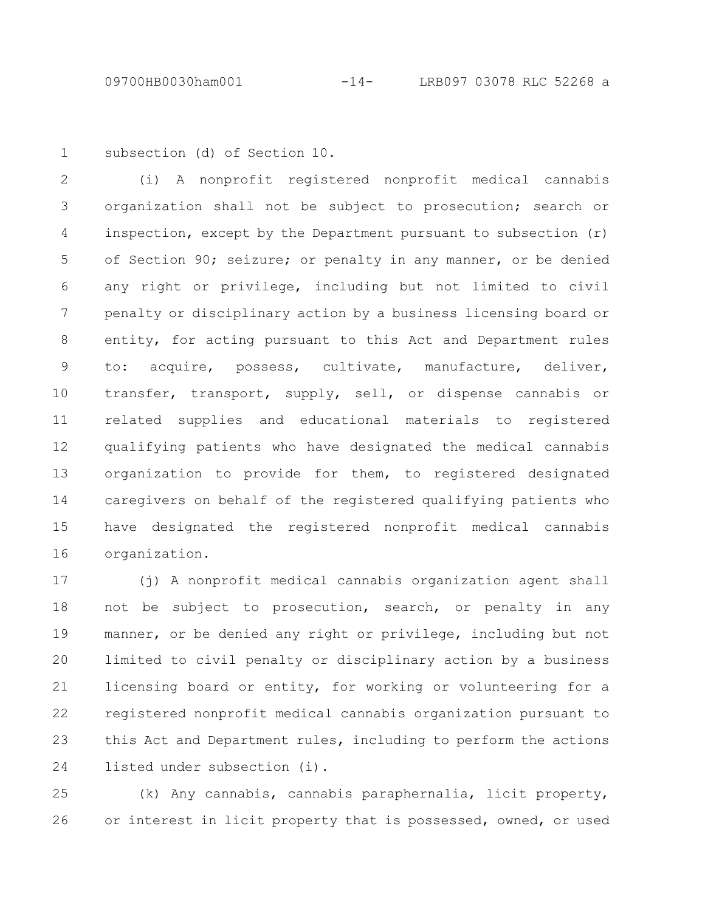subsection (d) of Section 10.

(i) A nonprofit registered nonprofit medical cannabis organization shall not be subject to prosecution; search or inspection, except by the Department pursuant to subsection (r) of Section 90; seizure; or penalty in any manner, or be denied any right or privilege, including but not limited to civil penalty or disciplinary action by a business licensing board or entity, for acting pursuant to this Act and Department rules to: acquire, possess, cultivate, manufacture, deliver, transfer, transport, supply, sell, or dispense cannabis or related supplies and educational materials to registered qualifying patients who have designated the medical cannabis organization to provide for them, to registered designated caregivers on behalf of the registered qualifying patients who have designated the registered nonprofit medical cannabis organization.

(j) A nonprofit medical cannabis organization agent shall not be subject to prosecution, search, or penalty in any manner, or be denied any right or privilege, including but not limited to civil penalty or disciplinary action by a business licensing board or entity, for working or volunteering for a registered nonprofit medical cannabis organization pursuant to this Act and Department rules, including to perform the actions listed under subsection (i).

(k) Any cannabis, cannabis paraphernalia, licit property, or interest in licit property that is possessed, owned, or used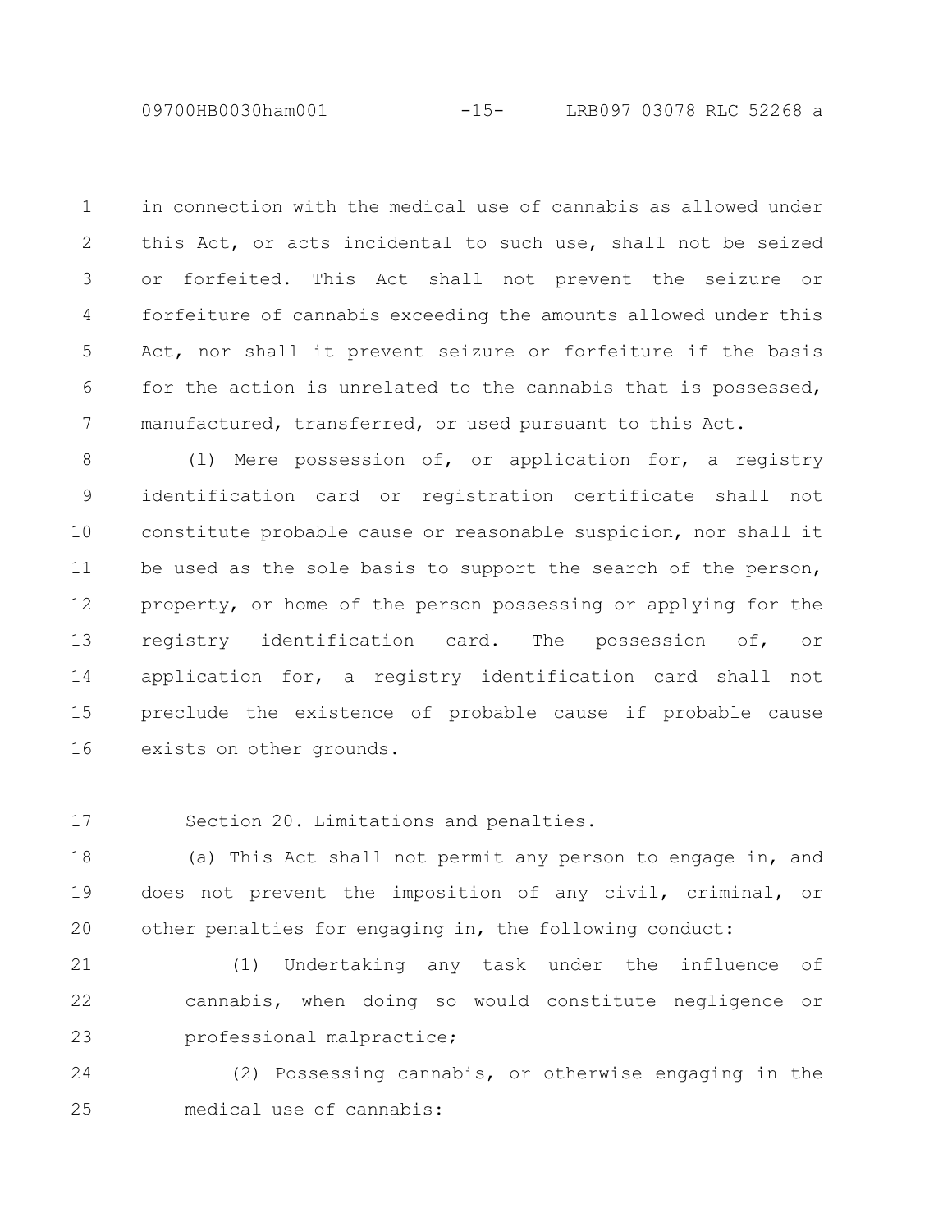in connection with the medical use of cannabis as allowed under this Act, or acts incidental to such use, shall not be seized or forfeited. This Act shall not prevent the seizure or forfeiture of cannabis exceeding the amounts allowed under this Act, nor shall it prevent seizure or forfeiture if the basis for the action is unrelated to the cannabis that is possessed, manufactured, transferred, or used pursuant to this Act.

(l) Mere possession of, or application for, a registry identification card or registration certificate shall not constitute probable cause or reasonable suspicion, nor shall it be used as the sole basis to support the search of the person, property, or home of the person possessing or applying for the registry identification card. The possession of, or application for, a registry identification card shall not preclude the existence of probable cause if probable cause exists on other grounds.

Section 20. Limitations and penalties.

(a) This Act shall not permit any person to engage in, and does not prevent the imposition of any civil, criminal, or other penalties for engaging in, the following conduct:

(1) Undertaking any task under the influence of cannabis, when doing so would constitute negligence or professional malpractice;

(2) Possessing cannabis, or otherwise engaging in the medical use of cannabis: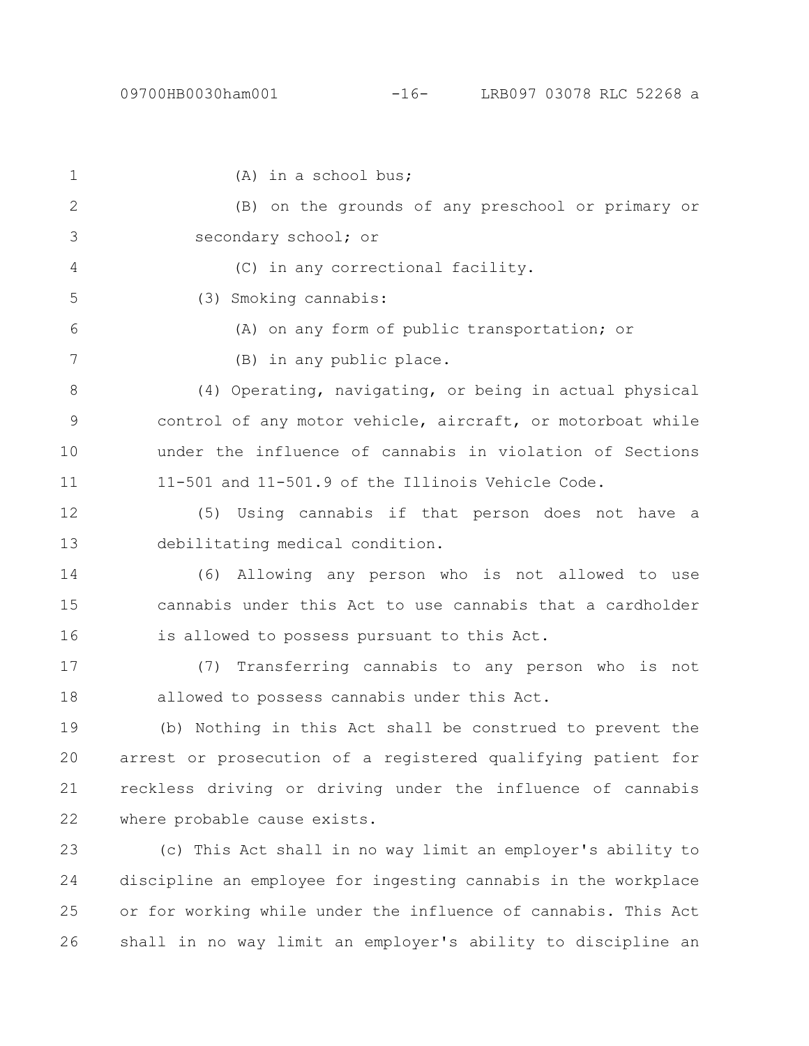(A) in a school bus;

(B) on the grounds of any preschool or primary or secondary school; or

(C) in any correctional facility.

(3) Smoking cannabis:

(A) on any form of public transportation; or

(B) in any public place.

(4) Operating, navigating, or being in actual physical control of any motor vehicle, aircraft, or motorboat while under the influence of cannabis in violation of Sections 11-501 and 11-501.9 of the Illinois Vehicle Code.

(5) Using cannabis if that person does not have a debilitating medical condition.

(6) Allowing any person who is not allowed to use cannabis under this Act to use cannabis that a cardholder is allowed to possess pursuant to this Act.

(7) Transferring cannabis to any person who is not allowed to possess cannabis under this Act.

(b) Nothing in this Act shall be construed to prevent the arrest or prosecution of a registered qualifying patient for reckless driving or driving under the influence of cannabis where probable cause exists.

(c) This Act shall in no way limit an employer's ability to discipline an employee for ingesting cannabis in the workplace or for working while under the influence of cannabis. This Act shall in no way limit an employer's ability to discipline an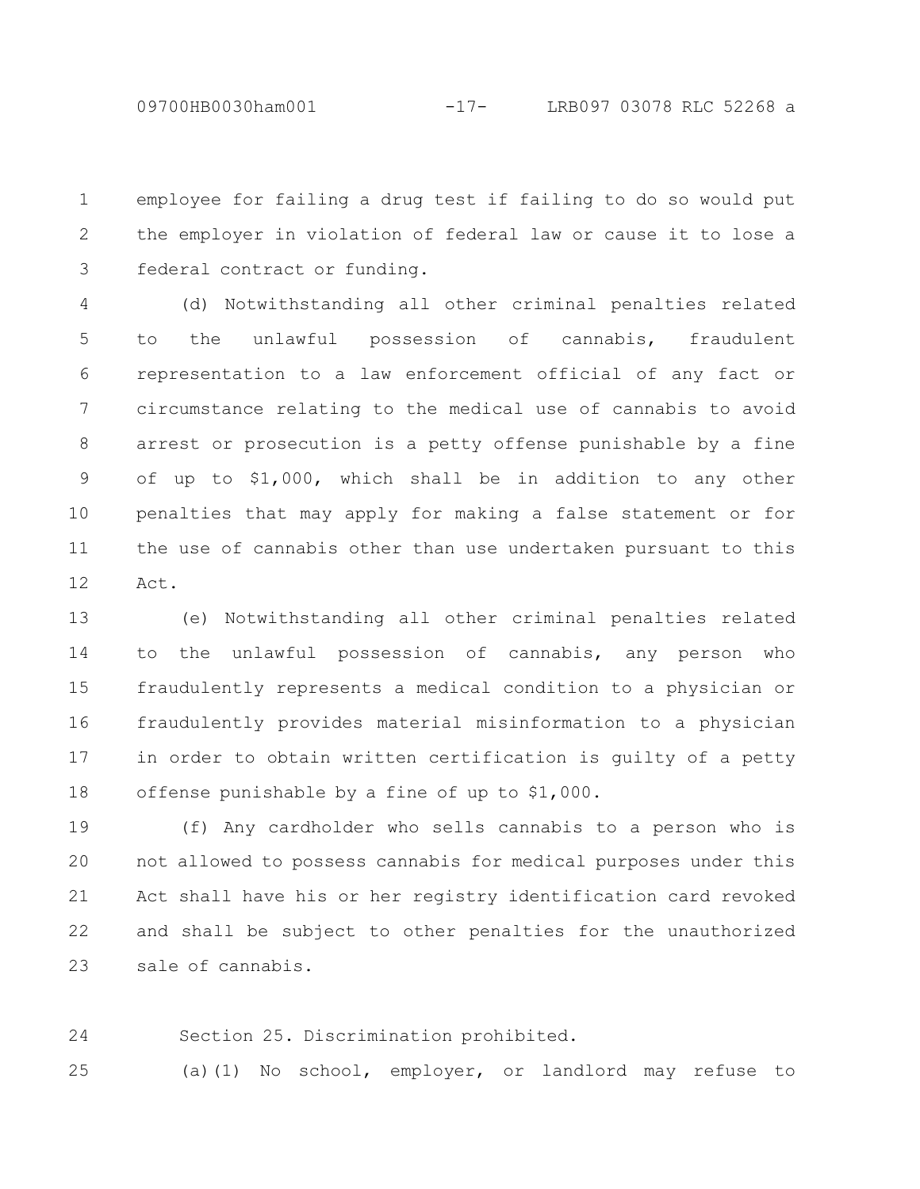employee for failing a drug test if failing to do so would put the employer in violation of federal law or cause it to lose a federal contract or funding.

(d) Notwithstanding all other criminal penalties related to the unlawful possession of cannabis, fraudulent representation to a law enforcement official of any fact or circumstance relating to the medical use of cannabis to avoid arrest or prosecution is a petty offense punishable by a fine of up to $1,000, which shall be in addition to any other penalties that may apply for making a false statement or for the use of cannabis other than use undertaken pursuant to this Act.

(e) Notwithstanding all other criminal penalties related to the unlawful possession of cannabis, any person who fraudulently represents a medical condition to a physician or fraudulently provides material misinformation to a physician in order to obtain written certification is guilty of a petty offense punishable by a fine of up to $1,000.

(f) Any cardholder who sells cannabis to a person who is not allowed to possess cannabis for medical purposes under this Act shall have his or her registry identification card revoked and shall be subject to other penalties for the unauthorized sale of cannabis.

Section 25. Discrimination prohibited.

(a)(1) No school, employer, or landlord may refuse to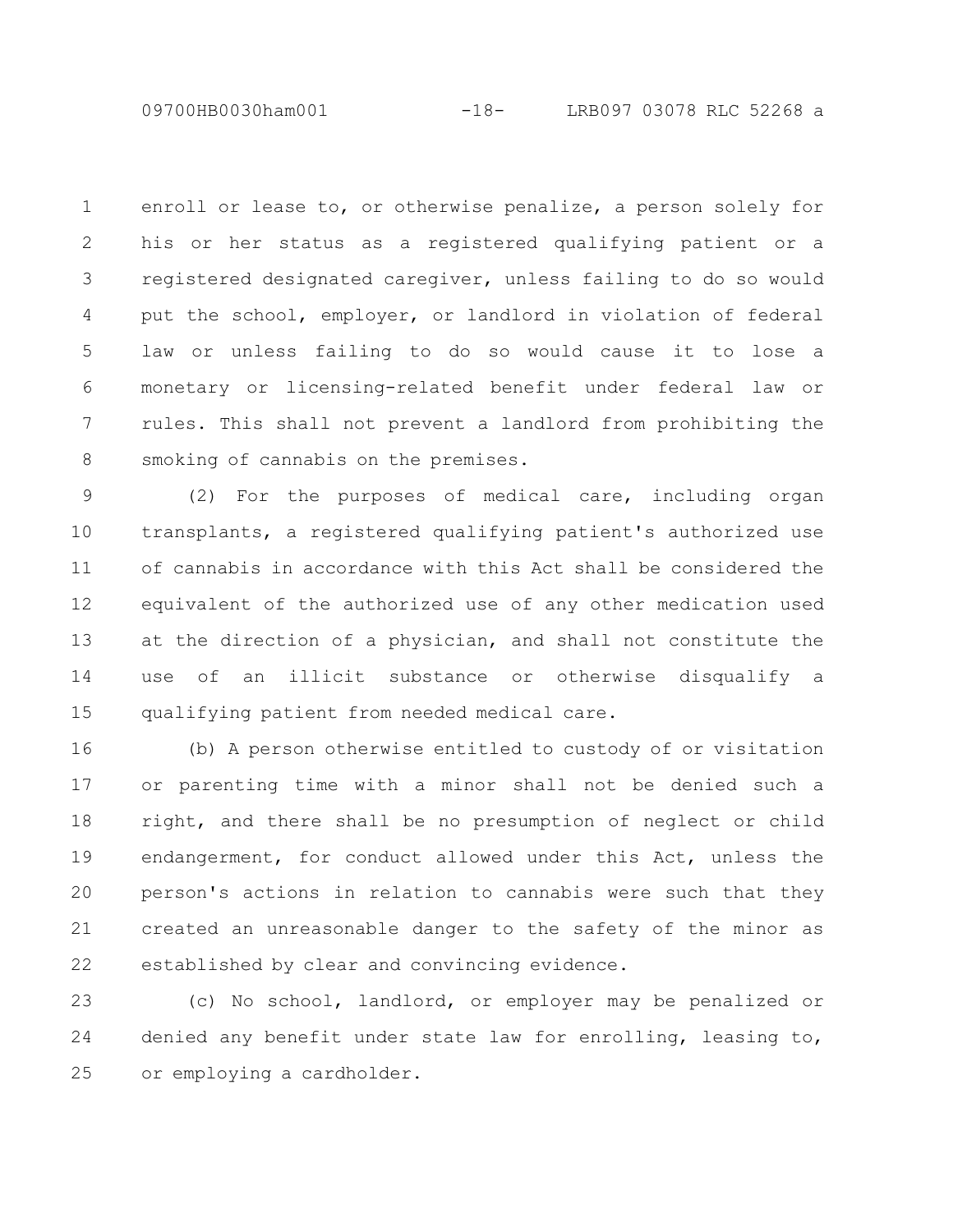enroll or lease to, or otherwise penalize, a person solely for his or her status as a registered qualifying patient or a registered designated caregiver, unless failing to do so would put the school, employer, or landlord in violation of federal law or unless failing to do so would cause it to lose a monetary or licensing-related benefit under federal law or rules. This shall not prevent a landlord from prohibiting the smoking of cannabis on the premises.

(2) For the purposes of medical care, including organ transplants, a registered qualifying patient's authorized use of cannabis in accordance with this Act shall be considered the equivalent of the authorized use of any other medication used at the direction of a physician, and shall not constitute the use of an illicit substance or otherwise disqualify a qualifying patient from needed medical care.

(b) A person otherwise entitled to custody of or visitation or parenting time with a minor shall not be denied such a right, and there shall be no presumption of neglect or child endangerment, for conduct allowed under this Act, unless the person's actions in relation to cannabis were such that they created an unreasonable danger to the safety of the minor as established by clear and convincing evidence.

(c) No school, landlord, or employer may be penalized or denied any benefit under state law for enrolling, leasing to, or employing a cardholder.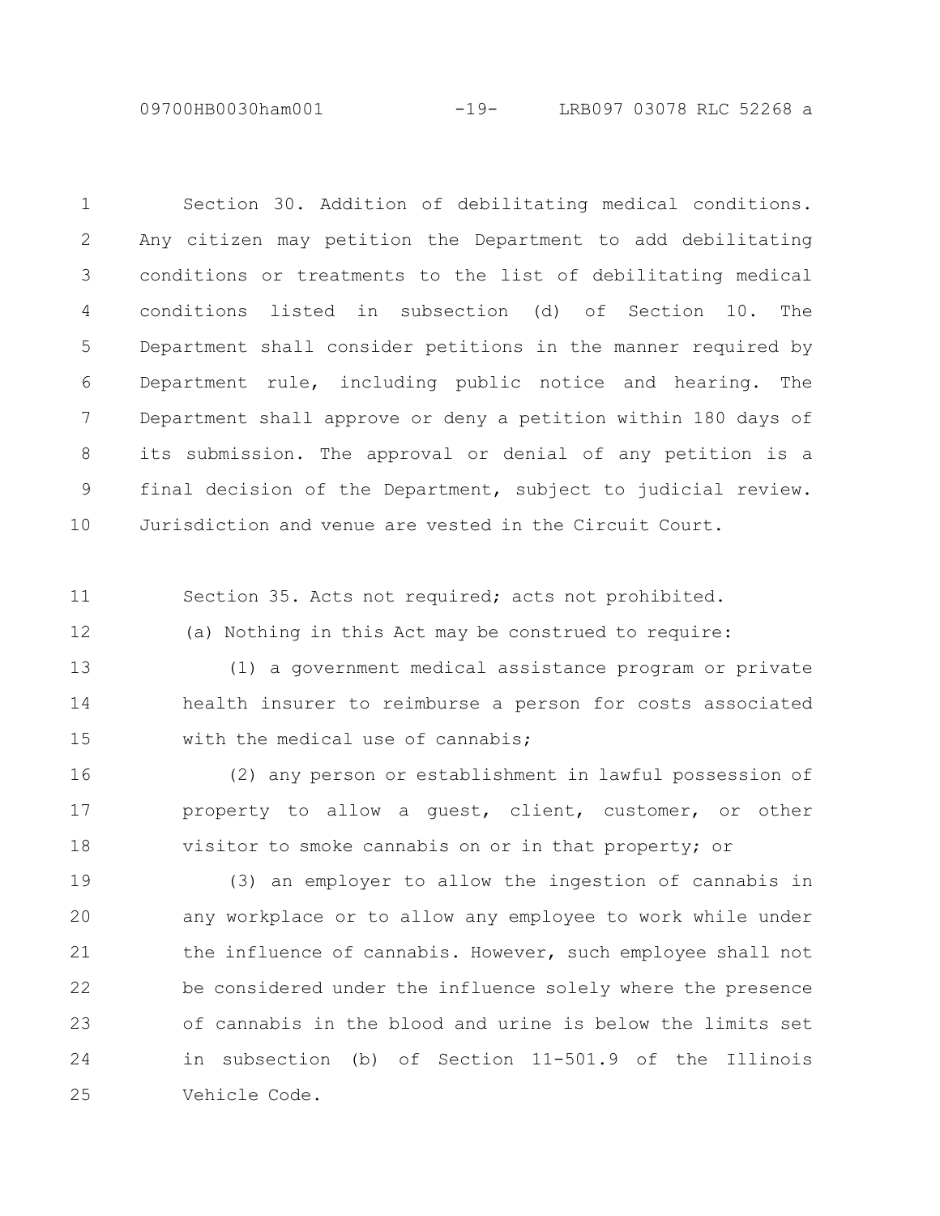Section 30. Addition of debilitating medical conditions. Any citizen may petition the Department to add debilitating conditions or treatments to the list of debilitating medical conditions listed in subsection (d) of Section 10. The Department shall consider petitions in the manner required by Department rule, including public notice and hearing. The Department shall approve or deny a petition within 180 days of its submission. The approval or denial of any petition is a final decision of the Department, subject to judicial review. Jurisdiction and venue are vested in the Circuit Court.

Section 35. Acts not required; acts not prohibited.

(a) Nothing in this Act may be construed to require:

(1) a government medical assistance program or private health insurer to reimburse a person for costs associated with the medical use of cannabis;

(2) any person or establishment in lawful possession of property to allow a guest, client, customer, or other visitor to smoke cannabis on or in that property; or

(3) an employer to allow the ingestion of cannabis in any workplace or to allow any employee to work while under the influence of cannabis. However, such employee shall not be considered under the influence solely where the presence of cannabis in the blood and urine is below the limits set in subsection (b) of Section 11-501.9 of the Illinois Vehicle Code.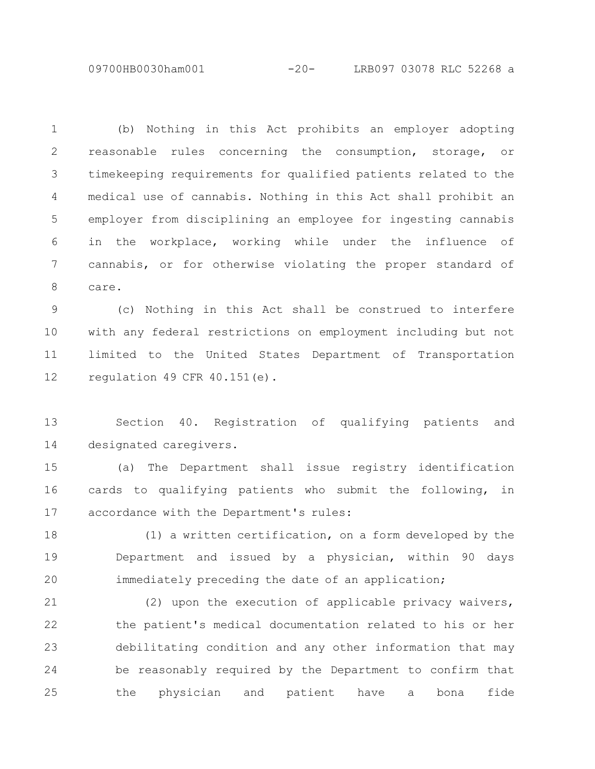(b) Nothing in this Act prohibits an employer adopting reasonable rules concerning the consumption, storage, or timekeeping requirements for qualified patients related to the medical use of cannabis. Nothing in this Act shall prohibit an employer from disciplining an employee for ingesting cannabis in the workplace, working while under the influence of cannabis, or for otherwise violating the proper standard of care.

(c) Nothing in this Act shall be construed to interfere with any federal restrictions on employment including but not limited to the United States Department of Transportation regulation 49 CFR 40.151(e).

Section 40. Registration of qualifying patients and designated caregivers.

(a) The Department shall issue registry identification cards to qualifying patients who submit the following, in accordance with the Department's rules:

(1) a written certification, on a form developed by the Department and issued by a physician, within 90 days immediately preceding the date of an application;

(2) upon the execution of applicable privacy waivers, the patient's medical documentation related to his or her debilitating condition and any other information that may be reasonably required by the Department to confirm that the physician and patient have a bona fide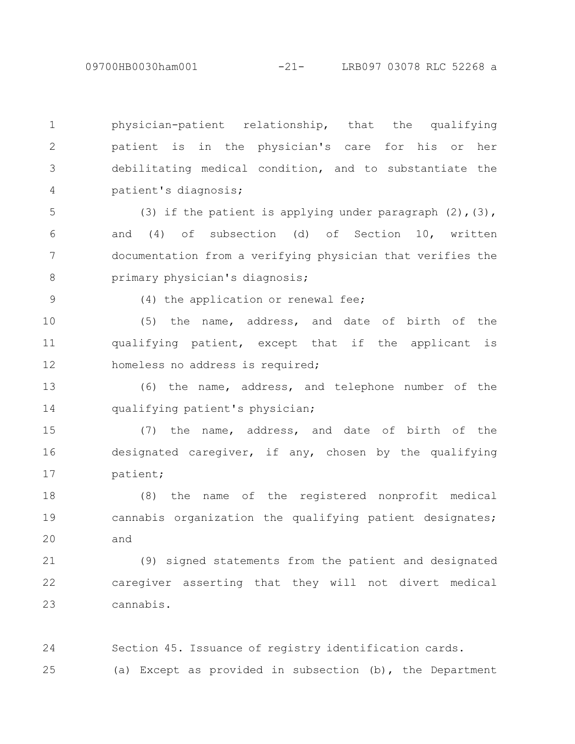physician-patient relationship, that the qualifying patient is in the physician's care for his or her debilitating medical condition, and to substantiate the patient's diagnosis;

(3) if the patient is applying under paragraph (2),(3), and (4) of subsection (d) of Section 10, written documentation from a verifying physician that verifies the primary physician's diagnosis;

(4) the application or renewal fee;

(5) the name, address, and date of birth of the qualifying patient, except that if the applicant is homeless no address is required;

(6) the name, address, and telephone number of the qualifying patient's physician;

(7) the name, address, and date of birth of the designated caregiver, if any, chosen by the qualifying patient;

(8) the name of the registered nonprofit medical cannabis organization the qualifying patient designates; and

(9) signed statements from the patient and designated caregiver asserting that they will not divert medical cannabis.

Section 45. Issuance of registry identification cards.

(a) Except as provided in subsection (b), the Department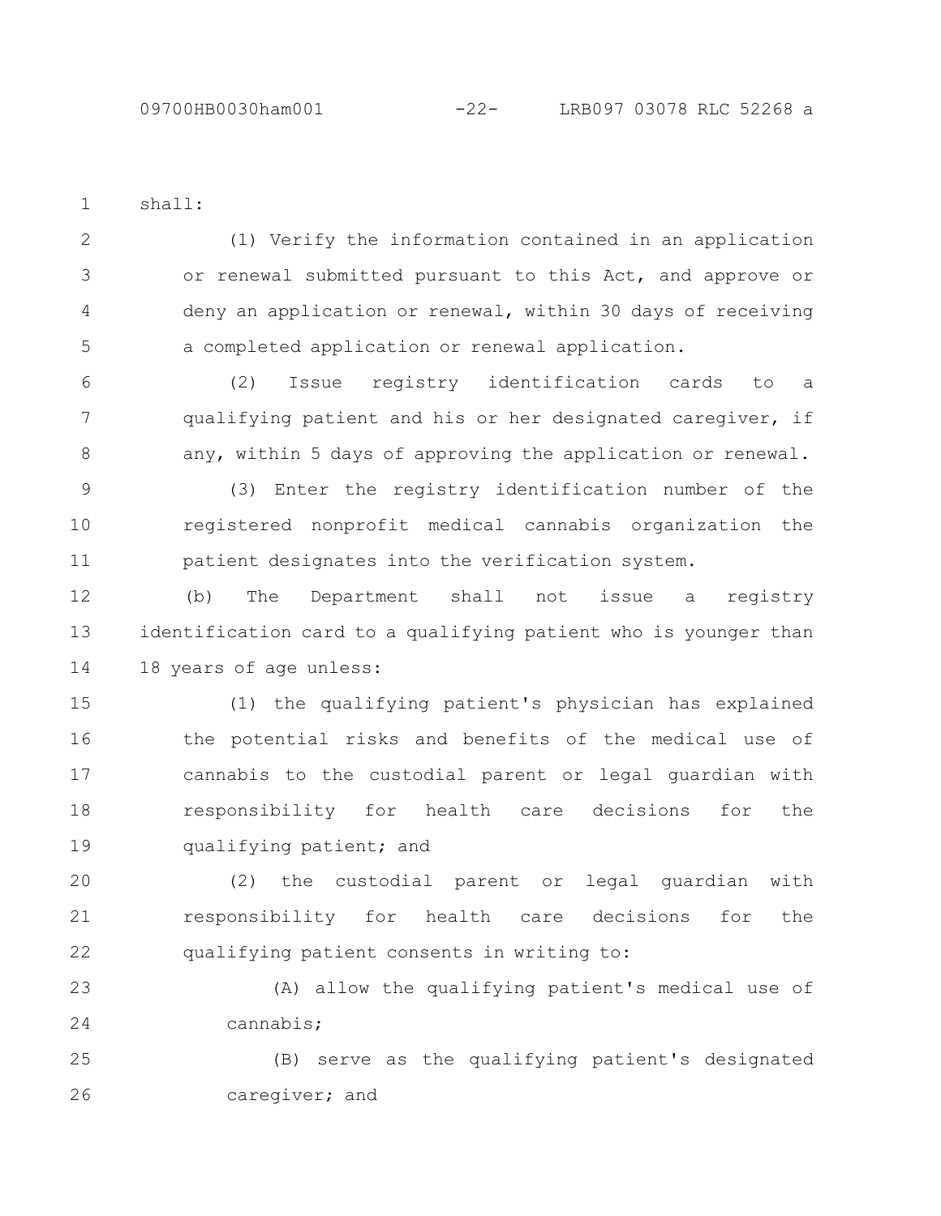shall:

(1) Verify the information contained in an application or renewal submitted pursuant to this Act, and approve or deny an application or renewal, within 30 days of receiving a completed application or renewal application.

(2) Issue registry identification cards to a qualifying patient and his or her designated caregiver, if any, within 5 days of approving the application or renewal.

(3) Enter the registry identification number of the registered nonprofit medical cannabis organization the patient designates into the verification system.

(b) The Department shall not issue a registry identification card to a qualifying patient who is younger than 18 years of age unless:

(1) the qualifying patient's physician has explained the potential risks and benefits of the medical use of cannabis to the custodial parent or legal guardian with responsibility for health care decisions for the qualifying patient; and

(2) the custodial parent or legal guardian with responsibility for health care decisions for the qualifying patient consents in writing to:

(A) allow the qualifying patient's medical use of cannabis;

(B) serve as the qualifying patient's designated caregiver; and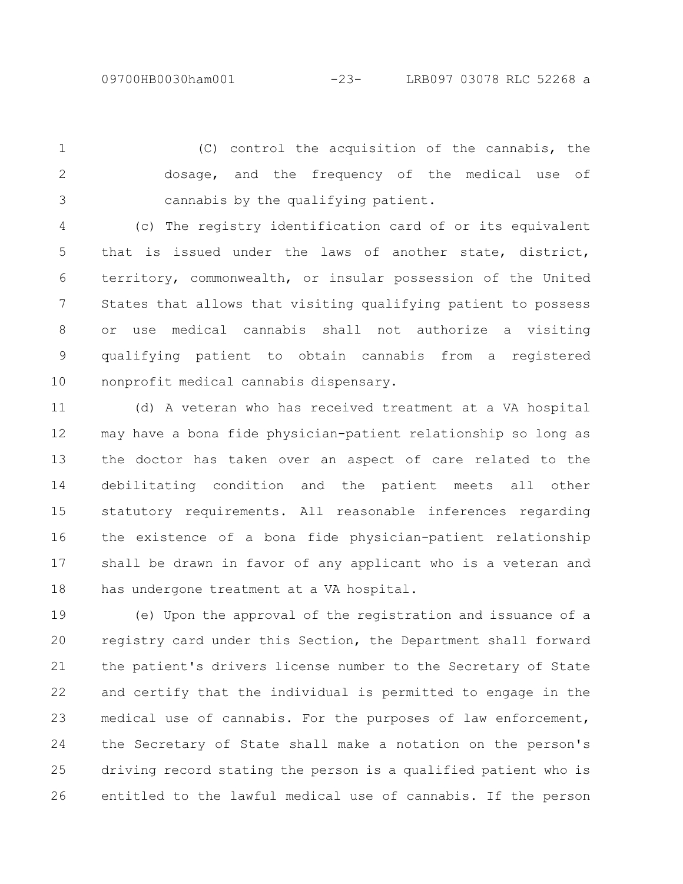(C) control the acquisition of the cannabis, the dosage, and the frequency of the medical use of cannabis by the qualifying patient.

(c) The registry identification card of or its equivalent that is issued under the laws of another state, district, territory, commonwealth, or insular possession of the United States that allows that visiting qualifying patient to possess or use medical cannabis shall not authorize a visiting qualifying patient to obtain cannabis from a registered nonprofit medical cannabis dispensary.

(d) A veteran who has received treatment at a VA hospital may have a bona fide physician-patient relationship so long as the doctor has taken over an aspect of care related to the debilitating condition and the patient meets all other statutory requirements. All reasonable inferences regarding the existence of a bona fide physician-patient relationship shall be drawn in favor of any applicant who is a veteran and has undergone treatment at a VA hospital.

(e) Upon the approval of the registration and issuance of a registry card under this Section, the Department shall forward the patient's drivers license number to the Secretary of State and certify that the individual is permitted to engage in the medical use of cannabis. For the purposes of law enforcement, the Secretary of State shall make a notation on the person's driving record stating the person is a qualified patient who is entitled to the lawful medical use of cannabis. If the person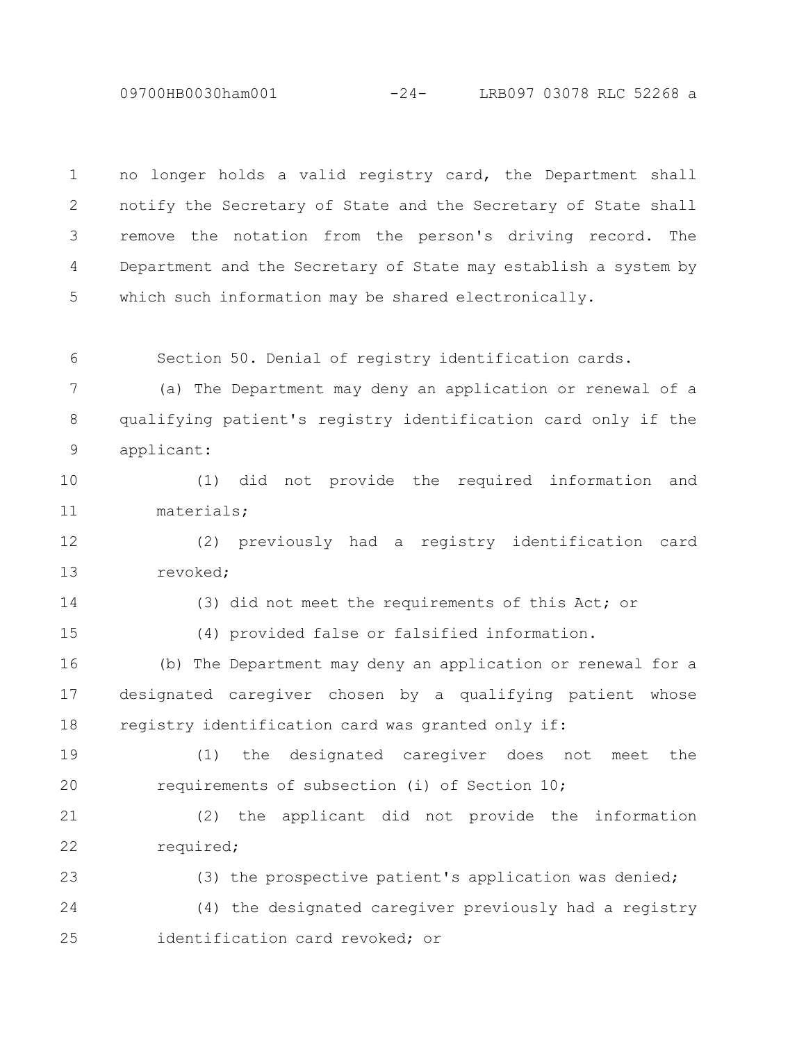no longer holds a valid registry card, the Department shall notify the Secretary of State and the Secretary of State shall remove the notation from the person's driving record. The Department and the Secretary of State may establish a system by which such information may be shared electronically.

Section 50. Denial of registry identification cards.

(a) The Department may deny an application or renewal of a qualifying patient's registry identification card only if the applicant:

(1) did not provide the required information and materials;

(2) previously had a registry identification card revoked;

(3) did not meet the requirements of this Act; or

(4) provided false or falsified information.

(b) The Department may deny an application or renewal for a designated caregiver chosen by a qualifying patient whose registry identification card was granted only if:

(1) the designated caregiver does not meet the requirements of subsection (i) of Section 10;

(2) the applicant did not provide the information required;

(3) the prospective patient's application was denied;

(4) the designated caregiver previously had a registry identification card revoked; or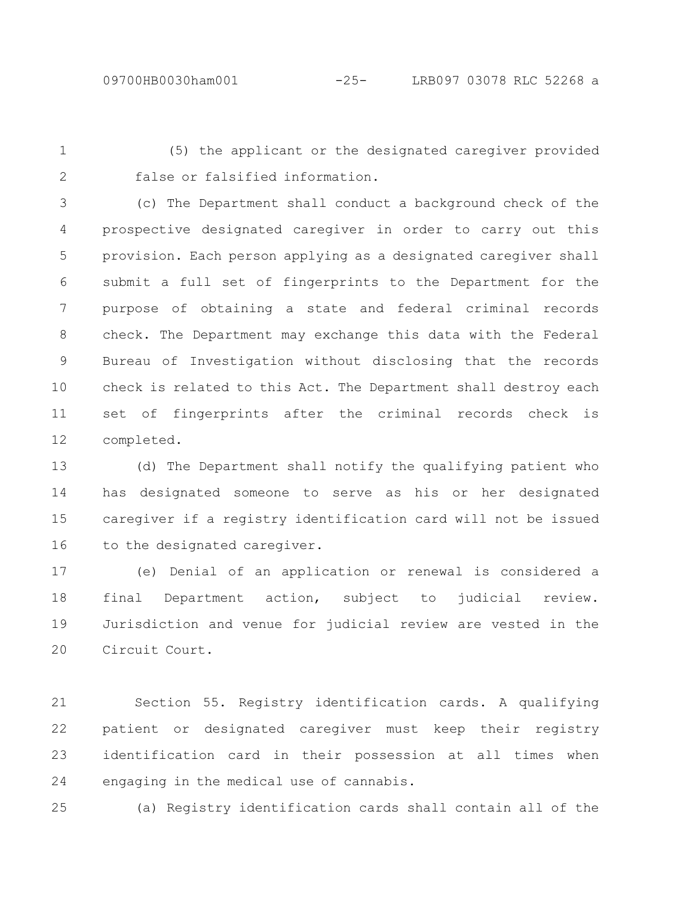(5) the applicant or the designated caregiver provided false or falsified information.

(c) The Department shall conduct a background check of the prospective designated caregiver in order to carry out this provision. Each person applying as a designated caregiver shall submit a full set of fingerprints to the Department for the purpose of obtaining a state and federal criminal records check. The Department may exchange this data with the Federal Bureau of Investigation without disclosing that the records check is related to this Act. The Department shall destroy each set of fingerprints after the criminal records check is completed.

(d) The Department shall notify the qualifying patient who has designated someone to serve as his or her designated caregiver if a registry identification card will not be issued to the designated caregiver.

(e) Denial of an application or renewal is considered a final Department action, subject to judicial review. Jurisdiction and venue for judicial review are vested in the Circuit Court.

Section 55. Registry identification cards. A qualifying patient or designated caregiver must keep their registry identification card in their possession at all times when engaging in the medical use of cannabis.

(a) Registry identification cards shall contain all of the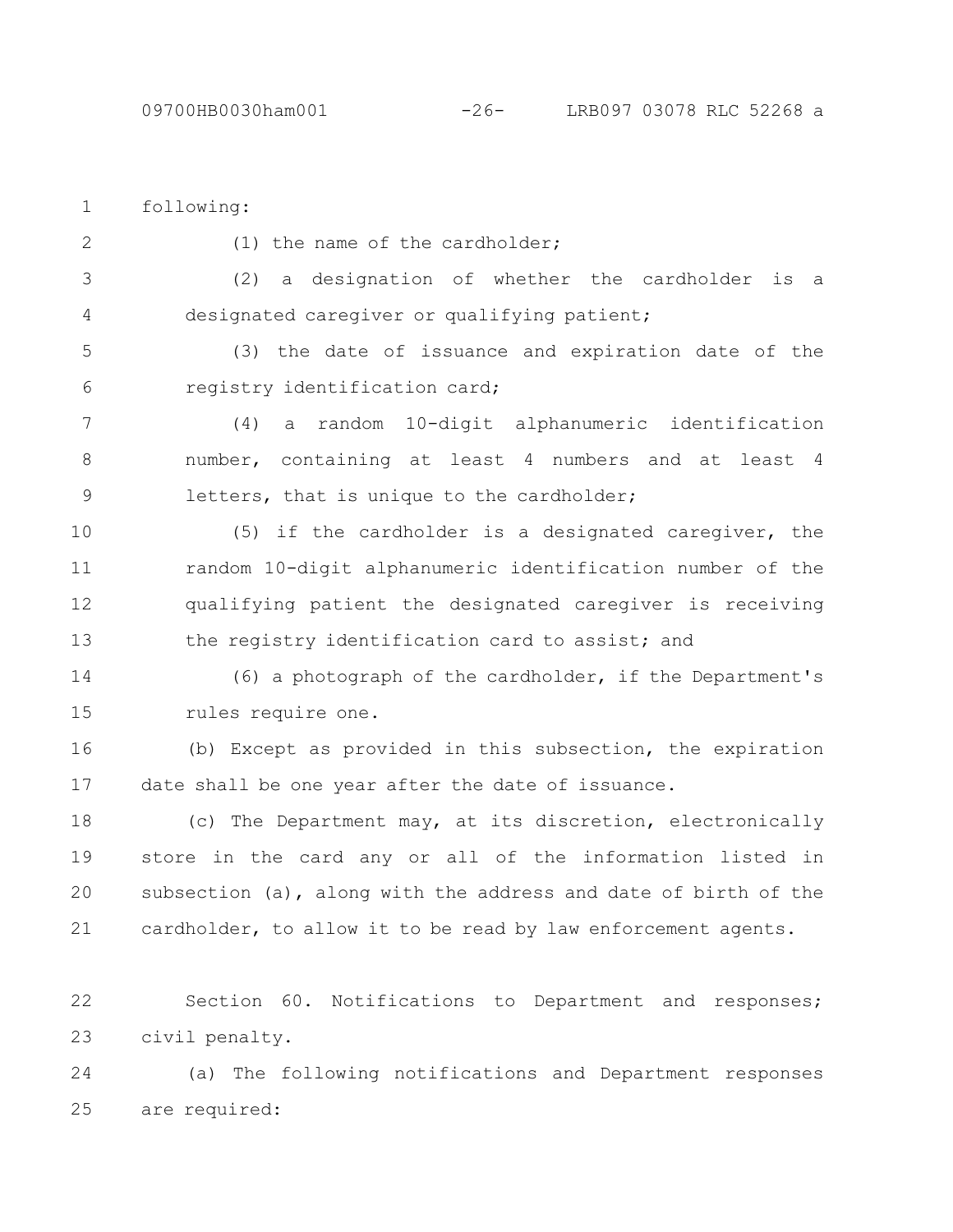following:

(1) the name of the cardholder;

(2) a designation of whether the cardholder is a designated caregiver or qualifying patient;

(3) the date of issuance and expiration date of the registry identification card;

(4) a random 10-digit alphanumeric identification number, containing at least 4 numbers and at least 4 letters, that is unique to the cardholder;

(5) if the cardholder is a designated caregiver, the random 10-digit alphanumeric identification number of the qualifying patient the designated caregiver is receiving the registry identification card to assist; and

(6) a photograph of the cardholder, if the Department's rules require one.

(b) Except as provided in this subsection, the expiration date shall be one year after the date of issuance.

(c) The Department may, at its discretion, electronically store in the card any or all of the information listed in subsection (a), along with the address and date of birth of the cardholder, to allow it to be read by law enforcement agents.

Section 60. Notifications to Department and responses; civil penalty.

(a) The following notifications and Department responses are required: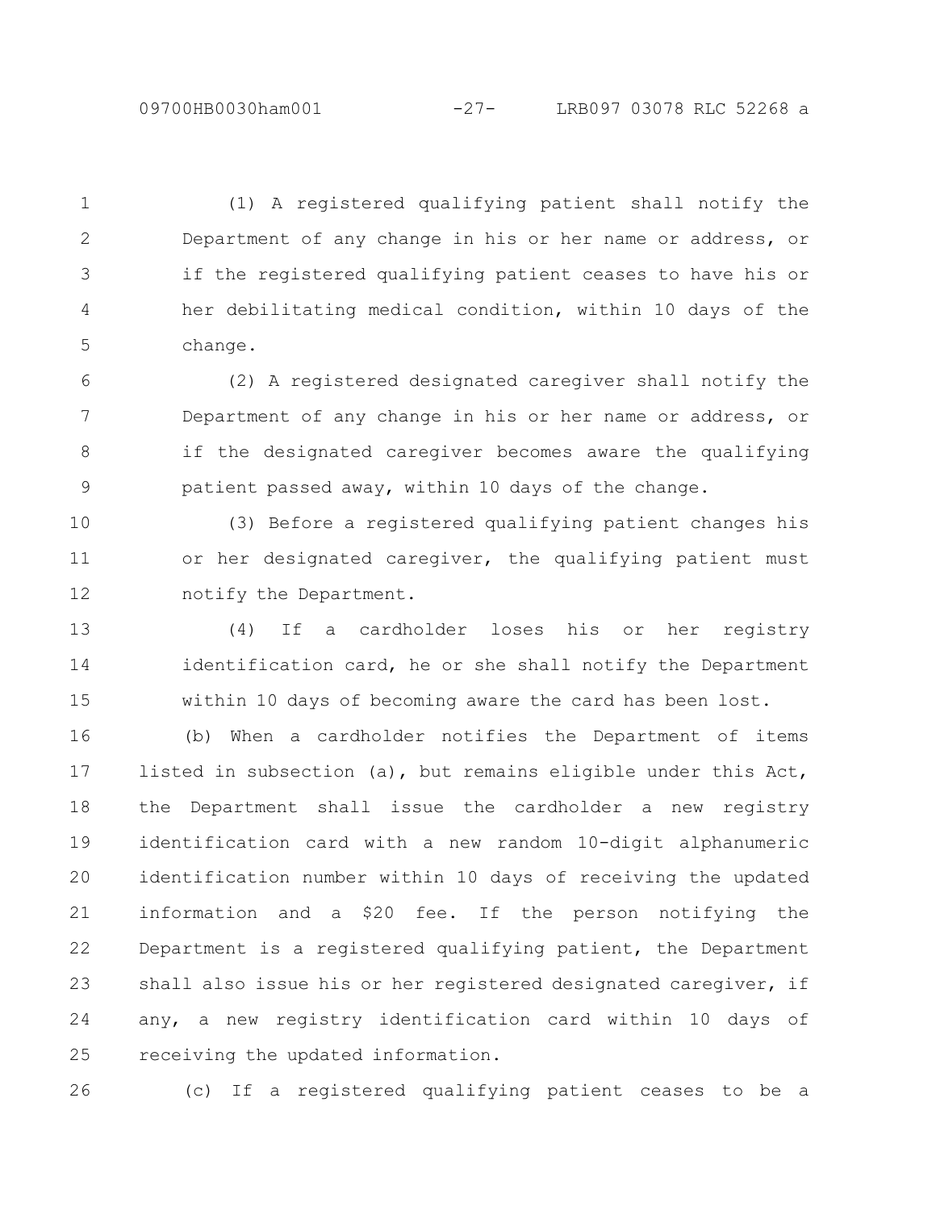(1) A registered qualifying patient shall notify the Department of any change in his or her name or address, or if the registered qualifying patient ceases to have his or her debilitating medical condition, within 10 days of the change.

(2) A registered designated caregiver shall notify the Department of any change in his or her name or address, or if the designated caregiver becomes aware the qualifying patient passed away, within 10 days of the change.

(3) Before a registered qualifying patient changes his or her designated caregiver, the qualifying patient must notify the Department.

(4) If a cardholder loses his or her registry identification card, he or she shall notify the Department within 10 days of becoming aware the card has been lost.

(b) When a cardholder notifies the Department of items listed in subsection (a), but remains eligible under this Act, the Department shall issue the cardholder a new registry identification card with a new random 10-digit alphanumeric identification number within 10 days of receiving the updated information and a $20 fee. If the person notifying the Department is a registered qualifying patient, the Department shall also issue his or her registered designated caregiver, if any, a new registry identification card within 10 days of receiving the updated information.

(c) If a registered qualifying patient ceases to be a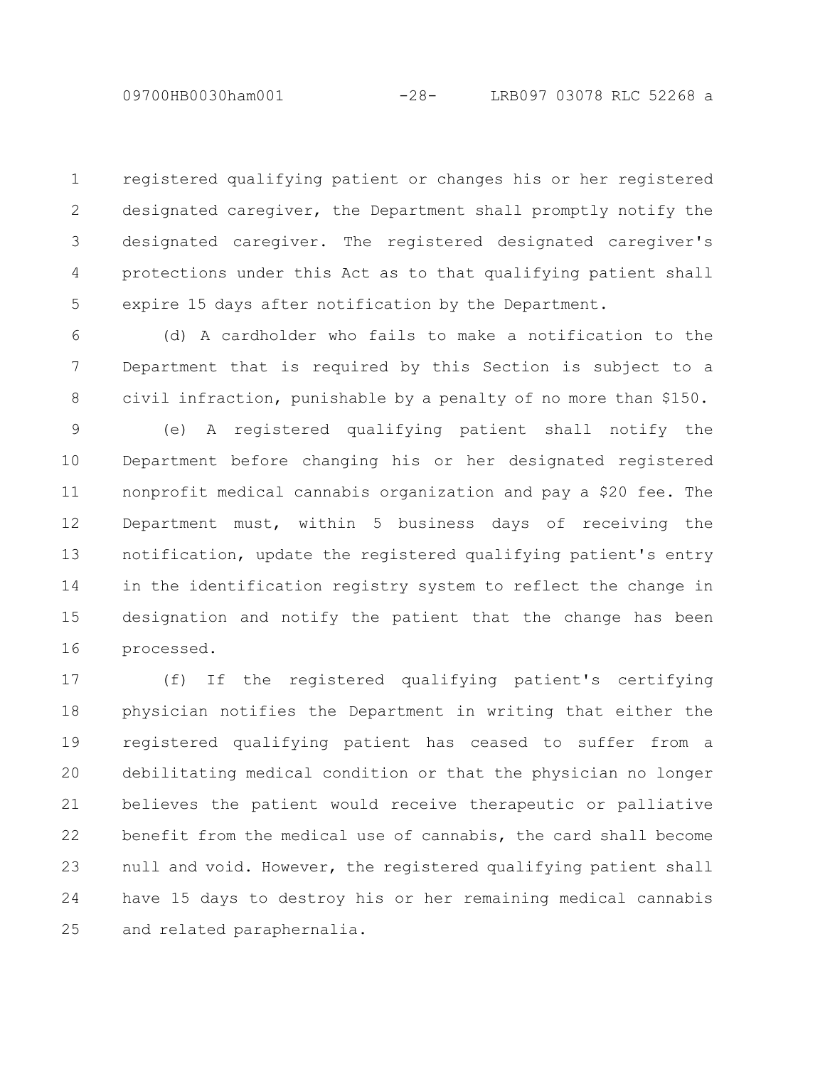registered qualifying patient or changes his or her registered designated caregiver, the Department shall promptly notify the designated caregiver. The registered designated caregiver's protections under this Act as to that qualifying patient shall expire 15 days after notification by the Department.

(d) A cardholder who fails to make a notification to the Department that is required by this Section is subject to a civil infraction, punishable by a penalty of no more than $150.

(e) A registered qualifying patient shall notify the Department before changing his or her designated registered nonprofit medical cannabis organization and pay a $20 fee. The Department must, within 5 business days of receiving the notification, update the registered qualifying patient's entry in the identification registry system to reflect the change in designation and notify the patient that the change has been processed.

(f) If the registered qualifying patient's certifying physician notifies the Department in writing that either the registered qualifying patient has ceased to suffer from a debilitating medical condition or that the physician no longer believes the patient would receive therapeutic or palliative benefit from the medical use of cannabis, the card shall become null and void. However, the registered qualifying patient shall have 15 days to destroy his or her remaining medical cannabis and related paraphernalia.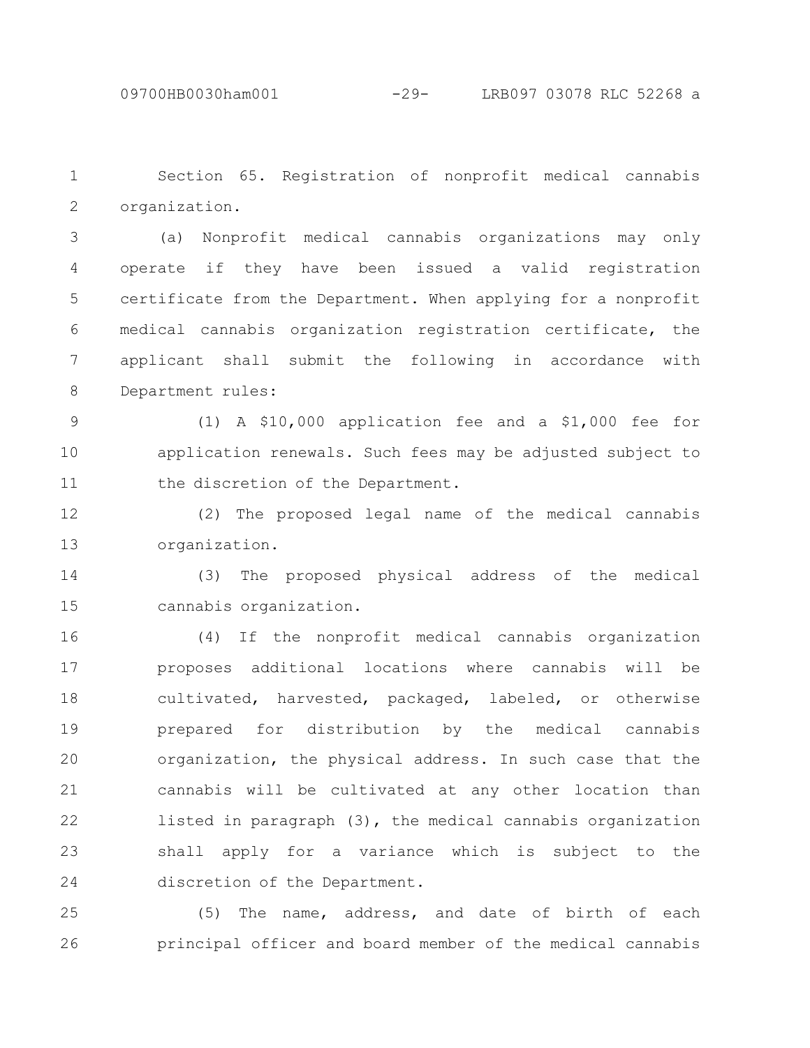Section 65. Registration of nonprofit medical cannabis organization.

(a) Nonprofit medical cannabis organizations may only operate if they have been issued a valid registration certificate from the Department. When applying for a nonprofit medical cannabis organization registration certificate, the applicant shall submit the following in accordance with Department rules:

(1) A $10,000 application fee and a $1,000 fee for application renewals. Such fees may be adjusted subject to the discretion of the Department.

(2) The proposed legal name of the medical cannabis organization.

(3) The proposed physical address of the medical cannabis organization.

(4) If the nonprofit medical cannabis organization proposes additional locations where cannabis will be cultivated, harvested, packaged, labeled, or otherwise prepared for distribution by the medical cannabis organization, the physical address. In such case that the cannabis will be cultivated at any other location than listed in paragraph (3), the medical cannabis organization shall apply for a variance which is subject to the discretion of the Department.

(5) The name, address, and date of birth of each principal officer and board member of the medical cannabis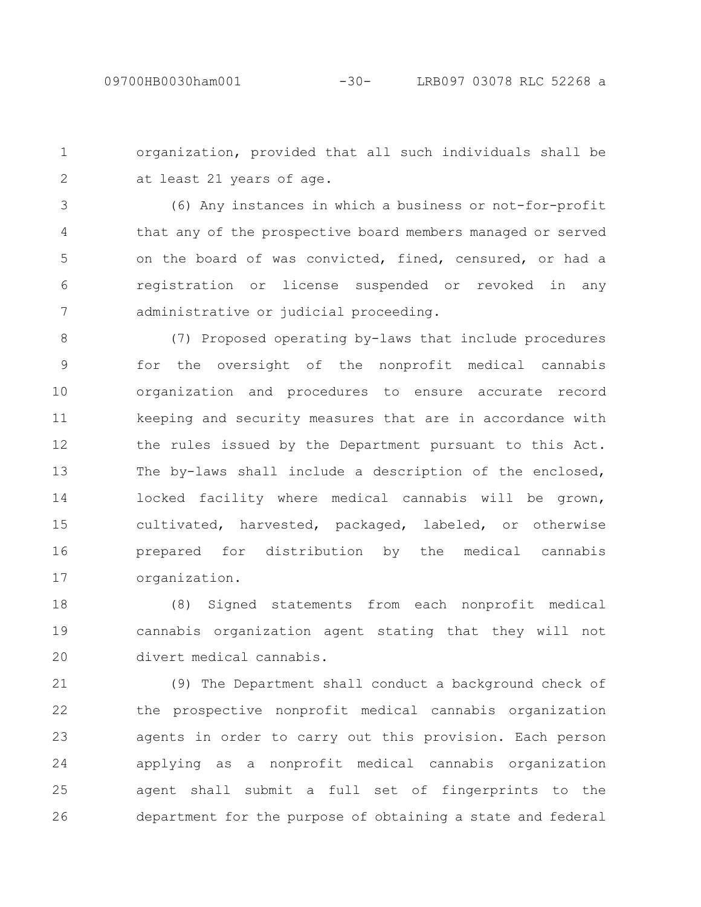organization, provided that all such individuals shall be at least 21 years of age.

(6) Any instances in which a business or not-for-profit that any of the prospective board members managed or served on the board of was convicted, fined, censured, or had a registration or license suspended or revoked in any administrative or judicial proceeding.

(7) Proposed operating by-laws that include procedures for the oversight of the nonprofit medical cannabis organization and procedures to ensure accurate record keeping and security measures that are in accordance with the rules issued by the Department pursuant to this Act. The by-laws shall include a description of the enclosed, locked facility where medical cannabis will be grown, cultivated, harvested, packaged, labeled, or otherwise prepared for distribution by the medical cannabis organization.

(8) Signed statements from each nonprofit medical cannabis organization agent stating that they will not divert medical cannabis.

(9) The Department shall conduct a background check of the prospective nonprofit medical cannabis organization agents in order to carry out this provision. Each person applying as a nonprofit medical cannabis organization agent shall submit a full set of fingerprints to the department for the purpose of obtaining a state and federal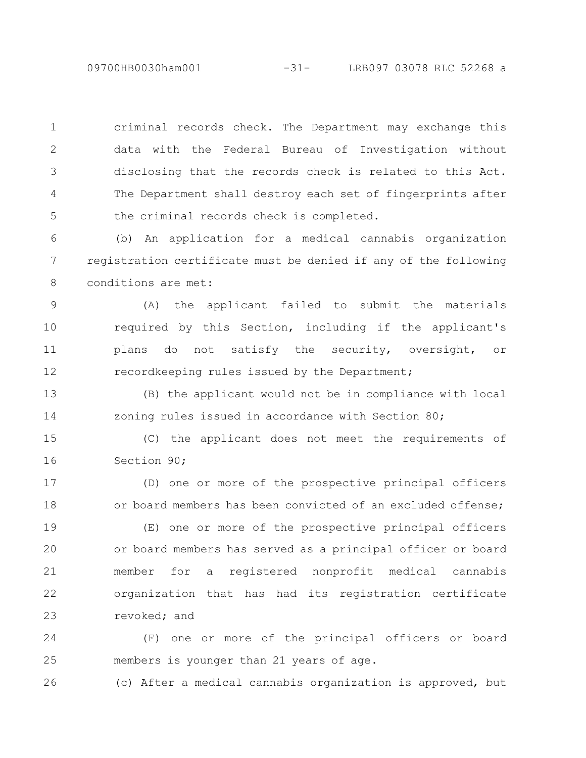criminal records check. The Department may exchange this data with the Federal Bureau of Investigation without disclosing that the records check is related to this Act. The Department shall destroy each set of fingerprints after the criminal records check is completed.

(b) An application for a medical cannabis organization registration certificate must be denied if any of the following conditions are met:

(A) the applicant failed to submit the materials required by this Section, including if the applicant's plans do not satisfy the security, oversight, or recordkeeping rules issued by the Department;

(B) the applicant would not be in compliance with local zoning rules issued in accordance with Section 80;

(C) the applicant does not meet the requirements of Section 90;

(D) one or more of the prospective principal officers or board members has been convicted of an excluded offense;

(E) one or more of the prospective principal officers or board members has served as a principal officer or board member for a registered nonprofit medical cannabis organization that has had its registration certificate revoked; and

(F) one or more of the principal officers or board members is younger than 21 years of age.

(c) After a medical cannabis organization is approved, but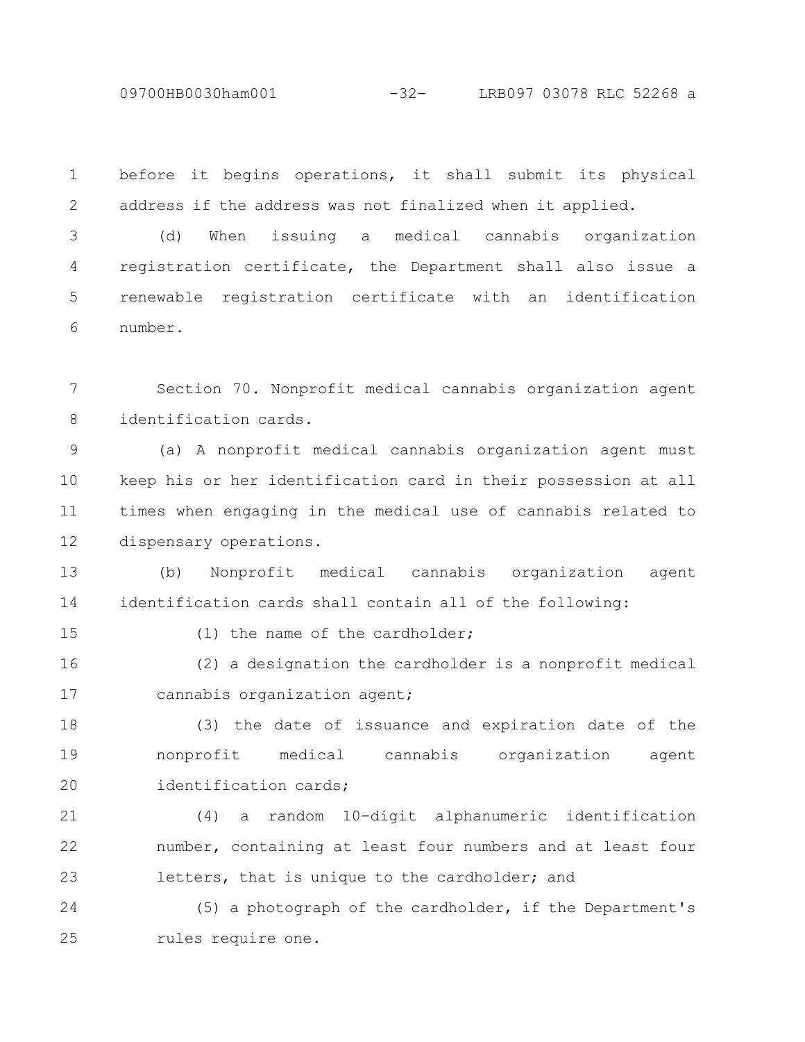before it begins operations, it shall submit its physical address if the address was not finalized when it applied.

(d) When issuing a medical cannabis organization registration certificate, the Department shall also issue a renewable registration certificate with an identification number.

Section 70. Nonprofit medical cannabis organization agent identification cards.

(a) A nonprofit medical cannabis organization agent must keep his or her identification card in their possession at all times when engaging in the medical use of cannabis related to dispensary operations.

(b) Nonprofit medical cannabis organization agent identification cards shall contain all of the following:

(1) the name of the cardholder;

(2) a designation the cardholder is a nonprofit medical cannabis organization agent;

(3) the date of issuance and expiration date of the nonprofit medical cannabis organization agent identification cards;

(4) a random 10-digit alphanumeric identification number, containing at least four numbers and at least four letters, that is unique to the cardholder; and

(5) a photograph of the cardholder, if the Department's rules require one.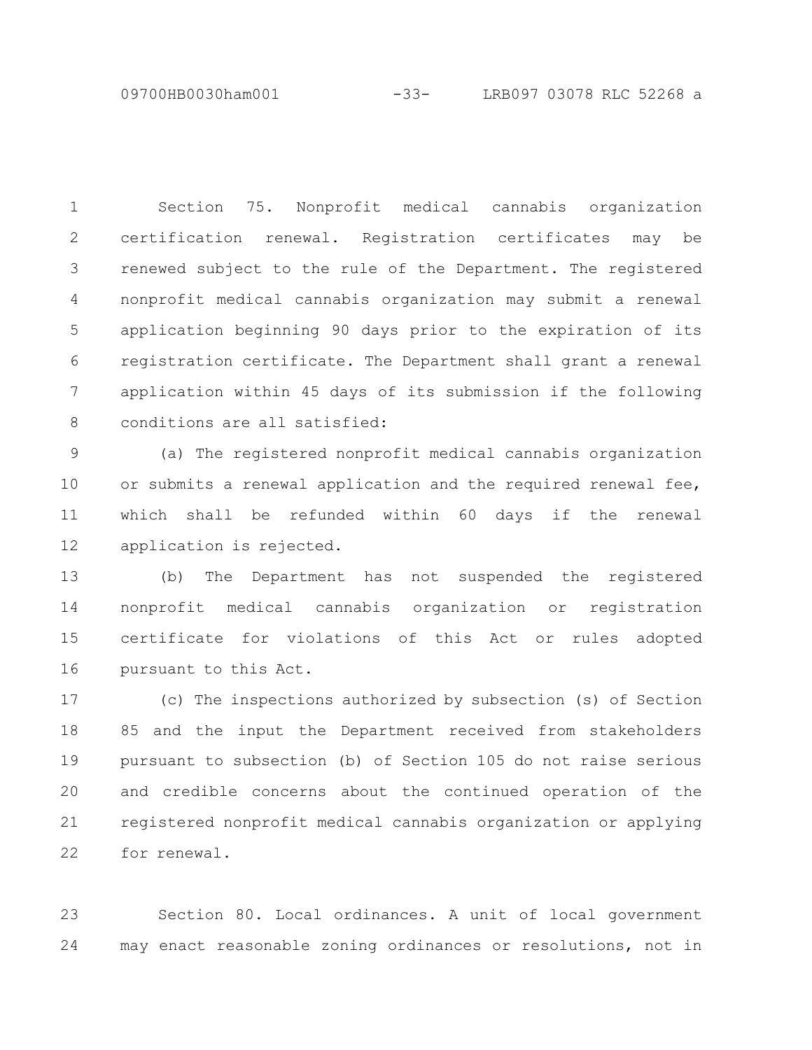Section 75. Nonprofit medical cannabis organization certification renewal. Registration certificates may be renewed subject to the rule of the Department. The registered nonprofit medical cannabis organization may submit a renewal application beginning 90 days prior to the expiration of its registration certificate. The Department shall grant a renewal application within 45 days of its submission if the following conditions are all satisfied:

(a) The registered nonprofit medical cannabis organization or submits a renewal application and the required renewal fee, which shall be refunded within 60 days if the renewal application is rejected.

(b) The Department has not suspended the registered nonprofit medical cannabis organization or registration certificate for violations of this Act or rules adopted pursuant to this Act.

(c) The inspections authorized by subsection (s) of Section 85 and the input the Department received from stakeholders pursuant to subsection (b) of Section 105 do not raise serious and credible concerns about the continued operation of the registered nonprofit medical cannabis organization or applying for renewal.

Section 80. Local ordinances. A unit of local government may enact reasonable zoning ordinances or resolutions, not in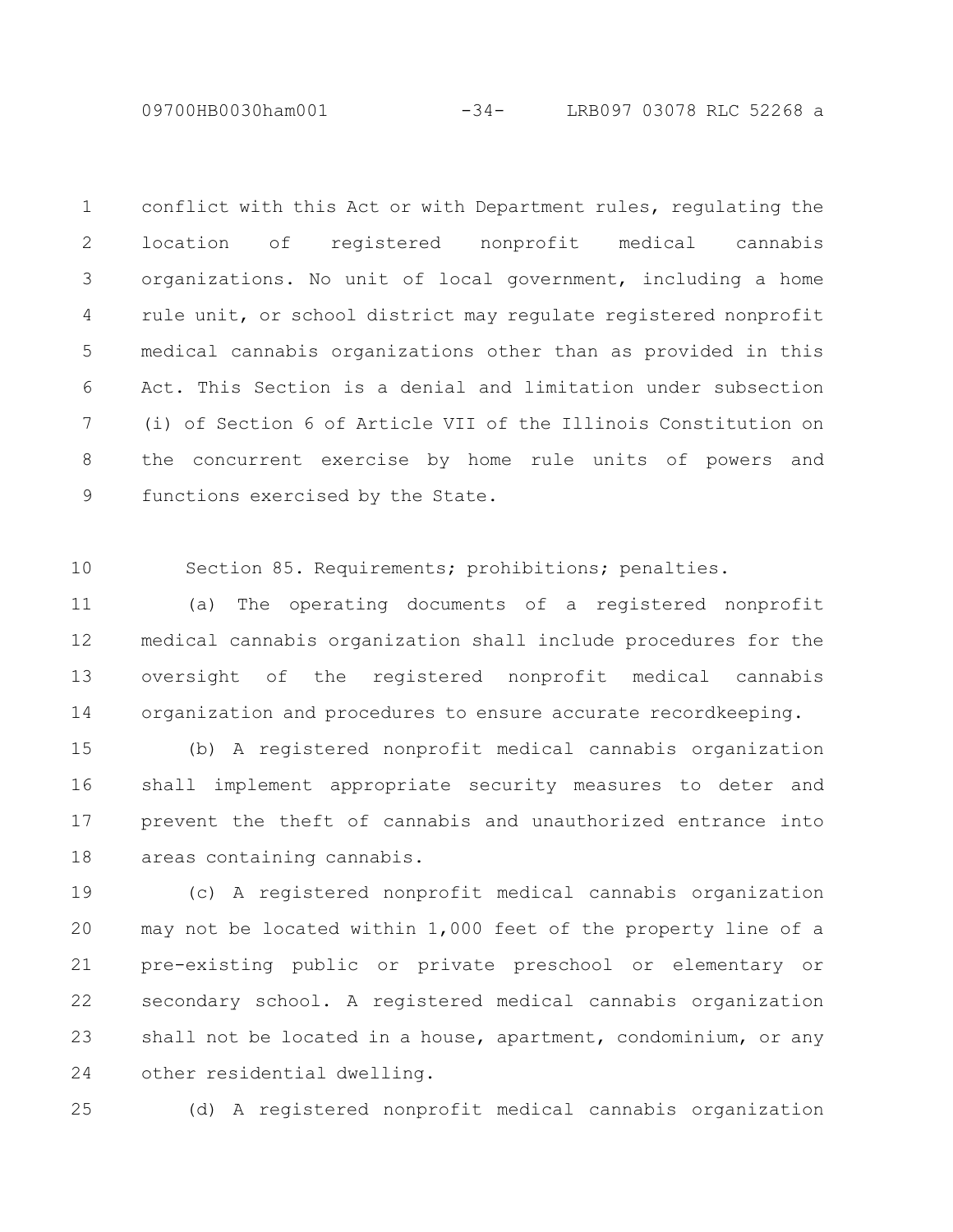conflict with this Act or with Department rules, regulating the location of registered nonprofit medical cannabis organizations. No unit of local government, including a home rule unit, or school district may regulate registered nonprofit medical cannabis organizations other than as provided in this Act. This Section is a denial and limitation under subsection (i) of Section 6 of Article VII of the Illinois Constitution on the concurrent exercise by home rule units of powers and functions exercised by the State.

Section 85. Requirements; prohibitions; penalties.

(a) The operating documents of a registered nonprofit medical cannabis organization shall include procedures for the oversight of the registered nonprofit medical cannabis organization and procedures to ensure accurate recordkeeping.

(b) A registered nonprofit medical cannabis organization shall implement appropriate security measures to deter and prevent the theft of cannabis and unauthorized entrance into areas containing cannabis.

(c) A registered nonprofit medical cannabis organization may not be located within 1,000 feet of the property line of a pre-existing public or private preschool or elementary or secondary school. A registered medical cannabis organization shall not be located in a house, apartment, condominium, or any other residential dwelling.

(d) A registered nonprofit medical cannabis organization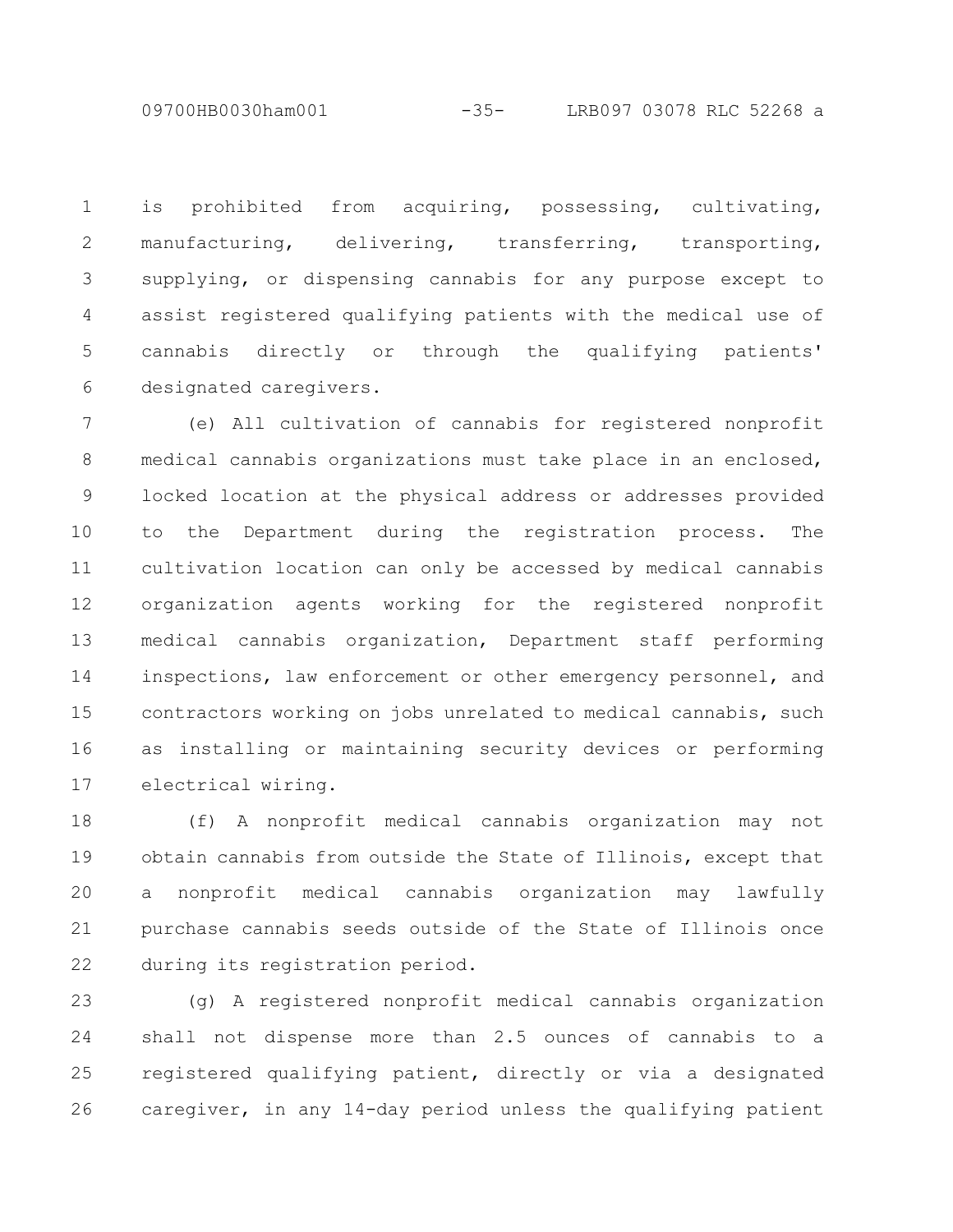is prohibited from acquiring, possessing, cultivating, manufacturing, delivering, transferring, transporting, supplying, or dispensing cannabis for any purpose except to assist registered qualifying patients with the medical use of cannabis directly or through the qualifying patients' designated caregivers.

(e) All cultivation of cannabis for registered nonprofit medical cannabis organizations must take place in an enclosed, locked location at the physical address or addresses provided to the Department during the registration process. The cultivation location can only be accessed by medical cannabis organization agents working for the registered nonprofit medical cannabis organization, Department staff performing inspections, law enforcement or other emergency personnel, and contractors working on jobs unrelated to medical cannabis, such as installing or maintaining security devices or performing electrical wiring.

(f) A nonprofit medical cannabis organization may not obtain cannabis from outside the State of Illinois, except that a nonprofit medical cannabis organization may lawfully purchase cannabis seeds outside of the State of Illinois once during its registration period.

(g) A registered nonprofit medical cannabis organization shall not dispense more than 2.5 ounces of cannabis to a registered qualifying patient, directly or via a designated caregiver, in any 14-day period unless the qualifying patient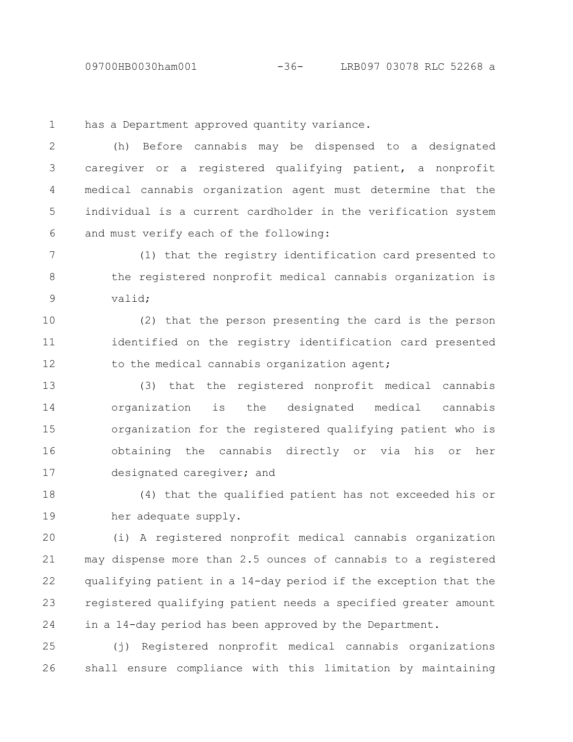has a Department approved quantity variance.

(h) Before cannabis may be dispensed to a designated caregiver or a registered qualifying patient, a nonprofit medical cannabis organization agent must determine that the individual is a current cardholder in the verification system and must verify each of the following:

(1) that the registry identification card presented to the registered nonprofit medical cannabis organization is valid;

(2) that the person presenting the card is the person identified on the registry identification card presented to the medical cannabis organization agent;

(3) that the registered nonprofit medical cannabis organization is the designated medical cannabis organization for the registered qualifying patient who is obtaining the cannabis directly or via his or her designated caregiver; and

(4) that the qualified patient has not exceeded his or her adequate supply.

(i) A registered nonprofit medical cannabis organization may dispense more than 2.5 ounces of cannabis to a registered qualifying patient in a 14-day period if the exception that the registered qualifying patient needs a specified greater amount in a 14-day period has been approved by the Department.

(j) Registered nonprofit medical cannabis organizations shall ensure compliance with this limitation by maintaining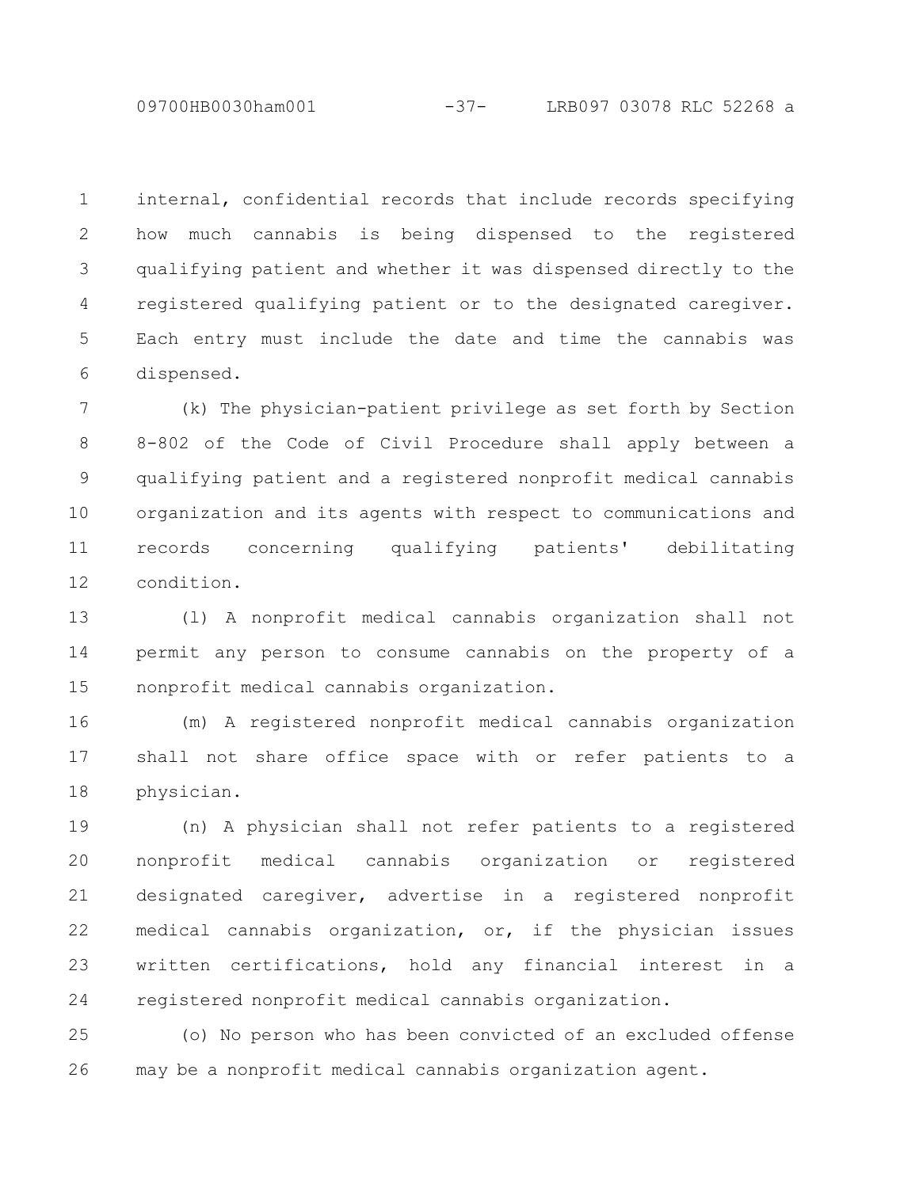internal, confidential records that include records specifying how much cannabis is being dispensed to the registered qualifying patient and whether it was dispensed directly to the registered qualifying patient or to the designated caregiver. Each entry must include the date and time the cannabis was dispensed.

(k) The physician-patient privilege as set forth by Section 8-802 of the Code of Civil Procedure shall apply between a qualifying patient and a registered nonprofit medical cannabis organization and its agents with respect to communications and records concerning qualifying patients' debilitating condition.

(l) A nonprofit medical cannabis organization shall not permit any person to consume cannabis on the property of a nonprofit medical cannabis organization.

(m) A registered nonprofit medical cannabis organization shall not share office space with or refer patients to a physician.

(n) A physician shall not refer patients to a registered nonprofit medical cannabis organization or registered designated caregiver, advertise in a registered nonprofit medical cannabis organization, or, if the physician issues written certifications, hold any financial interest in a registered nonprofit medical cannabis organization.

(o) No person who has been convicted of an excluded offense may be a nonprofit medical cannabis organization agent.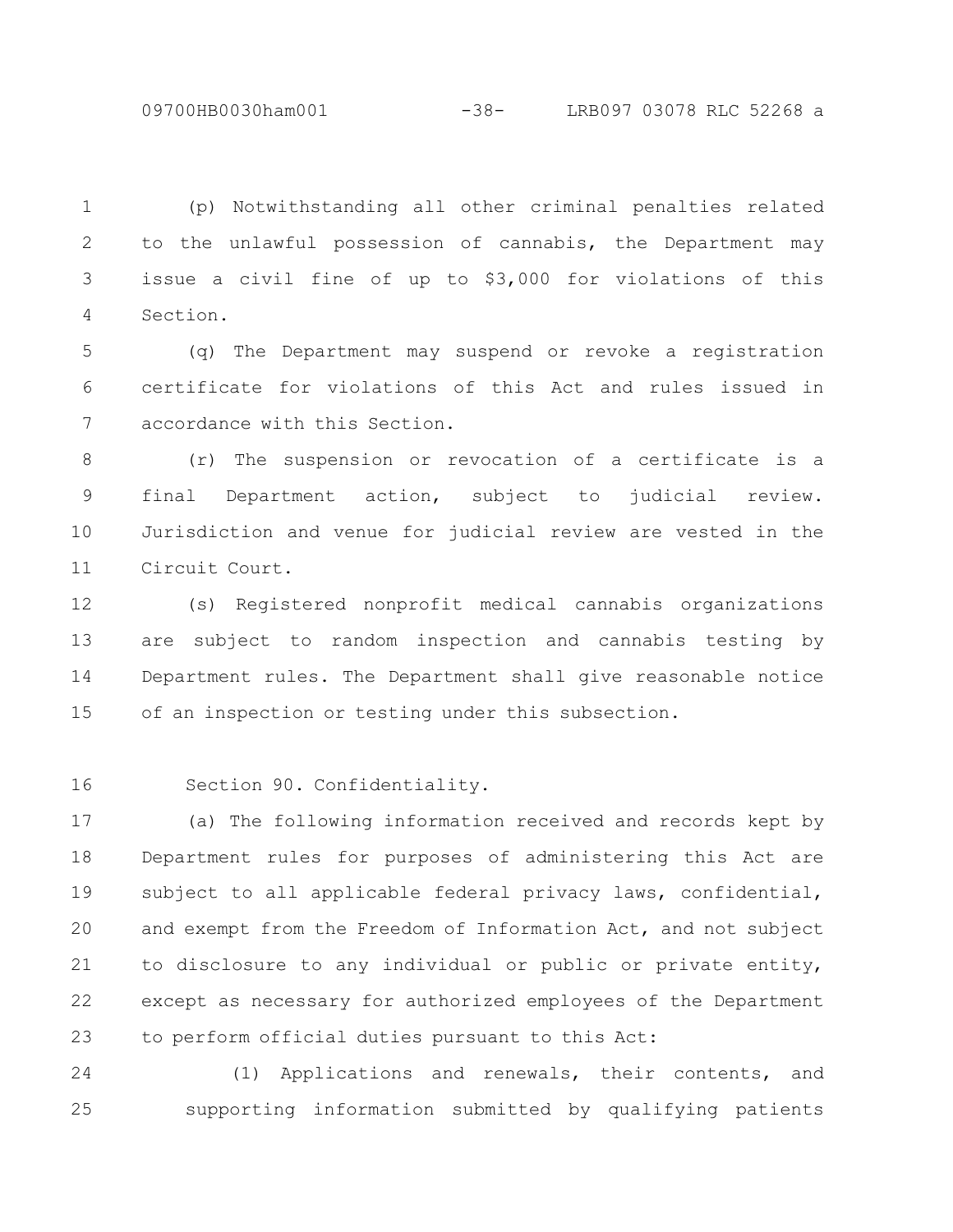(p) Notwithstanding all other criminal penalties related to the unlawful possession of cannabis, the Department may issue a civil fine of up to $3,000 for violations of this Section.

(q) The Department may suspend or revoke a registration certificate for violations of this Act and rules issued in accordance with this Section.

(r) The suspension or revocation of a certificate is a final Department action, subject to judicial review. Jurisdiction and venue for judicial review are vested in the Circuit Court.

(s) Registered nonprofit medical cannabis organizations are subject to random inspection and cannabis testing by Department rules. The Department shall give reasonable notice of an inspection or testing under this subsection.

Section 90. Confidentiality.

(a) The following information received and records kept by Department rules for purposes of administering this Act are subject to all applicable federal privacy laws, confidential, and exempt from the Freedom of Information Act, and not subject to disclosure to any individual or public or private entity, except as necessary for authorized employees of the Department to perform official duties pursuant to this Act:

(1) Applications and renewals, their contents, and supporting information submitted by qualifying patients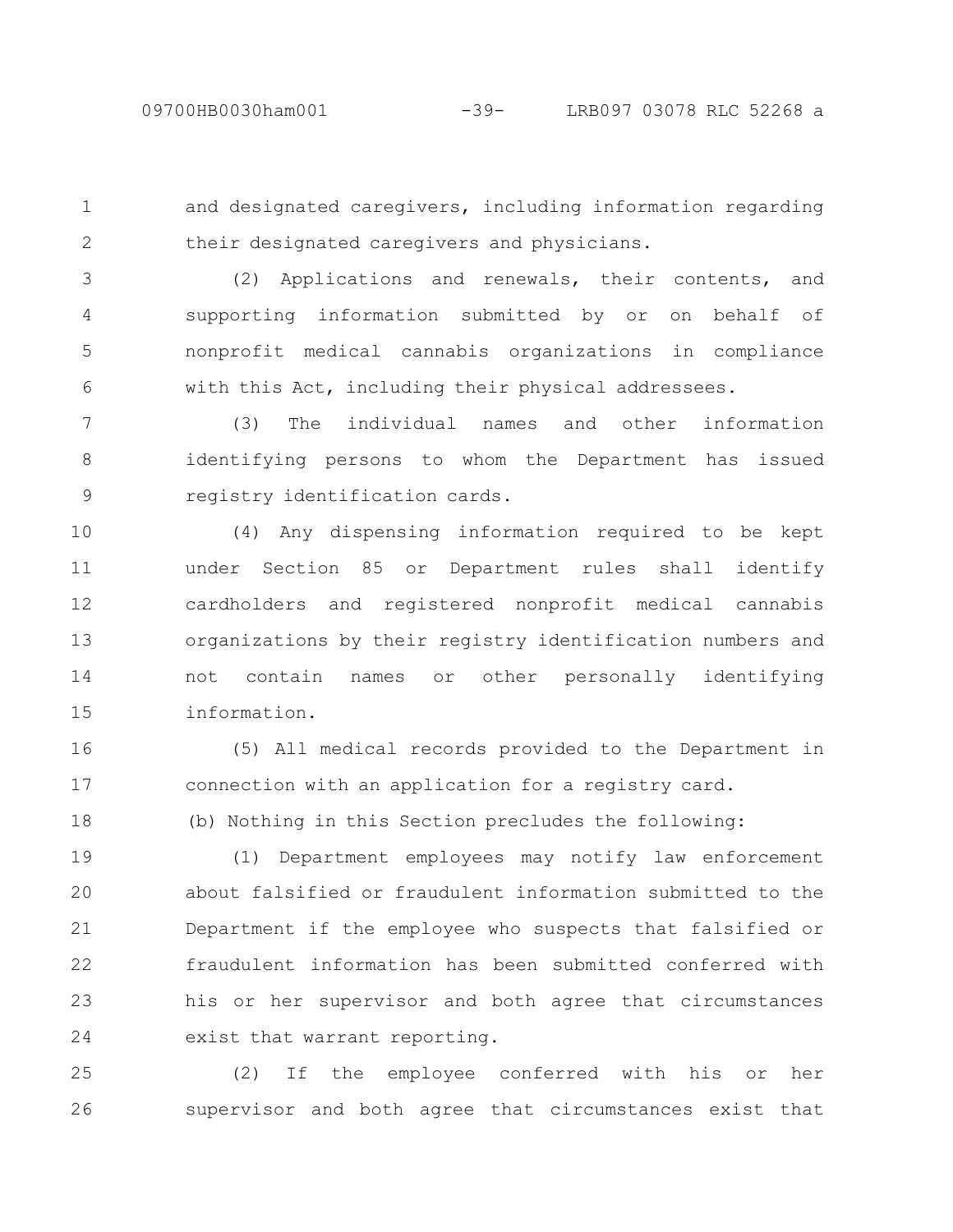and designated caregivers, including information regarding their designated caregivers and physicians.

(2) Applications and renewals, their contents, and supporting information submitted by or on behalf of nonprofit medical cannabis organizations in compliance with this Act, including their physical addressees.

(3) The individual names and other information identifying persons to whom the Department has issued registry identification cards.

(4) Any dispensing information required to be kept under Section 85 or Department rules shall identify cardholders and registered nonprofit medical cannabis organizations by their registry identification numbers and not contain names or other personally identifying information.

(5) All medical records provided to the Department in connection with an application for a registry card.

(b) Nothing in this Section precludes the following:

(1) Department employees may notify law enforcement about falsified or fraudulent information submitted to the Department if the employee who suspects that falsified or fraudulent information has been submitted conferred with his or her supervisor and both agree that circumstances exist that warrant reporting.

(2) If the employee conferred with his or her supervisor and both agree that circumstances exist that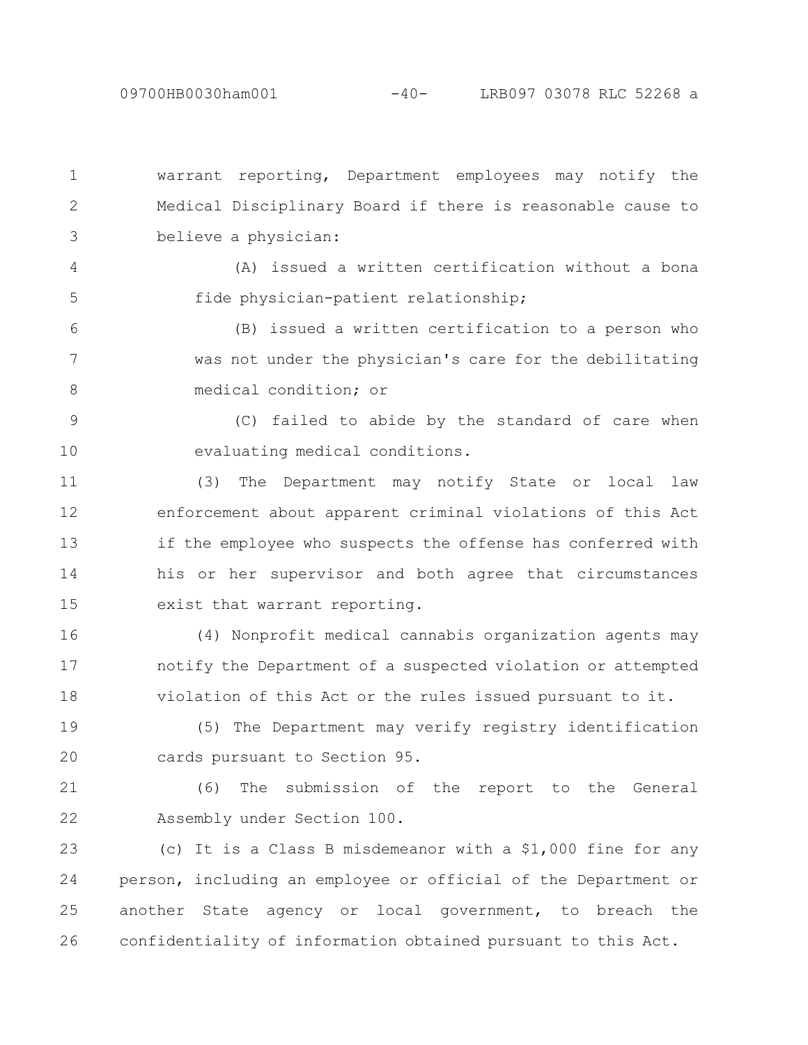warrant reporting, Department employees may notify the Medical Disciplinary Board if there is reasonable cause to believe a physician:

(A) issued a written certification without a bona fide physician-patient relationship;

(B) issued a written certification to a person who was not under the physician's care for the debilitating medical condition; or

(C) failed to abide by the standard of care when evaluating medical conditions.

(3) The Department may notify State or local law enforcement about apparent criminal violations of this Act if the employee who suspects the offense has conferred with his or her supervisor and both agree that circumstances exist that warrant reporting.

(4) Nonprofit medical cannabis organization agents may notify the Department of a suspected violation or attempted violation of this Act or the rules issued pursuant to it.

(5) The Department may verify registry identification cards pursuant to Section 95.

(6) The submission of the report to the General Assembly under Section 100.

(c) It is a Class B misdemeanor with a $1,000 fine for any person, including an employee or official of the Department or another State agency or local government, to breach the confidentiality of information obtained pursuant to this Act.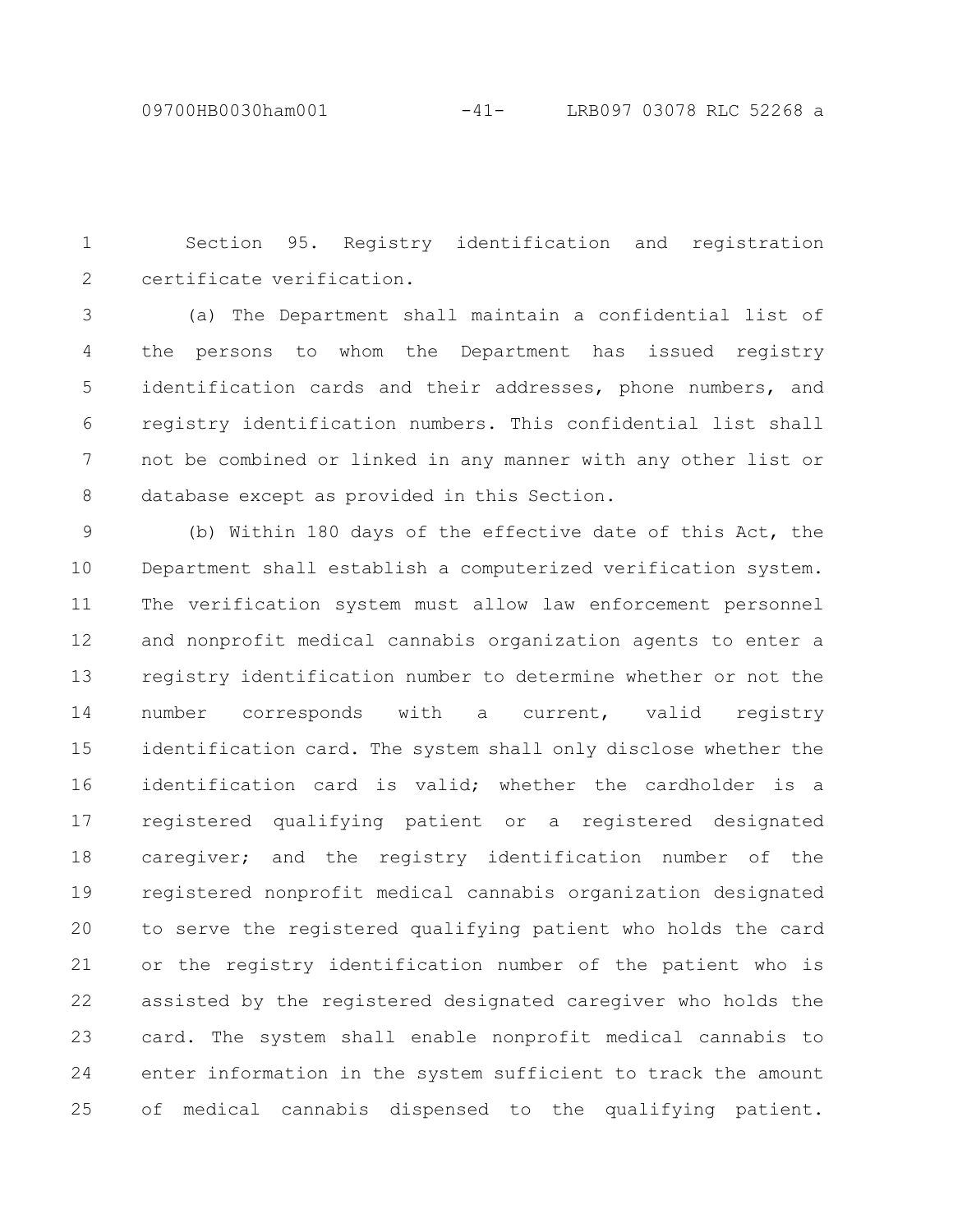Section 95. Registry identification and registration certificate verification.

(a) The Department shall maintain a confidential list of the persons to whom the Department has issued registry identification cards and their addresses, phone numbers, and registry identification numbers. This confidential list shall not be combined or linked in any manner with any other list or database except as provided in this Section.

(b) Within 180 days of the effective date of this Act, the Department shall establish a computerized verification system. The verification system must allow law enforcement personnel and nonprofit medical cannabis organization agents to enter a registry identification number to determine whether or not the number corresponds with a current, valid registry identification card. The system shall only disclose whether the identification card is valid; whether the cardholder is a registered qualifying patient or a registered designated caregiver; and the registry identification number of the registered nonprofit medical cannabis organization designated to serve the registered qualifying patient who holds the card or the registry identification number of the patient who is assisted by the registered designated caregiver who holds the card. The system shall enable nonprofit medical cannabis to enter information in the system sufficient to track the amount of medical cannabis dispensed to the qualifying patient.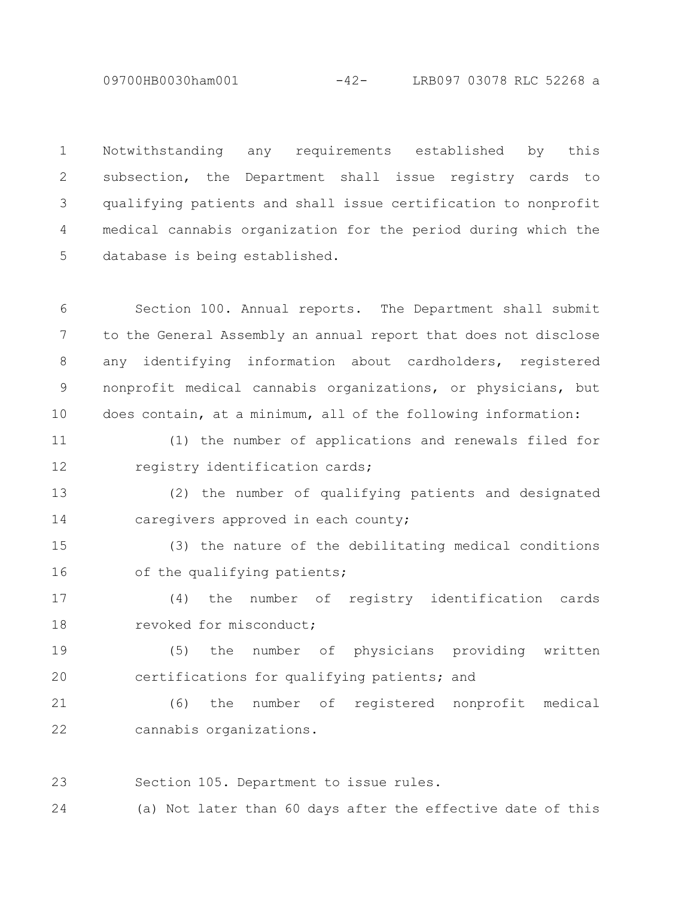Notwithstanding any requirements established by this subsection, the Department shall issue registry cards to qualifying patients and shall issue certification to nonprofit medical cannabis organization for the period during which the database is being established.

Section 100. Annual reports. The Department shall submit to the General Assembly an annual report that does not disclose any identifying information about cardholders, registered nonprofit medical cannabis organizations, or physicians, but does contain, at a minimum, all of the following information:

(1) the number of applications and renewals filed for registry identification cards;

(2) the number of qualifying patients and designated caregivers approved in each county;

(3) the nature of the debilitating medical conditions of the qualifying patients;

(4) the number of registry identification cards revoked for misconduct;

(5) the number of physicians providing written certifications for qualifying patients; and

(6) the number of registered nonprofit medical cannabis organizations.

Section 105. Department to issue rules.

(a) Not later than 60 days after the effective date of this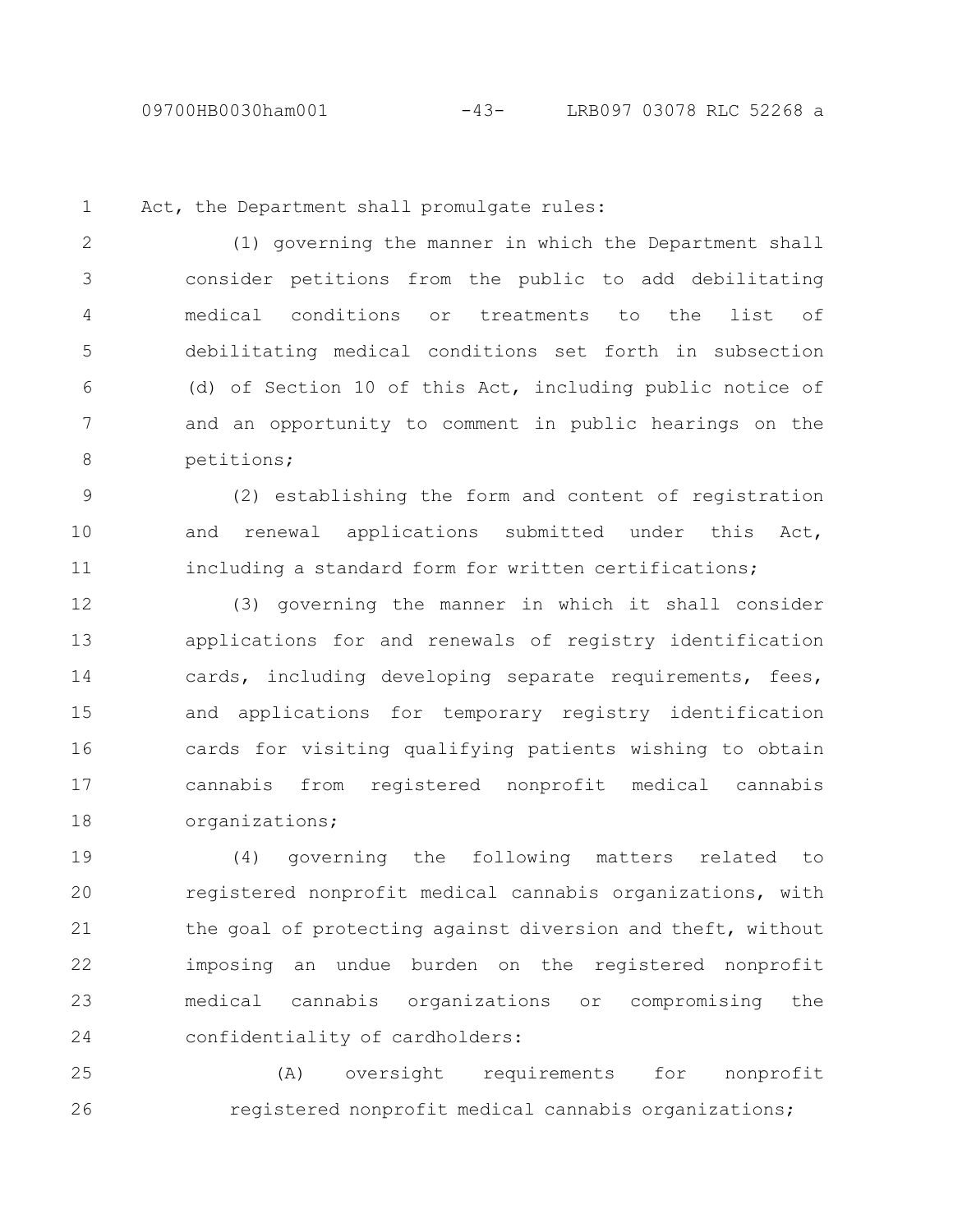Act, the Department shall promulgate rules:

(1) governing the manner in which the Department shall consider petitions from the public to add debilitating medical conditions or treatments to the list of debilitating medical conditions set forth in subsection (d) of Section 10 of this Act, including public notice of and an opportunity to comment in public hearings on the petitions;

(2) establishing the form and content of registration and renewal applications submitted under this Act, including a standard form for written certifications;

(3) governing the manner in which it shall consider applications for and renewals of registry identification cards, including developing separate requirements, fees, and applications for temporary registry identification cards for visiting qualifying patients wishing to obtain cannabis from registered nonprofit medical cannabis organizations;

(4) governing the following matters related to registered nonprofit medical cannabis organizations, with the goal of protecting against diversion and theft, without imposing an undue burden on the registered nonprofit medical cannabis organizations or compromising the confidentiality of cardholders:

(A) oversight requirements for nonprofit registered nonprofit medical cannabis organizations;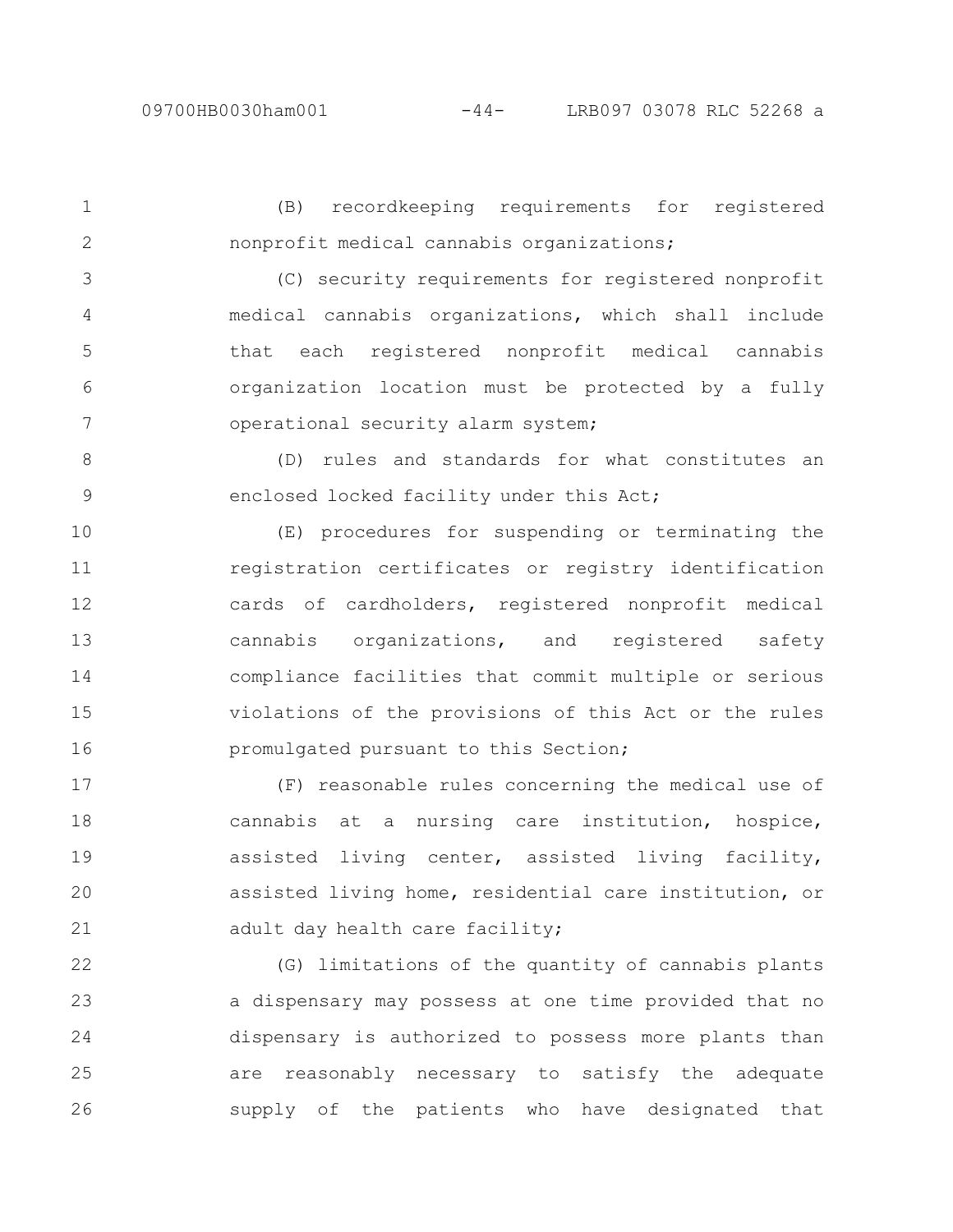(B) recordkeeping requirements for registered nonprofit medical cannabis organizations;

(C) security requirements for registered nonprofit medical cannabis organizations, which shall include that each registered nonprofit medical cannabis organization location must be protected by a fully operational security alarm system;

(D) rules and standards for what constitutes an enclosed locked facility under this Act;

(E) procedures for suspending or terminating the registration certificates or registry identification cards of cardholders, registered nonprofit medical cannabis organizations, and registered safety compliance facilities that commit multiple or serious violations of the provisions of this Act or the rules promulgated pursuant to this Section;

(F) reasonable rules concerning the medical use of cannabis at a nursing care institution, hospice, assisted living center, assisted living facility, assisted living home, residential care institution, or adult day health care facility;

(G) limitations of the quantity of cannabis plants a dispensary may possess at one time provided that no dispensary is authorized to possess more plants than are reasonably necessary to satisfy the adequate supply of the patients who have designated that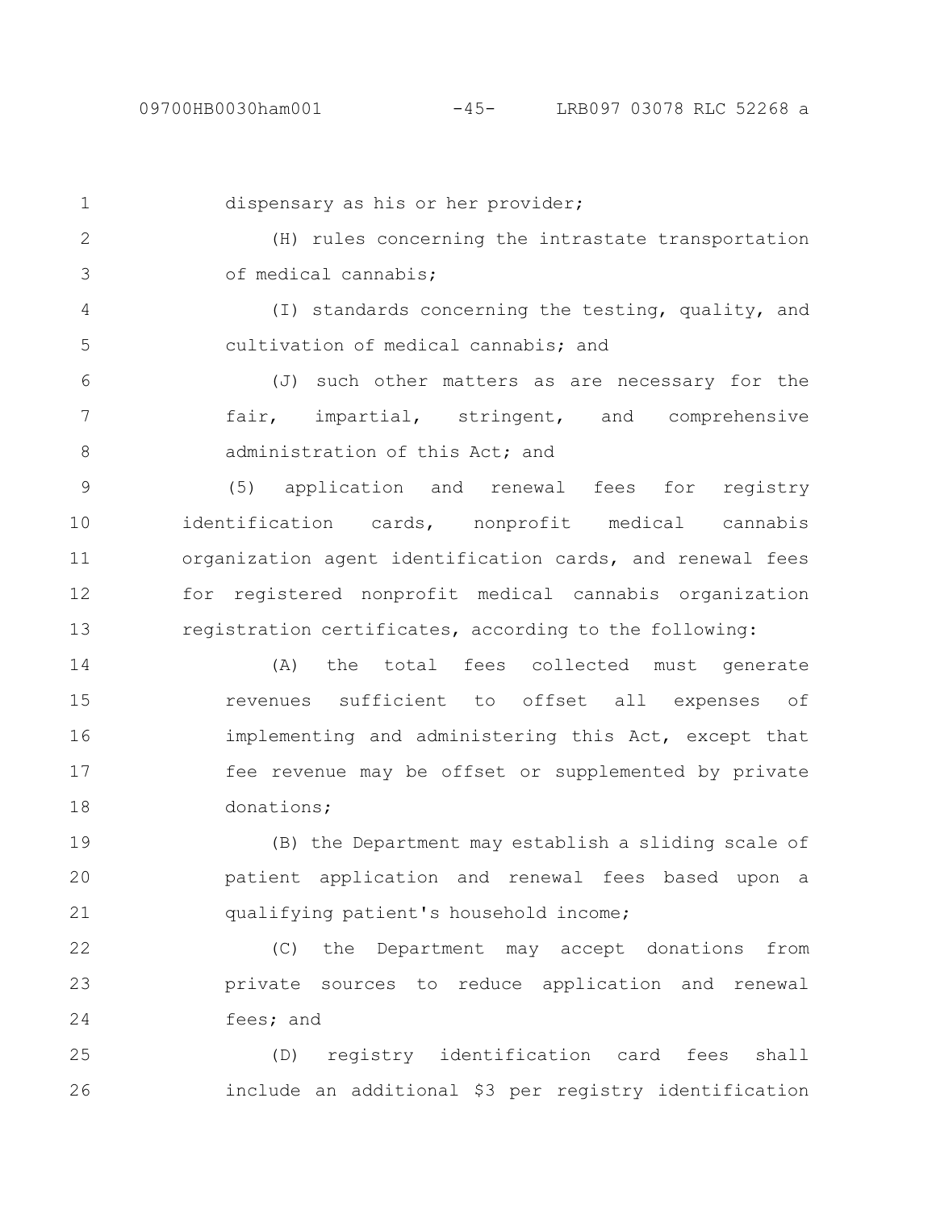dispensary as his or her provider;

(H) rules concerning the intrastate transportation of medical cannabis;

(I) standards concerning the testing, quality, and cultivation of medical cannabis; and

(J) such other matters as are necessary for the fair, impartial, stringent, and comprehensive administration of this Act; and

(5) application and renewal fees for registry identification cards, nonprofit medical cannabis organization agent identification cards, and renewal fees for registered nonprofit medical cannabis organization registration certificates, according to the following:

(A) the total fees collected must generate revenues sufficient to offset all expenses of implementing and administering this Act, except that fee revenue may be offset or supplemented by private donations;

(B) the Department may establish a sliding scale of patient application and renewal fees based upon a qualifying patient's household income;

(C) the Department may accept donations from private sources to reduce application and renewal fees; and

(D) registry identification card fees shall include an additional $3 per registry identification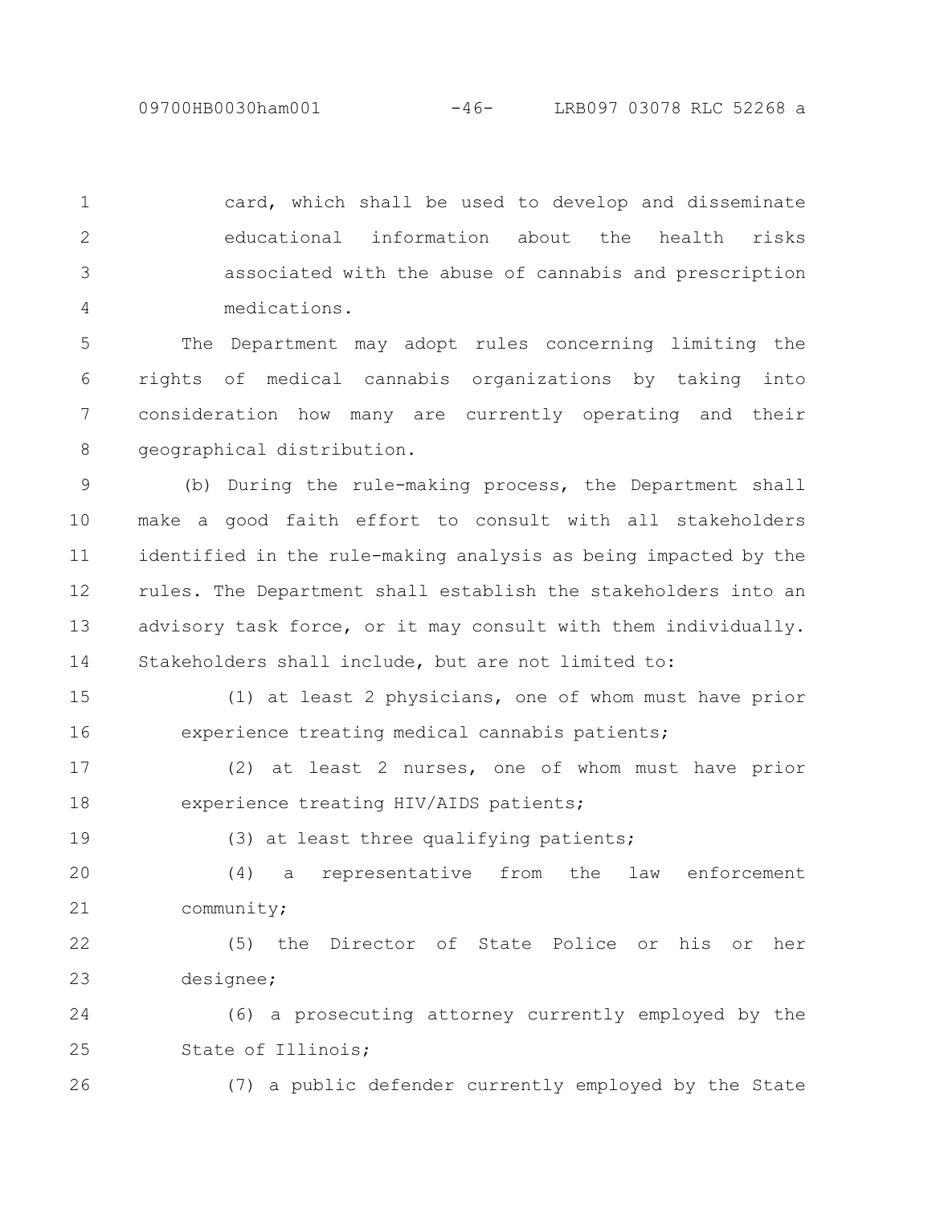card, which shall be used to develop and disseminate educational information about the health risks associated with the abuse of cannabis and prescription medications.

The Department may adopt rules concerning limiting the rights of medical cannabis organizations by taking into consideration how many are currently operating and their geographical distribution.

(b) During the rule-making process, the Department shall make a good faith effort to consult with all stakeholders identified in the rule-making analysis as being impacted by the rules. The Department shall establish the stakeholders into an advisory task force, or it may consult with them individually. Stakeholders shall include, but are not limited to:

(1) at least 2 physicians, one of whom must have prior experience treating medical cannabis patients;

(2) at least 2 nurses, one of whom must have prior experience treating HIV/AIDS patients;

(3) at least three qualifying patients;

(4) a representative from the law enforcement community;

(5) the Director of State Police or his or her designee;

(6) a prosecuting attorney currently employed by the State of Illinois;

(7) a public defender currently employed by the State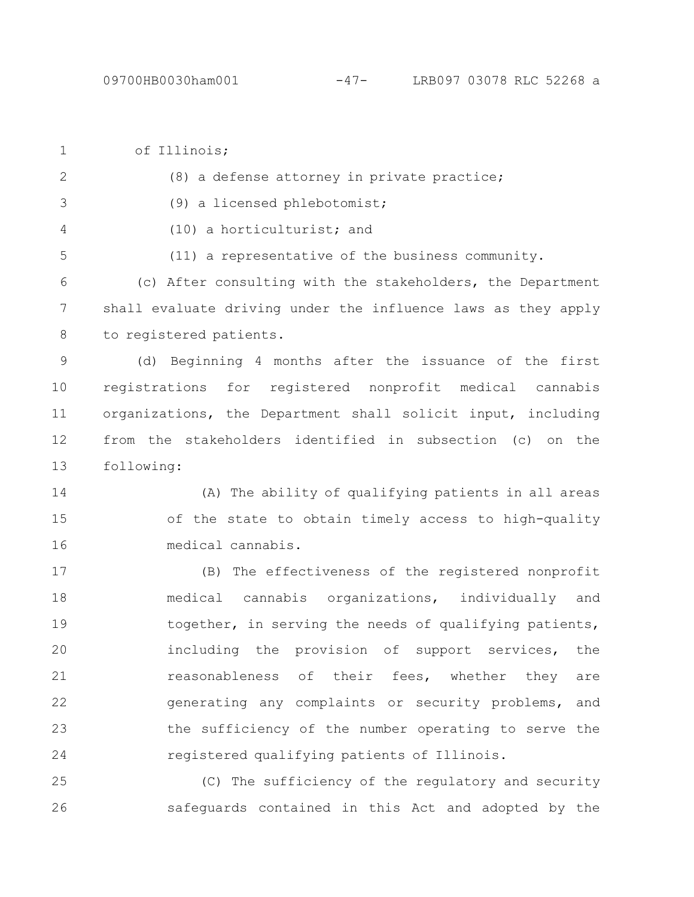of Illinois;

(8) a defense attorney in private practice;

(9) a licensed phlebotomist;

(10) a horticulturist; and

(11) a representative of the business community.

(c) After consulting with the stakeholders, the Department shall evaluate driving under the influence laws as they apply to registered patients.

(d) Beginning 4 months after the issuance of the first registrations for registered nonprofit medical cannabis organizations, the Department shall solicit input, including from the stakeholders identified in subsection (c) on the following:

(A) The ability of qualifying patients in all areas of the state to obtain timely access to high-quality medical cannabis.

(B) The effectiveness of the registered nonprofit medical cannabis organizations, individually and together, in serving the needs of qualifying patients, including the provision of support services, the reasonableness of their fees, whether they are generating any complaints or security problems, and the sufficiency of the number operating to serve the registered qualifying patients of Illinois.

(C) The sufficiency of the regulatory and security safeguards contained in this Act and adopted by the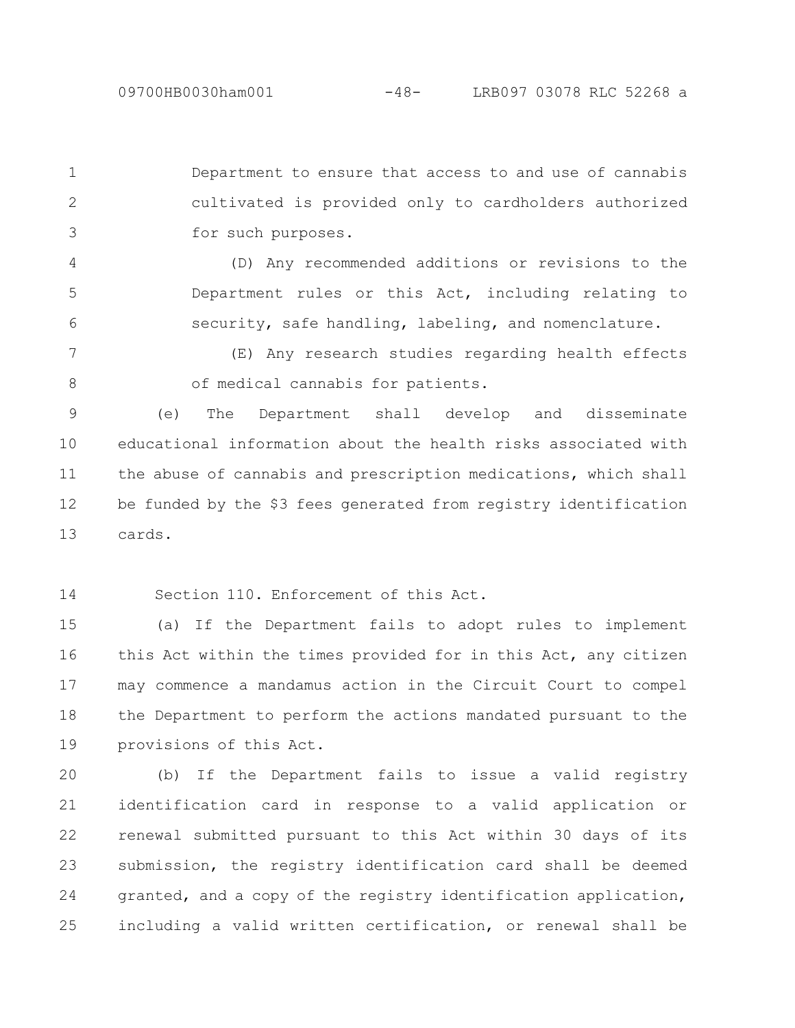Department to ensure that access to and use of cannabis cultivated is provided only to cardholders authorized for such purposes.

(D) Any recommended additions or revisions to the Department rules or this Act, including relating to security, safe handling, labeling, and nomenclature.

(E) Any research studies regarding health effects of medical cannabis for patients.

(e) The Department shall develop and disseminate educational information about the health risks associated with the abuse of cannabis and prescription medications, which shall be funded by the $3 fees generated from registry identification cards.

Section 110. Enforcement of this Act.

(a) If the Department fails to adopt rules to implement this Act within the times provided for in this Act, any citizen may commence a mandamus action in the Circuit Court to compel the Department to perform the actions mandated pursuant to the provisions of this Act.

(b) If the Department fails to issue a valid registry identification card in response to a valid application or renewal submitted pursuant to this Act within 30 days of its submission, the registry identification card shall be deemed granted, and a copy of the registry identification application, including a valid written certification, or renewal shall be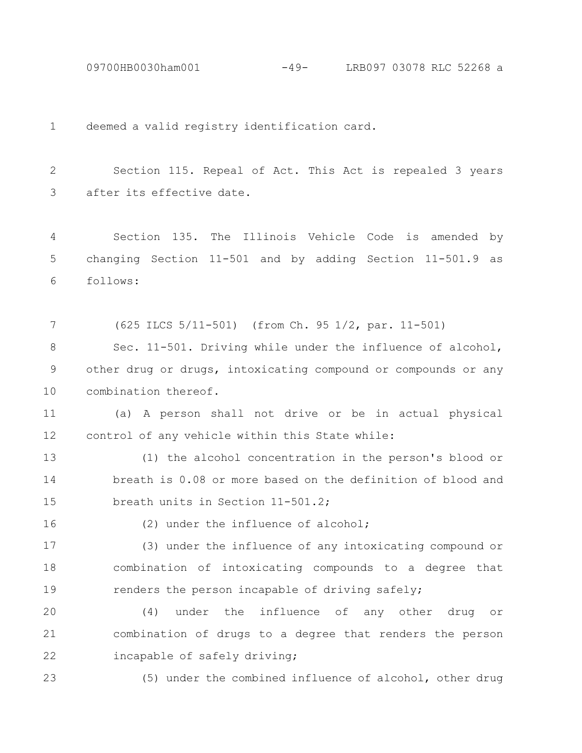deemed a valid registry identification card.

Section 115. Repeal of Act. This Act is repealed 3 years after its effective date.

Section 135. The Illinois Vehicle Code is amended by changing Section 11-501 and by adding Section 11-501.9 as follows:

(625 ILCS 5/11-501) (from Ch. 95 1/2, par. 11-501)

Sec. 11-501. Driving while under the influence of alcohol, other drug or drugs, intoxicating compound or compounds or any combination thereof.

(a) A person shall not drive or be in actual physical control of any vehicle within this State while:

(1) the alcohol concentration in the person's blood or breath is 0.08 or more based on the definition of blood and breath units in Section 11-501.2;

(2) under the influence of alcohol;

(3) under the influence of any intoxicating compound or combination of intoxicating compounds to a degree that renders the person incapable of driving safely;

(4) under the influence of any other drug or combination of drugs to a degree that renders the person incapable of safely driving;

(5) under the combined influence of alcohol, other drug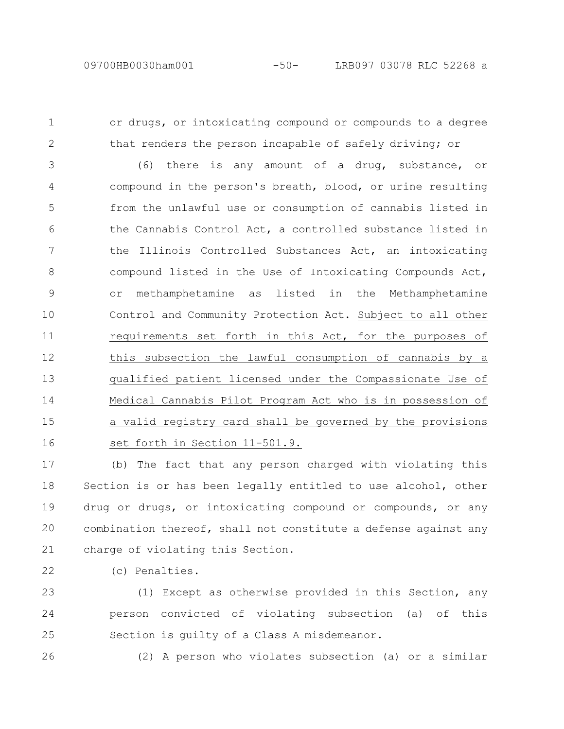or drugs, or intoxicating compound or compounds to a degree that renders the person incapable of safely driving; or

(6) there is any amount of a drug, substance, or compound in the person's breath, blood, or urine resulting from the unlawful use or consumption of cannabis listed in the Cannabis Control Act, a controlled substance listed in the Illinois Controlled Substances Act, an intoxicating compound listed in the Use of Intoxicating Compounds Act, or methamphetamine as listed in the Methamphetamine Control and Community Protection Act. Subject to all other requirements set forth in this Act, for the purposes of this subsection the lawful consumption of cannabis by a qualified patient licensed under the Compassionate Use of Medical Cannabis Pilot Program Act who is in possession of a valid registry card shall be governed by the provisions set forth in Section 11-501.9.

(b) The fact that any person charged with violating this Section is or has been legally entitled to use alcohol, other drug or drugs, or intoxicating compound or compounds, or any combination thereof, shall not constitute a defense against any charge of violating this Section.

(c) Penalties.

(1) Except as otherwise provided in this Section, any person convicted of violating subsection (a) of this Section is guilty of a Class A misdemeanor.

(2) A person who violates subsection (a) or a similar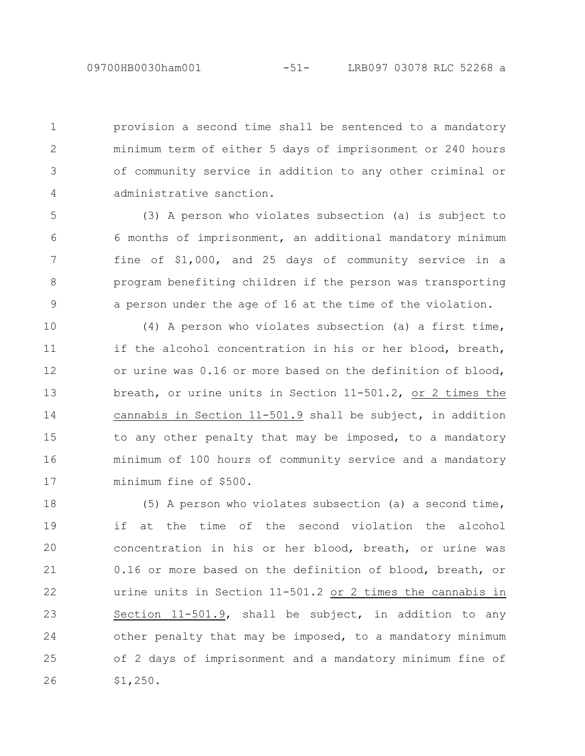provision a second time shall be sentenced to a mandatory minimum term of either 5 days of imprisonment or 240 hours of community service in addition to any other criminal or administrative sanction.

(3) A person who violates subsection (a) is subject to 6 months of imprisonment, an additional mandatory minimum fine of $1,000, and 25 days of community service in a program benefiting children if the person was transporting a person under the age of 16 at the time of the violation.

(4) A person who violates subsection (a) a first time, if the alcohol concentration in his or her blood, breath, or urine was 0.16 or more based on the definition of blood, breath, or urine units in Section 11-501.2, or 2 times the cannabis in Section 11-501.9 shall be subject, in addition to any other penalty that may be imposed, to a mandatory minimum of 100 hours of community service and a mandatory minimum fine of $500.

(5) A person who violates subsection (a) a second time, if at the time of the second violation the alcohol concentration in his or her blood, breath, or urine was 0.16 or more based on the definition of blood, breath, or urine units in Section 11-501.2 or 2 times the cannabis in Section 11-501.9, shall be subject, in addition to any other penalty that may be imposed, to a mandatory minimum of 2 days of imprisonment and a mandatory minimum fine of $1,250.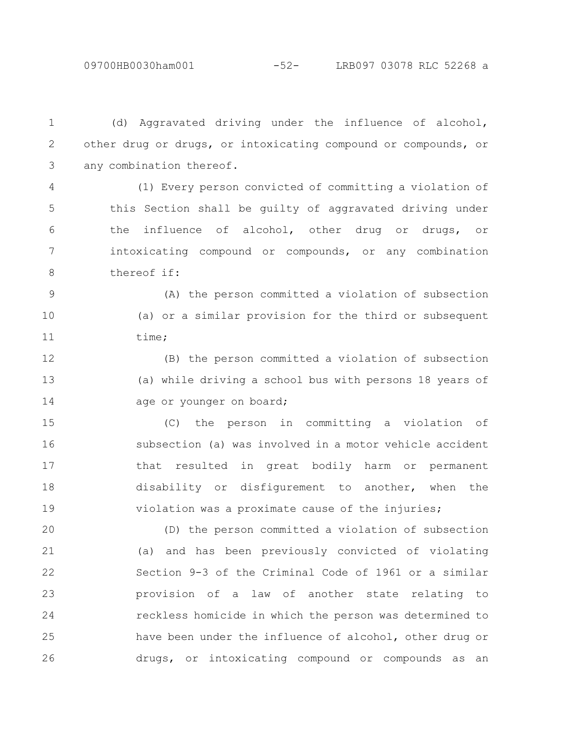(d) Aggravated driving under the influence of alcohol, other drug or drugs, or intoxicating compound or compounds, or any combination thereof.

(1) Every person convicted of committing a violation of this Section shall be guilty of aggravated driving under the influence of alcohol, other drug or drugs, or intoxicating compound or compounds, or any combination thereof if:

(A) the person committed a violation of subsection (a) or a similar provision for the third or subsequent time;

(B) the person committed a violation of subsection (a) while driving a school bus with persons 18 years of age or younger on board;

(C) the person in committing a violation of subsection (a) was involved in a motor vehicle accident that resulted in great bodily harm or permanent disability or disfigurement to another, when the violation was a proximate cause of the injuries;

(D) the person committed a violation of subsection (a) and has been previously convicted of violating Section 9-3 of the Criminal Code of 1961 or a similar provision of a law of another state relating to reckless homicide in which the person was determined to have been under the influence of alcohol, other drug or drugs, or intoxicating compound or compounds as an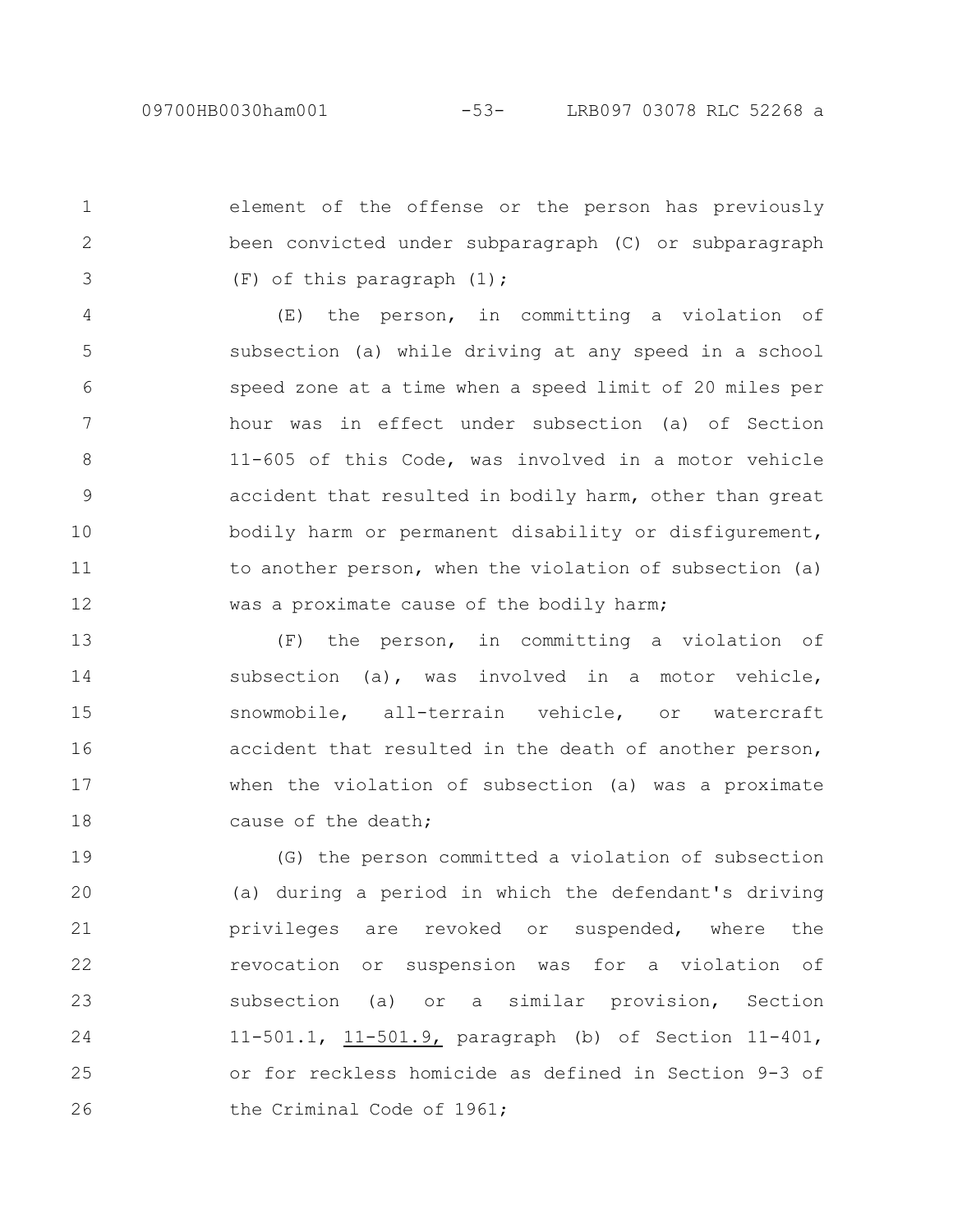element of the offense or the person has previously been convicted under subparagraph (C) or subparagraph (F) of this paragraph (1);

(E) the person, in committing a violation of subsection (a) while driving at any speed in a school speed zone at a time when a speed limit of 20 miles per hour was in effect under subsection (a) of Section 11-605 of this Code, was involved in a motor vehicle accident that resulted in bodily harm, other than great bodily harm or permanent disability or disfigurement, to another person, when the violation of subsection (a) was a proximate cause of the bodily harm;

(F) the person, in committing a violation of subsection (a), was involved in a motor vehicle, snowmobile, all-terrain vehicle, or watercraft accident that resulted in the death of another person, when the violation of subsection (a) was a proximate cause of the death;

(G) the person committed a violation of subsection (a) during a period in which the defendant's driving privileges are revoked or suspended, where the revocation or suspension was for a violation of subsection (a) or a similar provision, Section 11-501.1, 11-501.9, paragraph (b) of Section 11-401, or for reckless homicide as defined in Section 9-3 of the Criminal Code of 1961;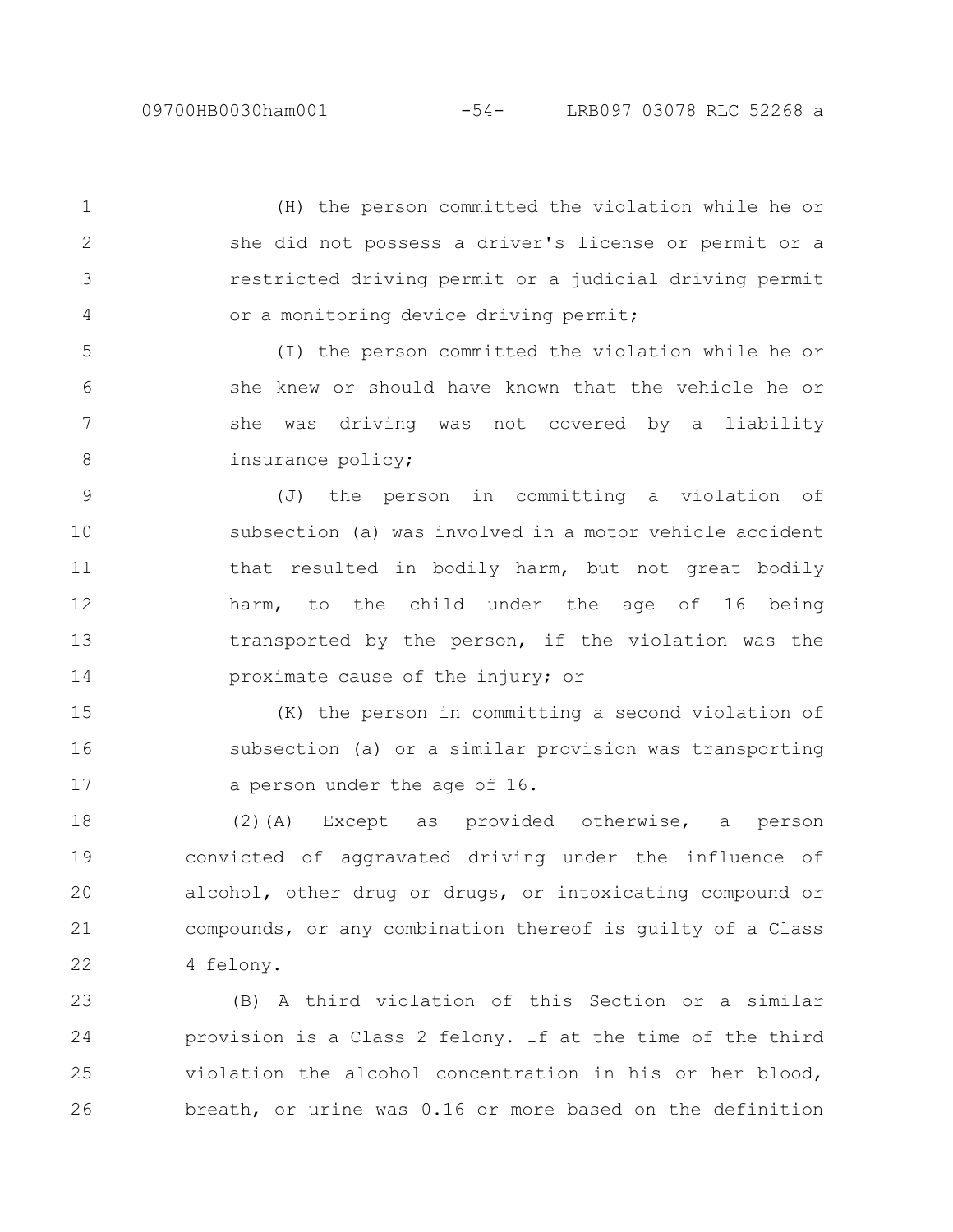(H) the person committed the violation while he or she did not possess a driver's license or permit or a restricted driving permit or a judicial driving permit or a monitoring device driving permit;

(I) the person committed the violation while he or she knew or should have known that the vehicle he or she was driving was not covered by a liability insurance policy;

(J) the person in committing a violation of subsection (a) was involved in a motor vehicle accident that resulted in bodily harm, but not great bodily harm, to the child under the age of 16 being transported by the person, if the violation was the proximate cause of the injury; or

(K) the person in committing a second violation of subsection (a) or a similar provision was transporting a person under the age of 16.

(2)(A) Except as provided otherwise, a person convicted of aggravated driving under the influence of alcohol, other drug or drugs, or intoxicating compound or compounds, or any combination thereof is guilty of a Class 4 felony.

(B) A third violation of this Section or a similar provision is a Class 2 felony. If at the time of the third violation the alcohol concentration in his or her blood, breath, or urine was 0.16 or more based on the definition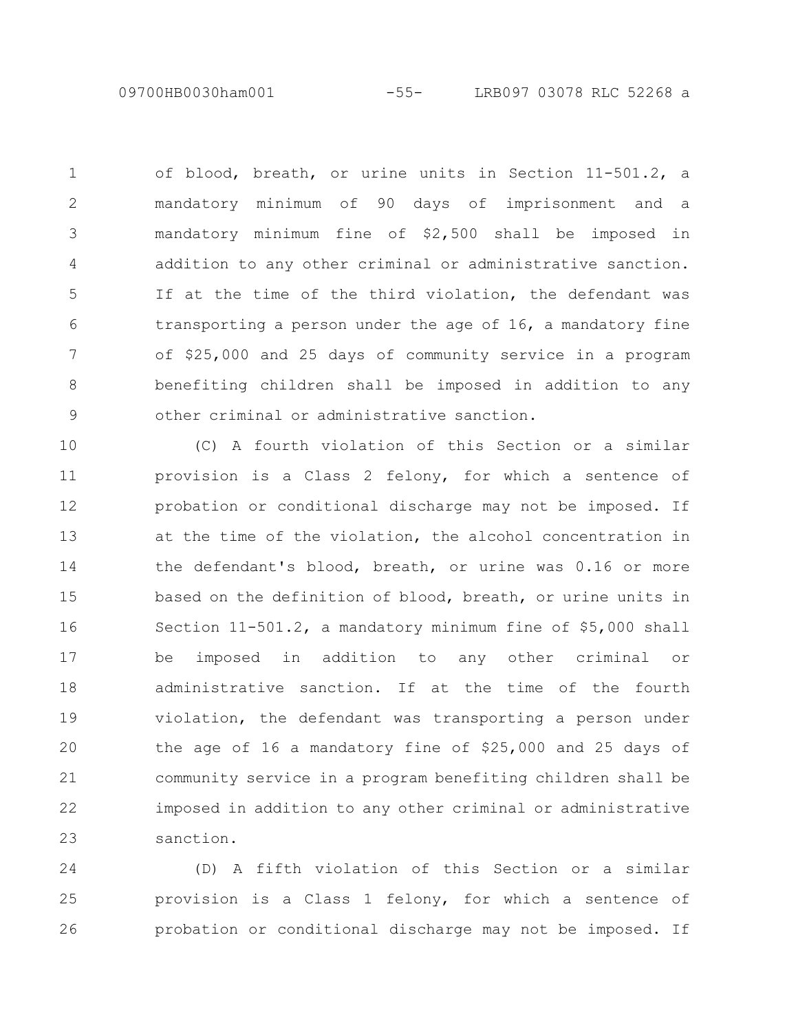of blood, breath, or urine units in Section 11-501.2, a mandatory minimum of 90 days of imprisonment and a mandatory minimum fine of $2,500 shall be imposed in addition to any other criminal or administrative sanction. If at the time of the third violation, the defendant was transporting a person under the age of 16, a mandatory fine of $25,000 and 25 days of community service in a program benefiting children shall be imposed in addition to any other criminal or administrative sanction.

(C) A fourth violation of this Section or a similar provision is a Class 2 felony, for which a sentence of probation or conditional discharge may not be imposed. If at the time of the violation, the alcohol concentration in the defendant's blood, breath, or urine was 0.16 or more based on the definition of blood, breath, or urine units in Section 11-501.2, a mandatory minimum fine of $5,000 shall be imposed in addition to any other criminal or administrative sanction. If at the time of the fourth violation, the defendant was transporting a person under the age of 16 a mandatory fine of $25,000 and 25 days of community service in a program benefiting children shall be imposed in addition to any other criminal or administrative sanction.

(D) A fifth violation of this Section or a similar provision is a Class 1 felony, for which a sentence of probation or conditional discharge may not be imposed. If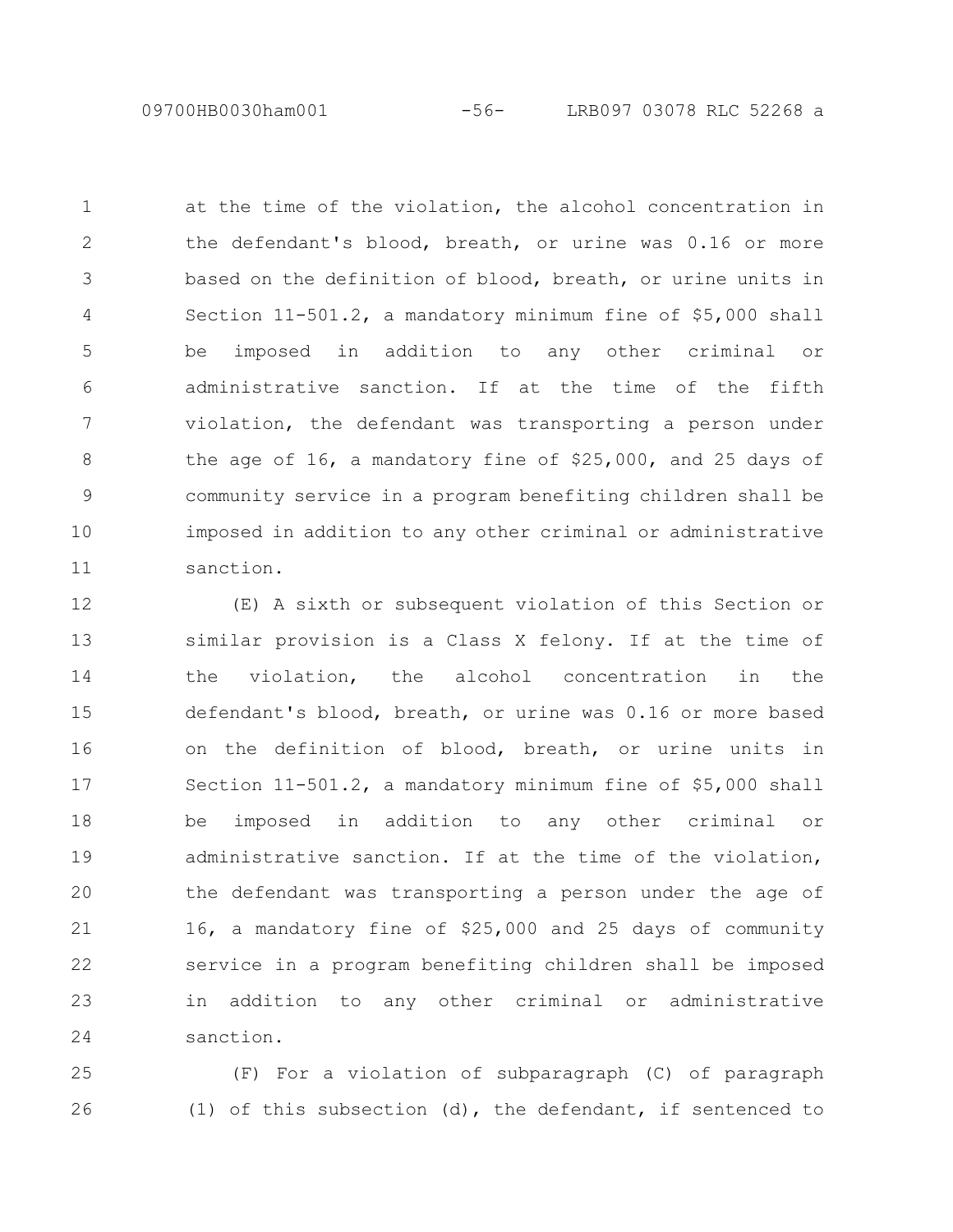at the time of the violation, the alcohol concentration in the defendant's blood, breath, or urine was 0.16 or more based on the definition of blood, breath, or urine units in Section 11-501.2, a mandatory minimum fine of $5,000 shall be imposed in addition to any other criminal or administrative sanction. If at the time of the fifth violation, the defendant was transporting a person under the age of 16, a mandatory fine of $25,000, and 25 days of community service in a program benefiting children shall be imposed in addition to any other criminal or administrative sanction.

(E) A sixth or subsequent violation of this Section or similar provision is a Class X felony. If at the time of the violation, the alcohol concentration in the defendant's blood, breath, or urine was 0.16 or more based on the definition of blood, breath, or urine units in Section 11-501.2, a mandatory minimum fine of $5,000 shall be imposed in addition to any other criminal or administrative sanction. If at the time of the violation, the defendant was transporting a person under the age of 16, a mandatory fine of $25,000 and 25 days of community service in a program benefiting children shall be imposed in addition to any other criminal or administrative sanction.

(F) For a violation of subparagraph (C) of paragraph (1) of this subsection (d), the defendant, if sentenced to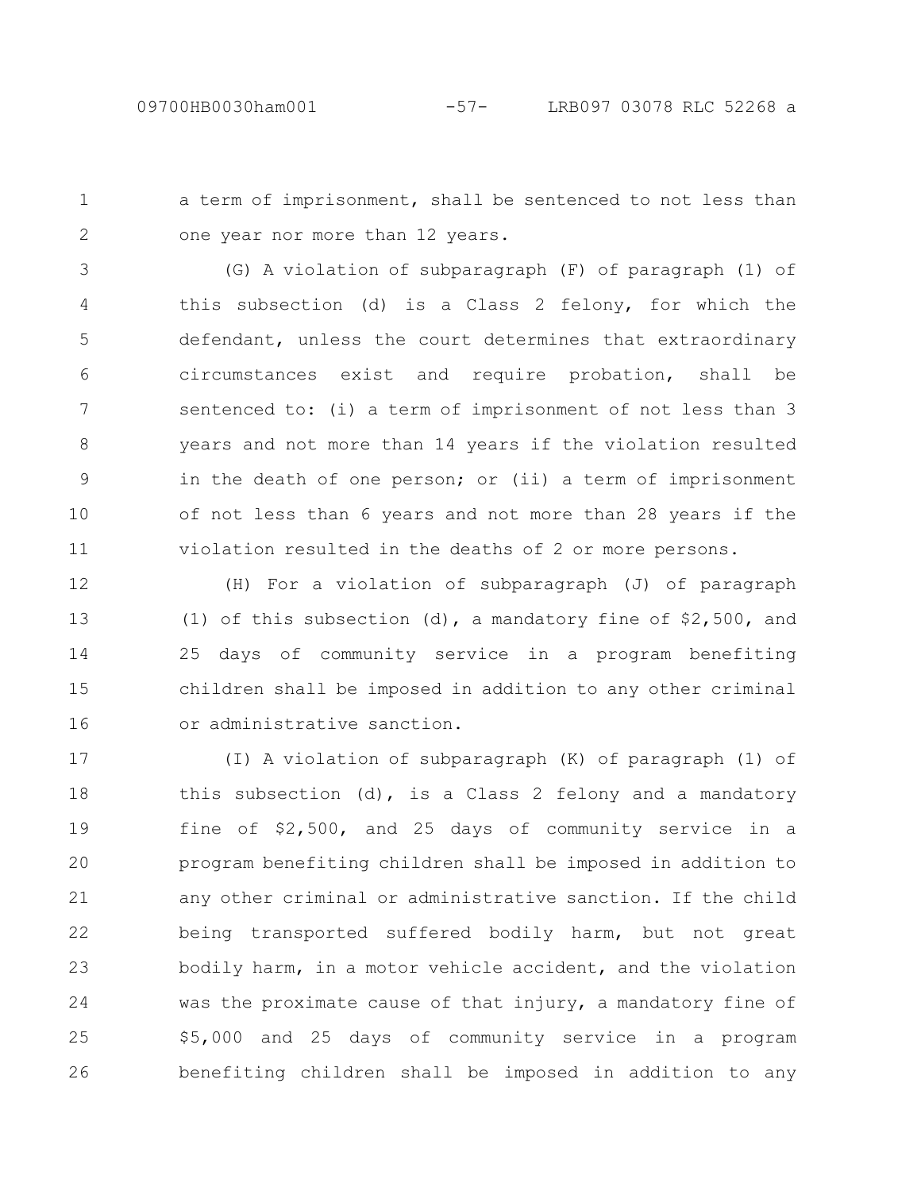a term of imprisonment, shall be sentenced to not less than one year nor more than 12 years.

(G) A violation of subparagraph (F) of paragraph (1) of this subsection (d) is a Class 2 felony, for which the defendant, unless the court determines that extraordinary circumstances exist and require probation, shall be sentenced to: (i) a term of imprisonment of not less than 3 years and not more than 14 years if the violation resulted in the death of one person; or (ii) a term of imprisonment of not less than 6 years and not more than 28 years if the violation resulted in the deaths of 2 or more persons.

(H) For a violation of subparagraph (J) of paragraph (1) of this subsection (d), a mandatory fine of $2,500, and 25 days of community service in a program benefiting children shall be imposed in addition to any other criminal or administrative sanction.

(I) A violation of subparagraph (K) of paragraph (1) of this subsection (d), is a Class 2 felony and a mandatory fine of $2,500, and 25 days of community service in a program benefiting children shall be imposed in addition to any other criminal or administrative sanction. If the child being transported suffered bodily harm, but not great bodily harm, in a motor vehicle accident, and the violation was the proximate cause of that injury, a mandatory fine of $5,000 and 25 days of community service in a program benefiting children shall be imposed in addition to any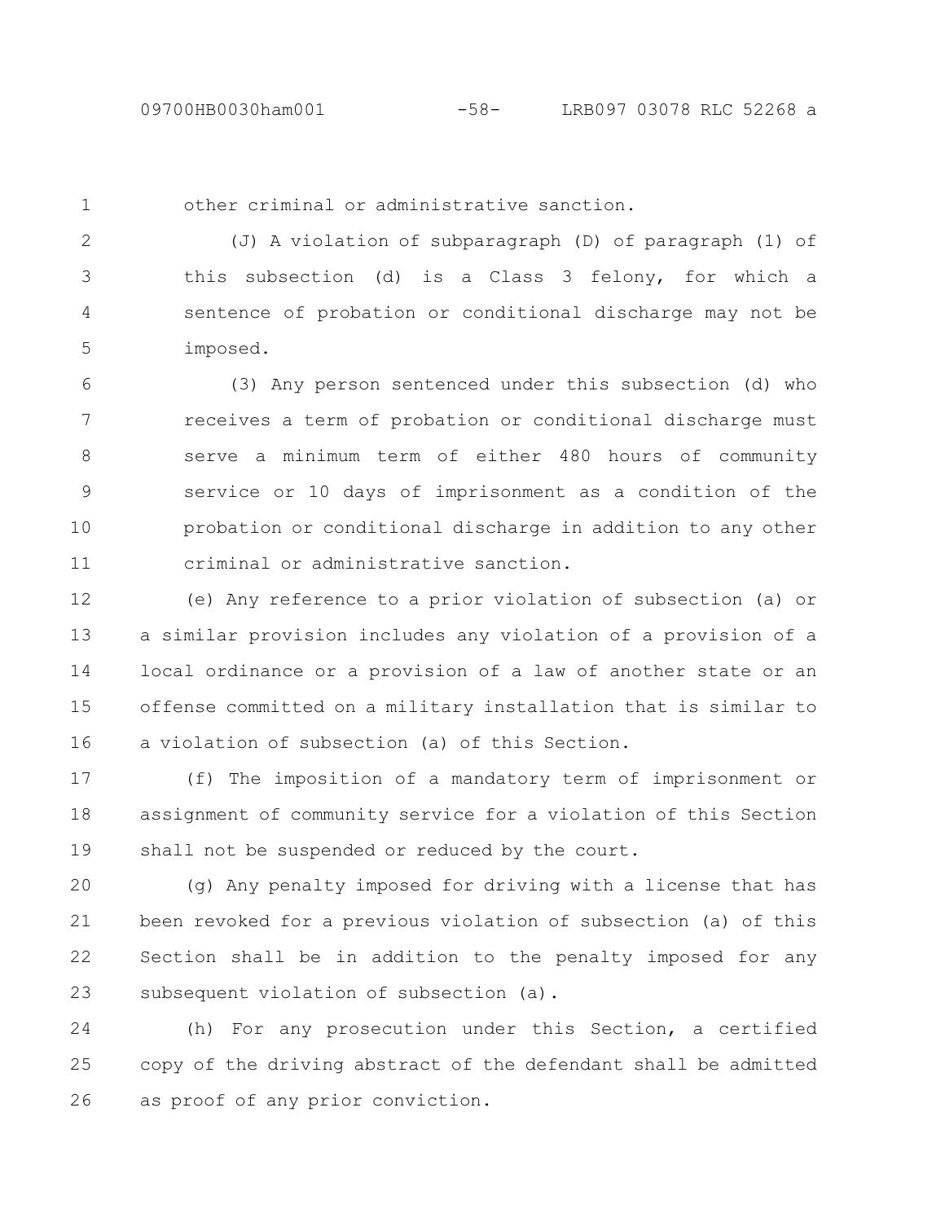other criminal or administrative sanction.

(J) A violation of subparagraph (D) of paragraph (1) of this subsection (d) is a Class 3 felony, for which a sentence of probation or conditional discharge may not be imposed.

(3) Any person sentenced under this subsection (d) who receives a term of probation or conditional discharge must serve a minimum term of either 480 hours of community service or 10 days of imprisonment as a condition of the probation or conditional discharge in addition to any other criminal or administrative sanction.

(e) Any reference to a prior violation of subsection (a) or a similar provision includes any violation of a provision of a local ordinance or a provision of a law of another state or an offense committed on a military installation that is similar to a violation of subsection (a) of this Section.

(f) The imposition of a mandatory term of imprisonment or assignment of community service for a violation of this Section shall not be suspended or reduced by the court.

(g) Any penalty imposed for driving with a license that has been revoked for a previous violation of subsection (a) of this Section shall be in addition to the penalty imposed for any subsequent violation of subsection (a).

(h) For any prosecution under this Section, a certified copy of the driving abstract of the defendant shall be admitted as proof of any prior conviction.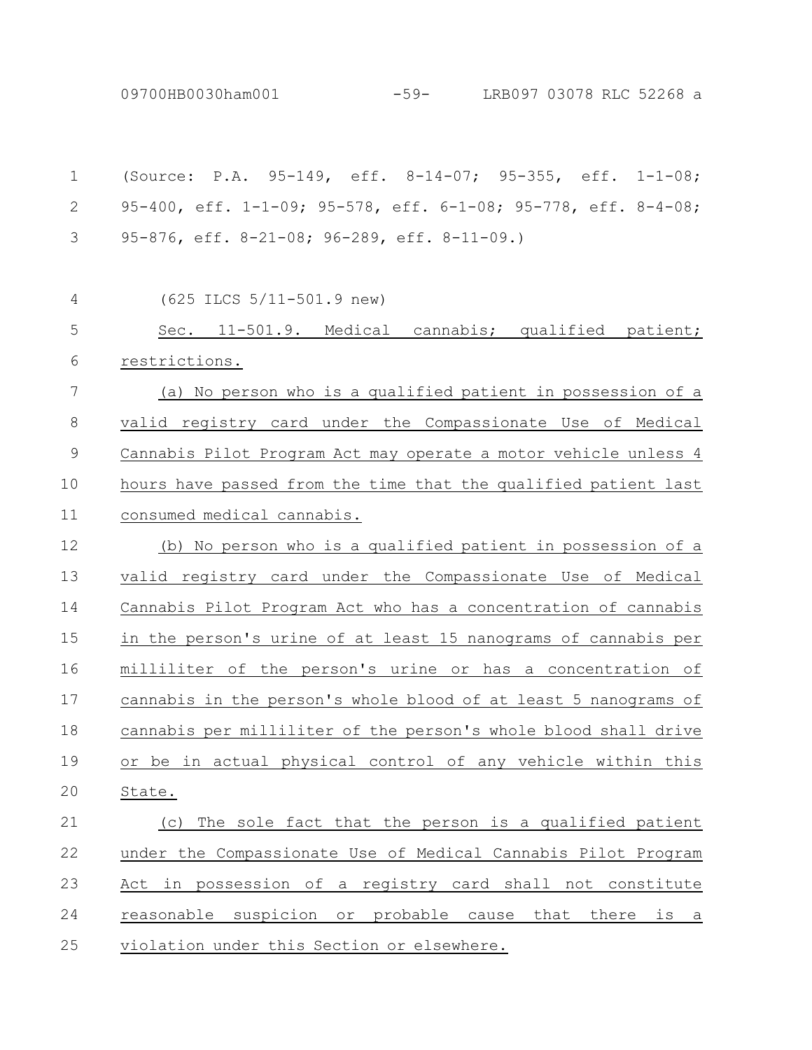(Source: P.A. 95-149, eff. 8-14-07; 95-355, eff. 1-1-08; 95-400, eff. 1-1-09; 95-578, eff. 6-1-08; 95-778, eff. 8-4-08; 95-876, eff. 8-21-08; 96-289, eff. 8-11-09.)

(625 ILCS 5/11-501.9 new)

Sec. 11-501.9. Medical cannabis; qualified patient; restrictions.

(a) No person who is a qualified patient in possession of a valid registry card under the Compassionate Use of Medical Cannabis Pilot Program Act may operate a motor vehicle unless 4 hours have passed from the time that the qualified patient last consumed medical cannabis.

(b) No person who is a qualified patient in possession of a valid registry card under the Compassionate Use of Medical Cannabis Pilot Program Act who has a concentration of cannabis in the person's urine of at least 15 nanograms of cannabis per milliliter of the person's urine or has a concentration of cannabis in the person's whole blood of at least 5 nanograms of cannabis per milliliter of the person's whole blood shall drive or be in actual physical control of any vehicle within this State.

(c) The sole fact that the person is a qualified patient under the Compassionate Use of Medical Cannabis Pilot Program Act in possession of a registry card shall not constitute reasonable suspicion or probable cause that there is a violation under this Section or elsewhere.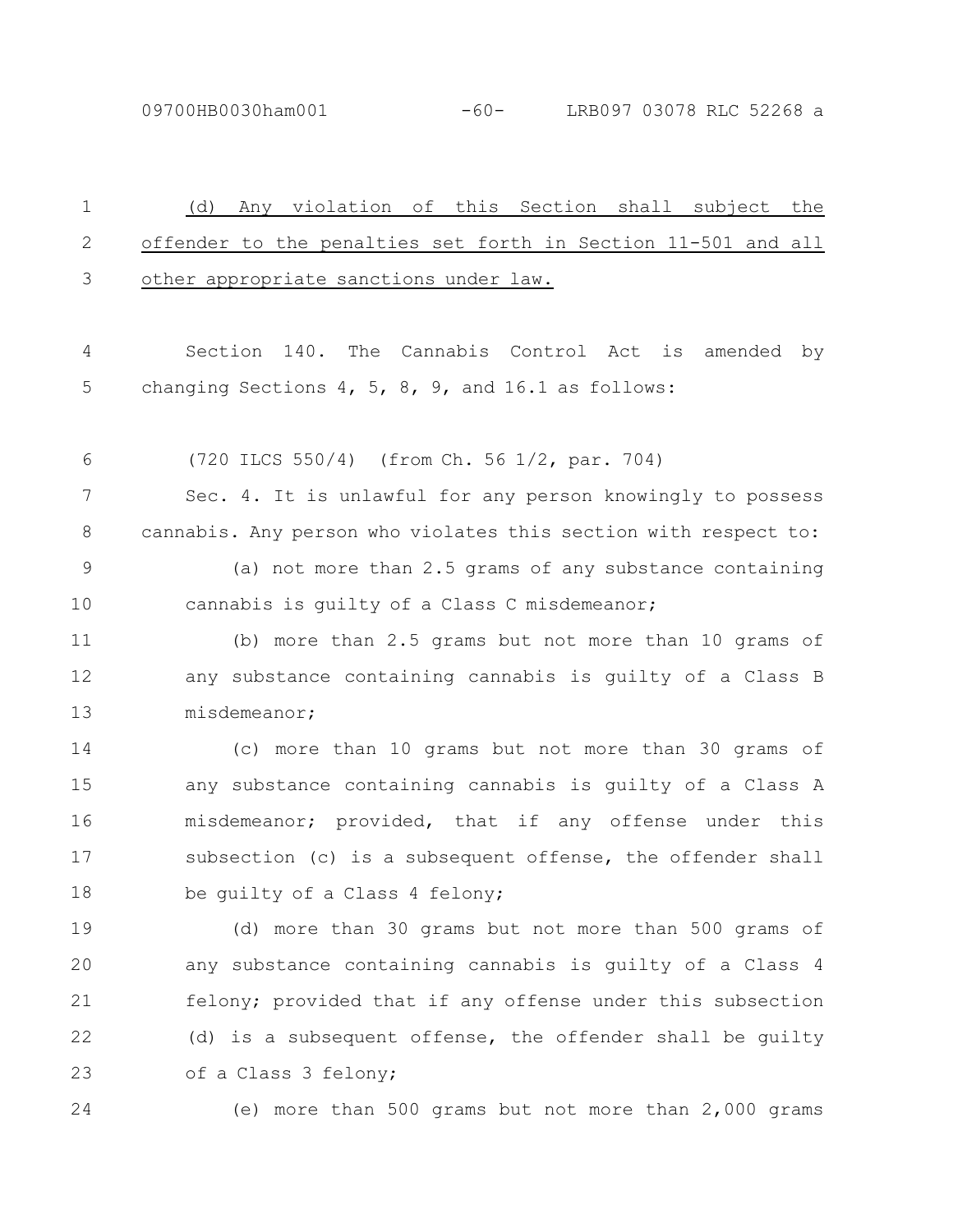(d) Any violation of this Section shall subject the offender to the penalties set forth in Section 11-501 and all other appropriate sanctions under law.

Section 140. The Cannabis Control Act is amended by changing Sections 4, 5, 8, 9, and 16.1 as follows:

(720 ILCS 550/4) (from Ch. 56 1/2, par. 704)

Sec. 4. It is unlawful for any person knowingly to possess cannabis. Any person who violates this section with respect to:

(a) not more than 2.5 grams of any substance containing cannabis is guilty of a Class C misdemeanor;

(b) more than 2.5 grams but not more than 10 grams of any substance containing cannabis is guilty of a Class B misdemeanor;

(c) more than 10 grams but not more than 30 grams of any substance containing cannabis is guilty of a Class A misdemeanor; provided, that if any offense under this subsection (c) is a subsequent offense, the offender shall be guilty of a Class 4 felony;

(d) more than 30 grams but not more than 500 grams of any substance containing cannabis is guilty of a Class 4 felony; provided that if any offense under this subsection (d) is a subsequent offense, the offender shall be guilty of a Class 3 felony;

(e) more than 500 grams but not more than 2,000 grams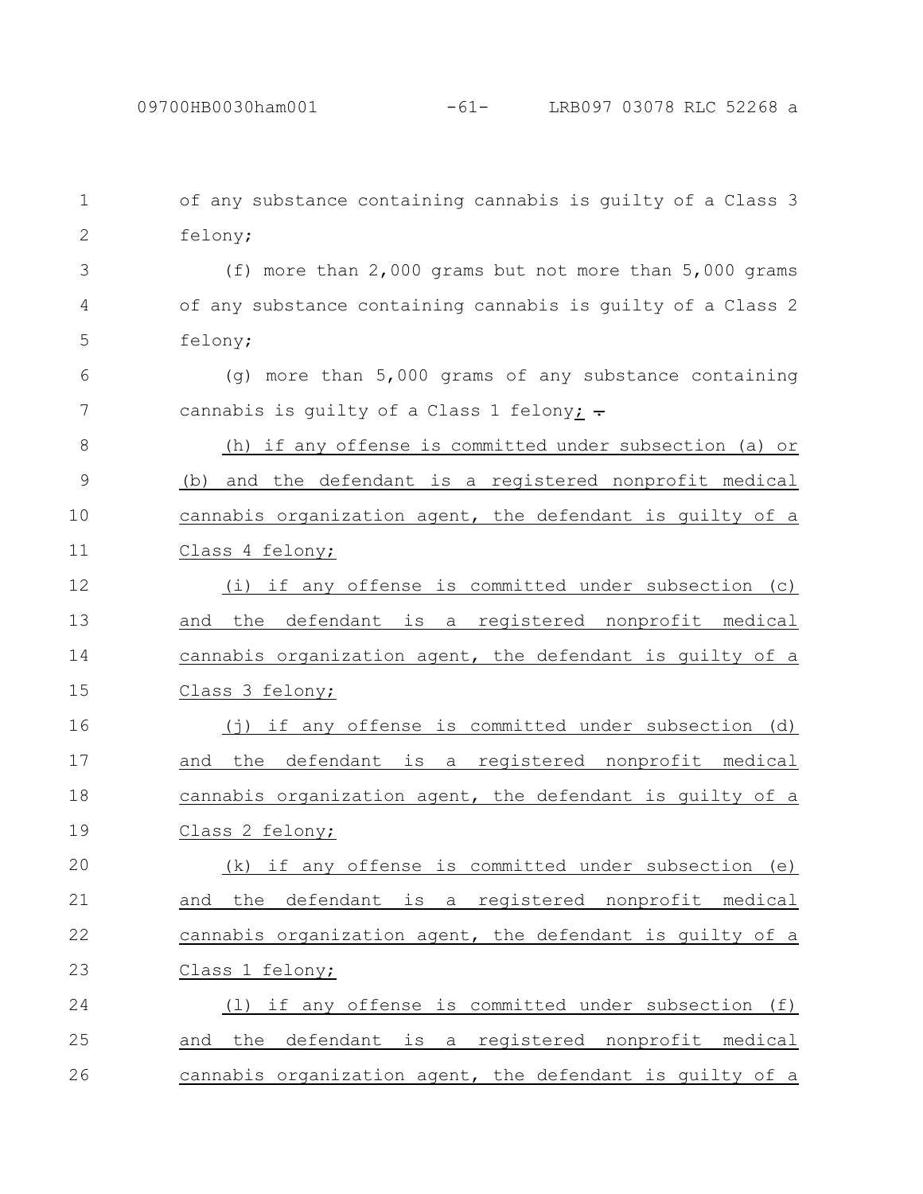of any substance containing cannabis is guilty of a Class 3 felony;

(f) more than 2,000 grams but not more than 5,000 grams of any substance containing cannabis is guilty of a Class 2 felony;

(g) more than 5,000 grams of any substance containing cannabis is guilty of a Class 1 felony; .

(h) if any offense is committed under subsection (a) or (b) and the defendant is a registered nonprofit medical cannabis organization agent, the defendant is guilty of a Class 4 felony;

(i) if any offense is committed under subsection (c) and the defendant is a registered nonprofit medical cannabis organization agent, the defendant is guilty of a Class 3 felony;

(j) if any offense is committed under subsection (d) and the defendant is a registered nonprofit medical cannabis organization agent, the defendant is guilty of a Class 2 felony;

(k) if any offense is committed under subsection (e) and the defendant is a registered nonprofit medical cannabis organization agent, the defendant is guilty of a Class 1 felony;

(l) if any offense is committed under subsection (f) and the defendant is a registered nonprofit medical cannabis organization agent, the defendant is guilty of a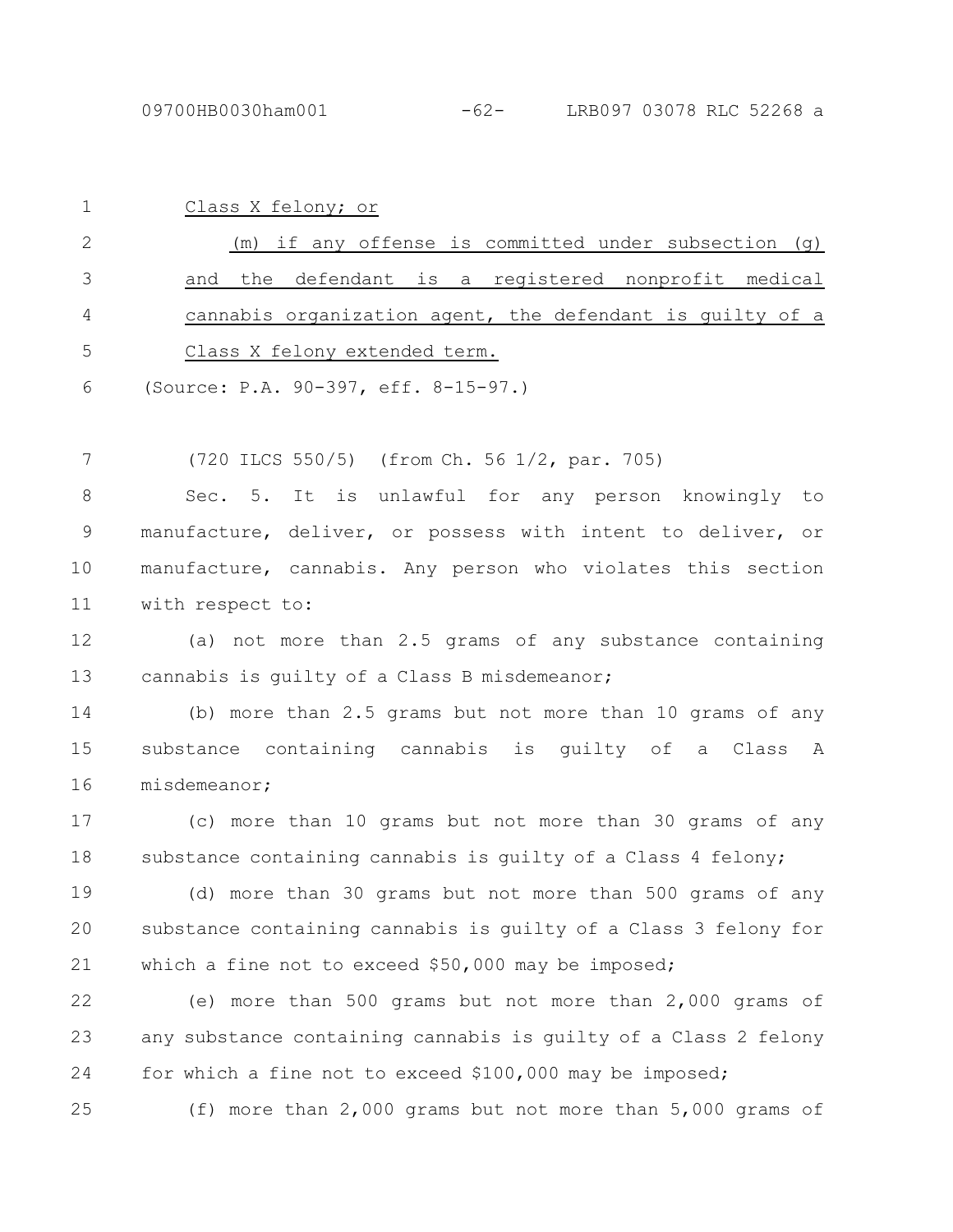Class X felony; or

(m) if any offense is committed under subsection (g) and the defendant is a registered nonprofit medical cannabis organization agent, the defendant is guilty of a Class X felony extended term.

(Source: P.A. 90-397, eff. 8-15-97.)

(720 ILCS 550/5) (from Ch. 56 1/2, par. 705)

Sec. 5. It is unlawful for any person knowingly to manufacture, deliver, or possess with intent to deliver, or manufacture, cannabis. Any person who violates this section with respect to:

(a) not more than 2.5 grams of any substance containing cannabis is guilty of a Class B misdemeanor;

(b) more than 2.5 grams but not more than 10 grams of any substance containing cannabis is guilty of a Class A misdemeanor;

(c) more than 10 grams but not more than 30 grams of any substance containing cannabis is guilty of a Class 4 felony;

(d) more than 30 grams but not more than 500 grams of any substance containing cannabis is guilty of a Class 3 felony for which a fine not to exceed $50,000 may be imposed;

(e) more than 500 grams but not more than 2,000 grams of any substance containing cannabis is guilty of a Class 2 felony for which a fine not to exceed $100,000 may be imposed;

(f) more than 2,000 grams but not more than 5,000 grams of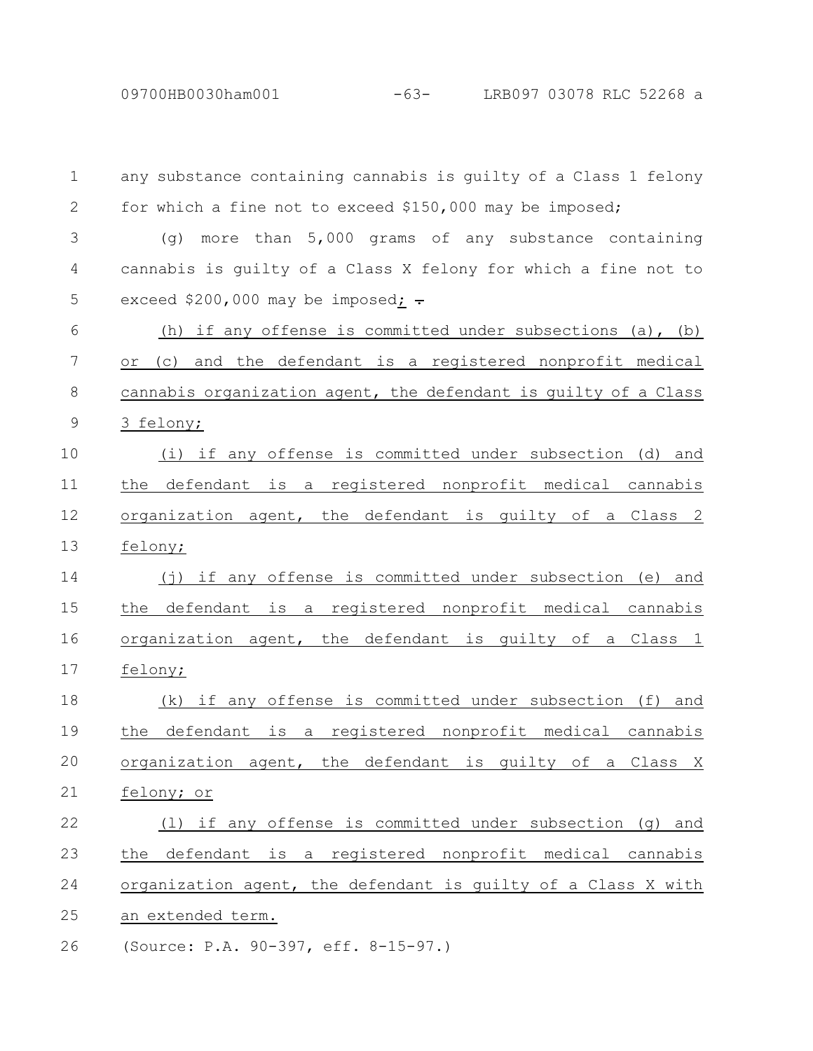any substance containing cannabis is guilty of a Class 1 felony for which a fine not to exceed $150,000 may be imposed;

(g) more than 5,000 grams of any substance containing cannabis is guilty of a Class X felony for which a fine not to exceed $200,000 may be imposed; ~~.~~

<u>(h) if any offense is committed under subsections (a), (b) or (c) and the defendant is a registered nonprofit medical cannabis organization agent, the defendant is guilty of a Class 3 felony;</u>

<u>(i) if any offense is committed under subsection (d) and the defendant is a registered nonprofit medical cannabis organization agent, the defendant is guilty of a Class 2 felony;</u>

<u>(j) if any offense is committed under subsection (e) and the defendant is a registered nonprofit medical cannabis organization agent, the defendant is guilty of a Class 1 felony;</u>

<u>(k) if any offense is committed under subsection (f) and the defendant is a registered nonprofit medical cannabis organization agent, the defendant is guilty of a Class X felony; or</u>

<u>(l) if any offense is committed under subsection (g) and the defendant is a registered nonprofit medical cannabis organization agent, the defendant is guilty of a Class X with an extended term.</u>

(Source: P.A. 90-397, eff. 8-15-97.)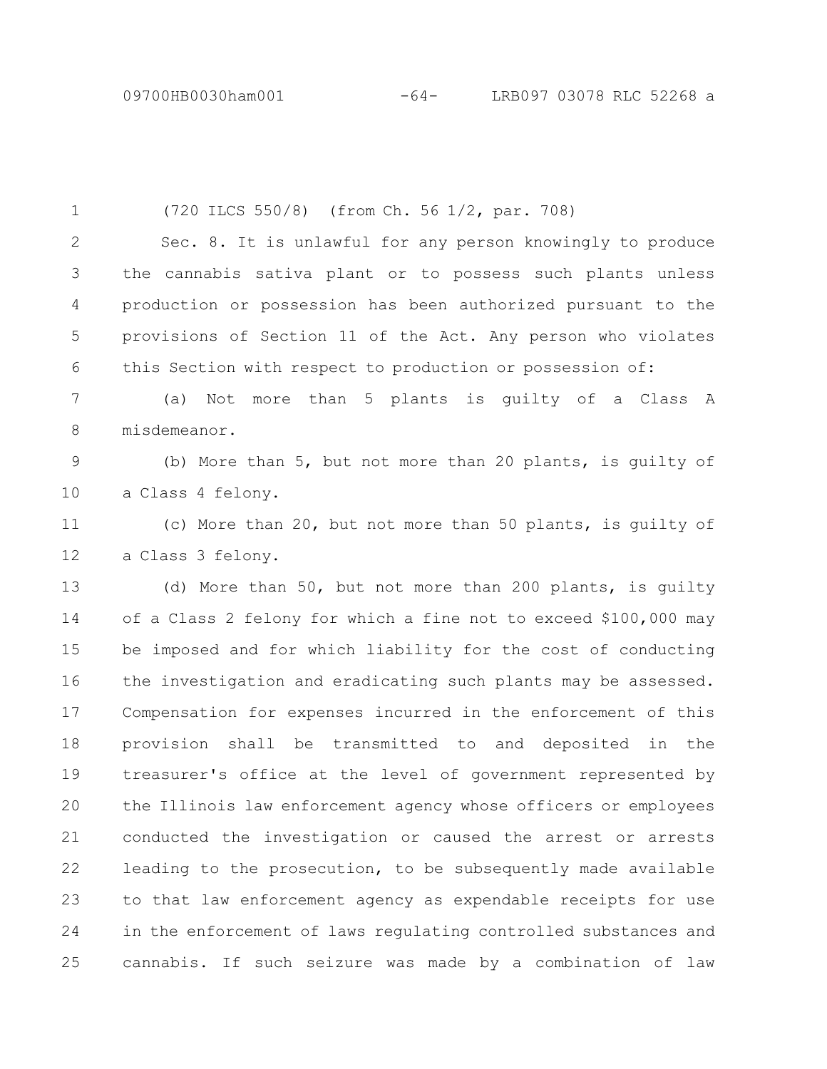(720 ILCS 550/8) (from Ch. 56 1/2, par. 708)

Sec. 8. It is unlawful for any person knowingly to produce the cannabis sativa plant or to possess such plants unless production or possession has been authorized pursuant to the provisions of Section 11 of the Act. Any person who violates this Section with respect to production or possession of:

(a) Not more than 5 plants is guilty of a Class A misdemeanor.

(b) More than 5, but not more than 20 plants, is guilty of a Class 4 felony.

(c) More than 20, but not more than 50 plants, is guilty of a Class 3 felony.

(d) More than 50, but not more than 200 plants, is guilty of a Class 2 felony for which a fine not to exceed $100,000 may be imposed and for which liability for the cost of conducting the investigation and eradicating such plants may be assessed. Compensation for expenses incurred in the enforcement of this provision shall be transmitted to and deposited in the treasurer's office at the level of government represented by the Illinois law enforcement agency whose officers or employees conducted the investigation or caused the arrest or arrests leading to the prosecution, to be subsequently made available to that law enforcement agency as expendable receipts for use in the enforcement of laws regulating controlled substances and cannabis. If such seizure was made by a combination of law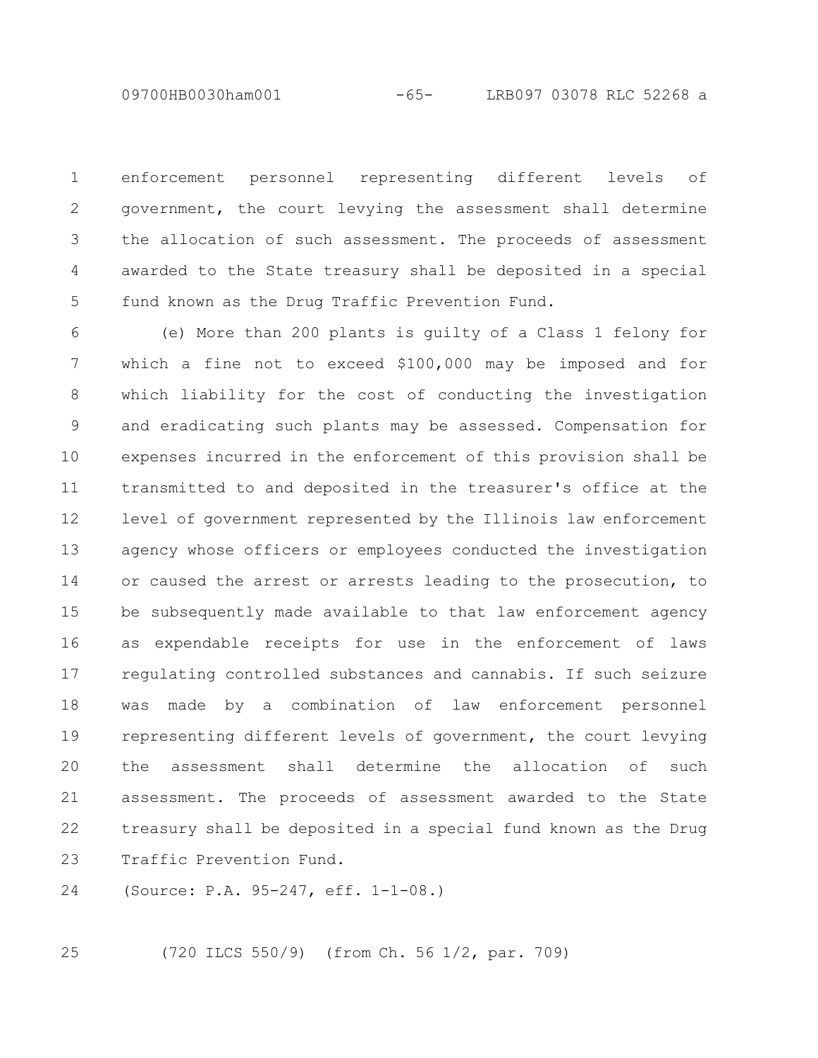enforcement personnel representing different levels of government, the court levying the assessment shall determine the allocation of such assessment. The proceeds of assessment awarded to the State treasury shall be deposited in a special fund known as the Drug Traffic Prevention Fund.

(e) More than 200 plants is guilty of a Class 1 felony for which a fine not to exceed $100,000 may be imposed and for which liability for the cost of conducting the investigation and eradicating such plants may be assessed. Compensation for expenses incurred in the enforcement of this provision shall be transmitted to and deposited in the treasurer's office at the level of government represented by the Illinois law enforcement agency whose officers or employees conducted the investigation or caused the arrest or arrests leading to the prosecution, to be subsequently made available to that law enforcement agency as expendable receipts for use in the enforcement of laws regulating controlled substances and cannabis. If such seizure was made by a combination of law enforcement personnel representing different levels of government, the court levying the assessment shall determine the allocation of such assessment. The proceeds of assessment awarded to the State treasury shall be deposited in a special fund known as the Drug Traffic Prevention Fund.

(Source: P.A. 95-247, eff. 1-1-08.)

(720 ILCS 550/9) (from Ch. 56 1/2, par. 709)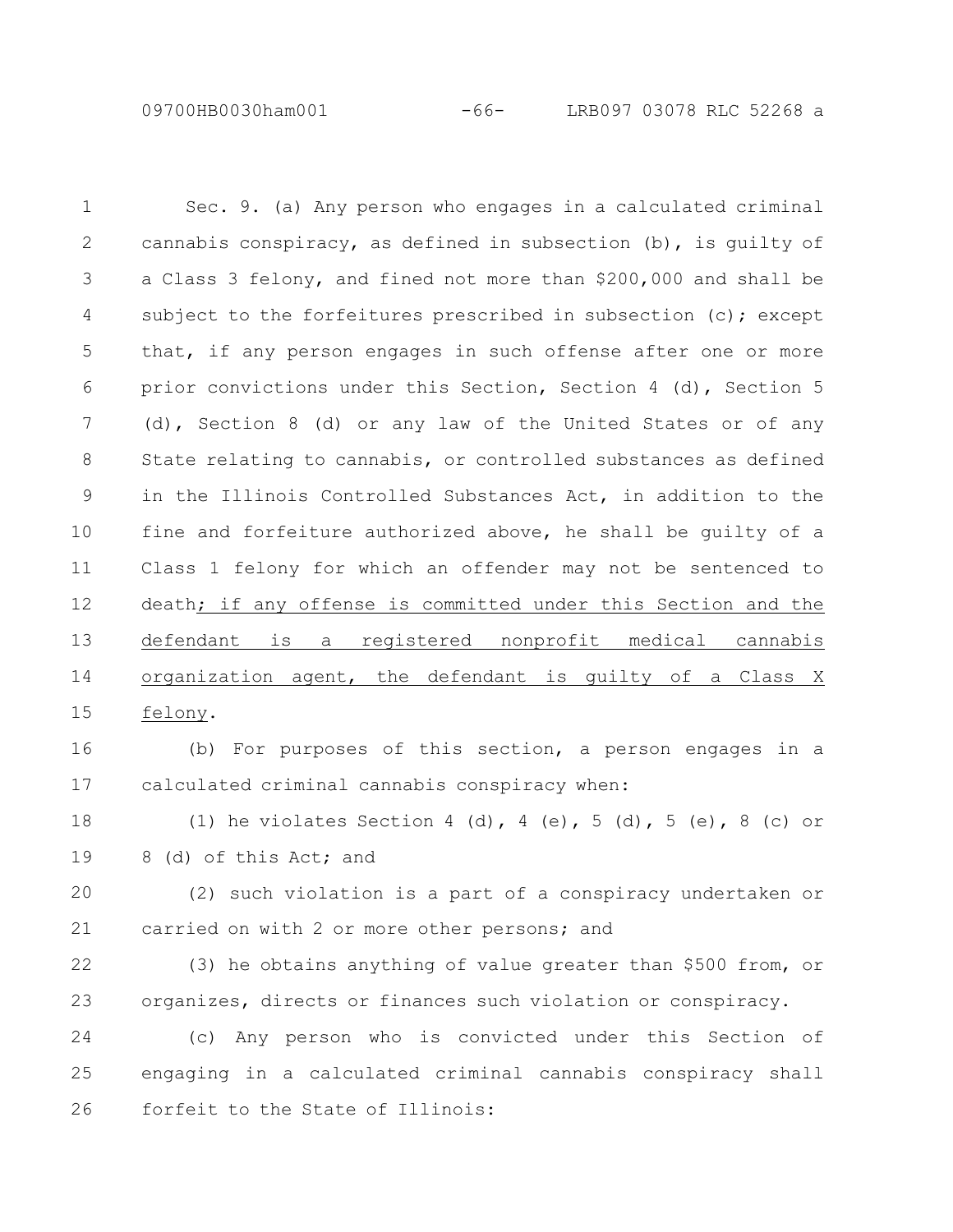Sec. 9. (a) Any person who engages in a calculated criminal cannabis conspiracy, as defined in subsection (b), is guilty of a Class 3 felony, and fined not more than $200,000 and shall be subject to the forfeitures prescribed in subsection (c); except that, if any person engages in such offense after one or more prior convictions under this Section, Section 4 (d), Section 5 (d), Section 8 (d) or any law of the United States or of any State relating to cannabis, or controlled substances as defined in the Illinois Controlled Substances Act, in addition to the fine and forfeiture authorized above, he shall be guilty of a Class 1 felony for which an offender may not be sentenced to death; if any offense is committed under this Section and the defendant is a registered nonprofit medical cannabis organization agent, the defendant is guilty of a Class X felony.

(b) For purposes of this section, a person engages in a calculated criminal cannabis conspiracy when:

(1) he violates Section 4 (d), 4 (e), 5 (d), 5 (e), 8 (c) or 8 (d) of this Act; and

(2) such violation is a part of a conspiracy undertaken or carried on with 2 or more other persons; and

(3) he obtains anything of value greater than $500 from, or organizes, directs or finances such violation or conspiracy.

(c) Any person who is convicted under this Section of engaging in a calculated criminal cannabis conspiracy shall forfeit to the State of Illinois: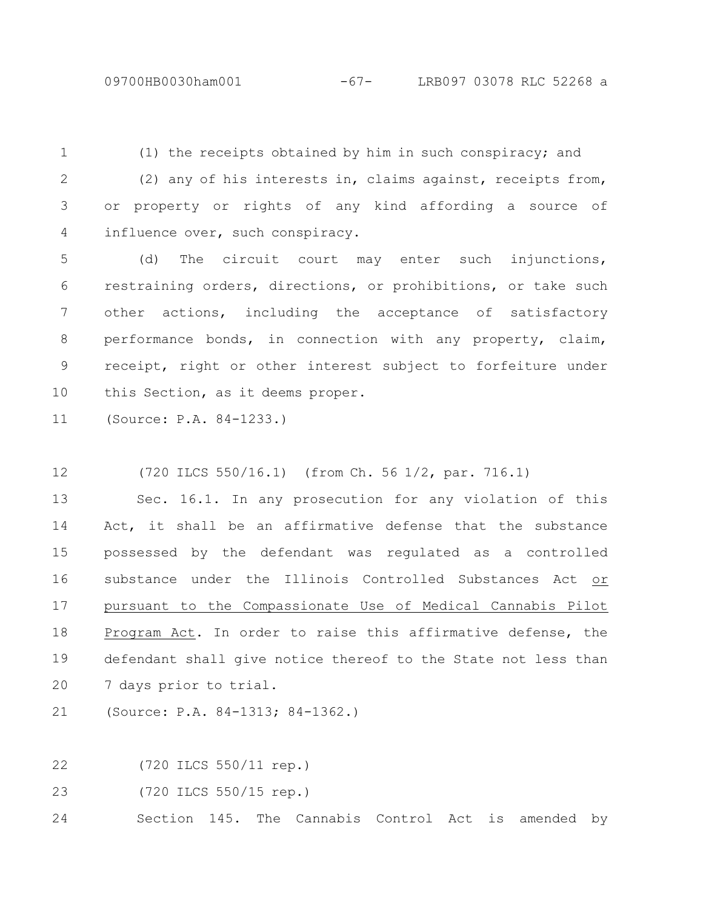(1) the receipts obtained by him in such conspiracy; and

(2) any of his interests in, claims against, receipts from, or property or rights of any kind affording a source of influence over, such conspiracy.

(d) The circuit court may enter such injunctions, restraining orders, directions, or prohibitions, or take such other actions, including the acceptance of satisfactory performance bonds, in connection with any property, claim, receipt, right or other interest subject to forfeiture under this Section, as it deems proper.

(Source: P.A. 84-1233.)

(720 ILCS 550/16.1) (from Ch. 56 1/2, par. 716.1)

Sec. 16.1. In any prosecution for any violation of this Act, it shall be an affirmative defense that the substance possessed by the defendant was regulated as a controlled substance under the Illinois Controlled Substances Act <u>or pursuant to the Compassionate Use of Medical Cannabis Pilot Program Act</u>. In order to raise this affirmative defense, the defendant shall give notice thereof to the State not less than 7 days prior to trial.

(Source: P.A. 84-1313; 84-1362.)

(720 ILCS 550/11 rep.)

(720 ILCS 550/15 rep.)

Section 145. The Cannabis Control Act is amended by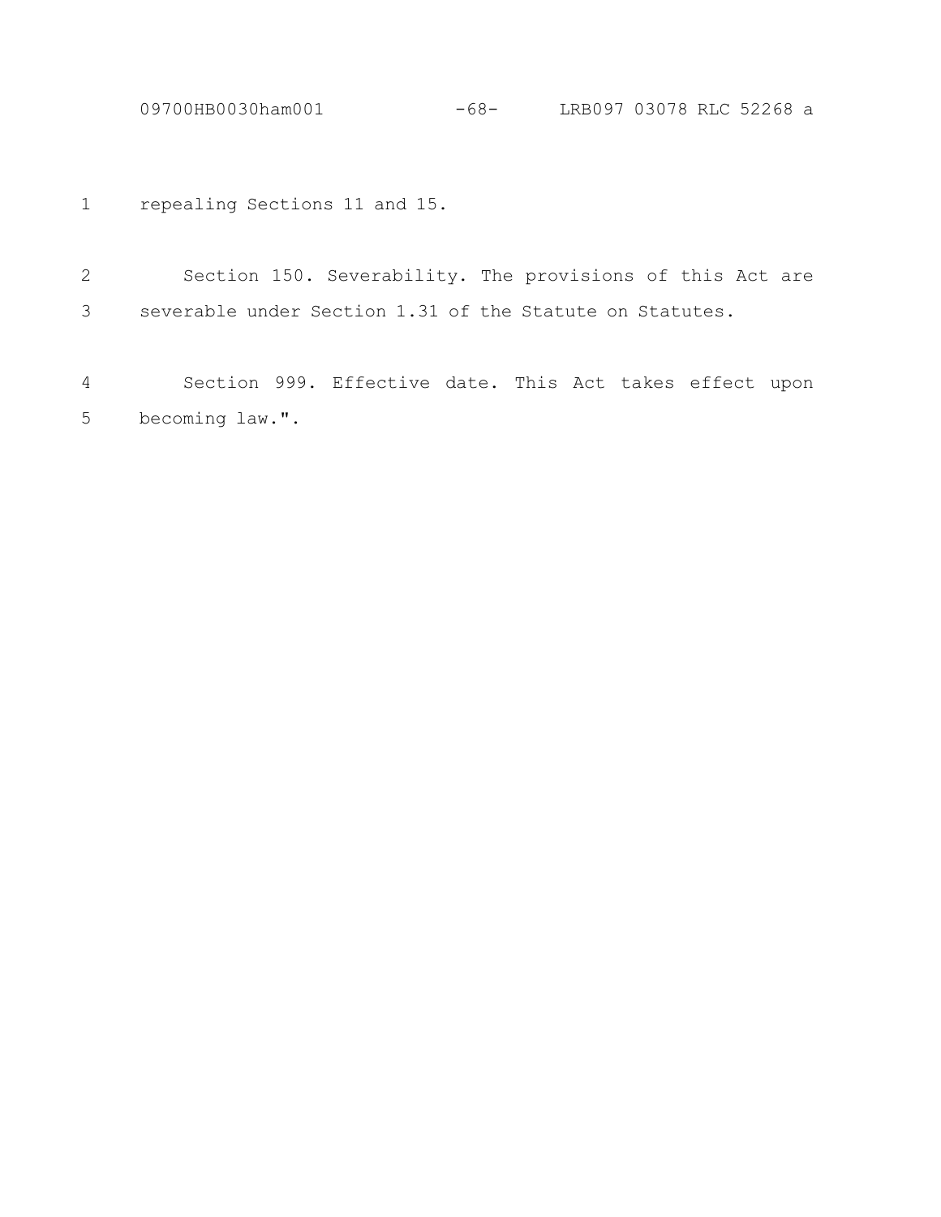repealing Sections 11 and 15.

Section 150. Severability. The provisions of this Act are severable under Section 1.31 of the Statute on Statutes.

Section 999. Effective date. This Act takes effect upon becoming law.".